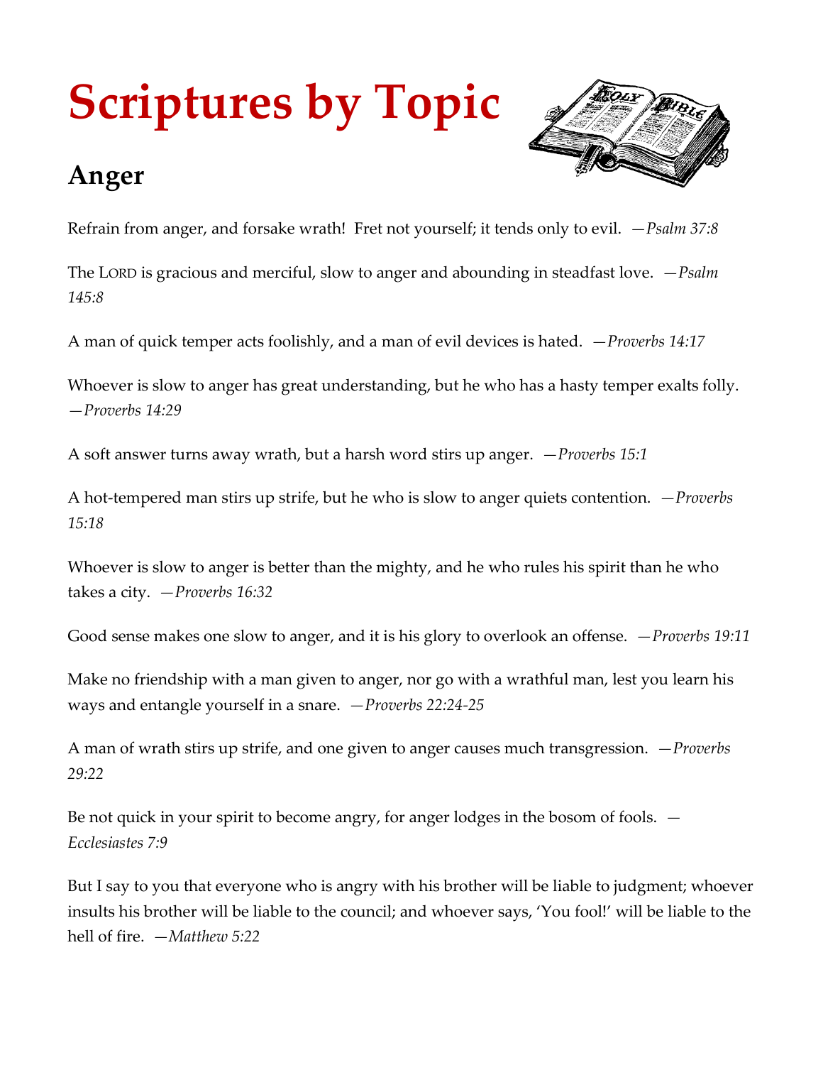# Scriptures by Topic

## Anger

Refrain from anger, and forsake wrath! Fret not yourself; it tends only to evil. *—Psalm 37:8*

The LORD is gracious and merciful, slow to anger and abounding in steadfast love. *—Psalm 145:8*

A man of quick temper acts foolishly, and a man of evil devices is hated. *—Proverbs 14:17*

Whoever is slow to anger has great understanding, but he who has a hasty temper exalts folly. *—Proverbs 14:29*

A soft answer turns away wrath, but a harsh word stirs up anger. *—Proverbs 15:1*

A hot-tempered man stirs up strife, but he who is slow to anger quiets contention. *—Proverbs 15:18*

Whoever is slow to anger is better than the mighty, and he who rules his spirit than he who takes a city. *—Proverbs 16:32*

Good sense makes one slow to anger, and it is his glory to overlook an offense. *—Proverbs 19:11*

Make no friendship with a man given to anger, nor go with a wrathful man, lest you learn his ways and entangle yourself in a snare. *—Proverbs 22:24-25*

A man of wrath stirs up strife, and one given to anger causes much transgression. *—Proverbs 29:22*

Be not quick in your spirit to become angry, for anger lodges in the bosom of fools. *—Ecclesiastes 7:9*

But I say to you that everyone who is angry with his brother will be liable to judgment; whoever insults his brother will be liable to the council; and whoever says, 'You fool!' will be liable to the hell of fire. *—Matthew 5:22*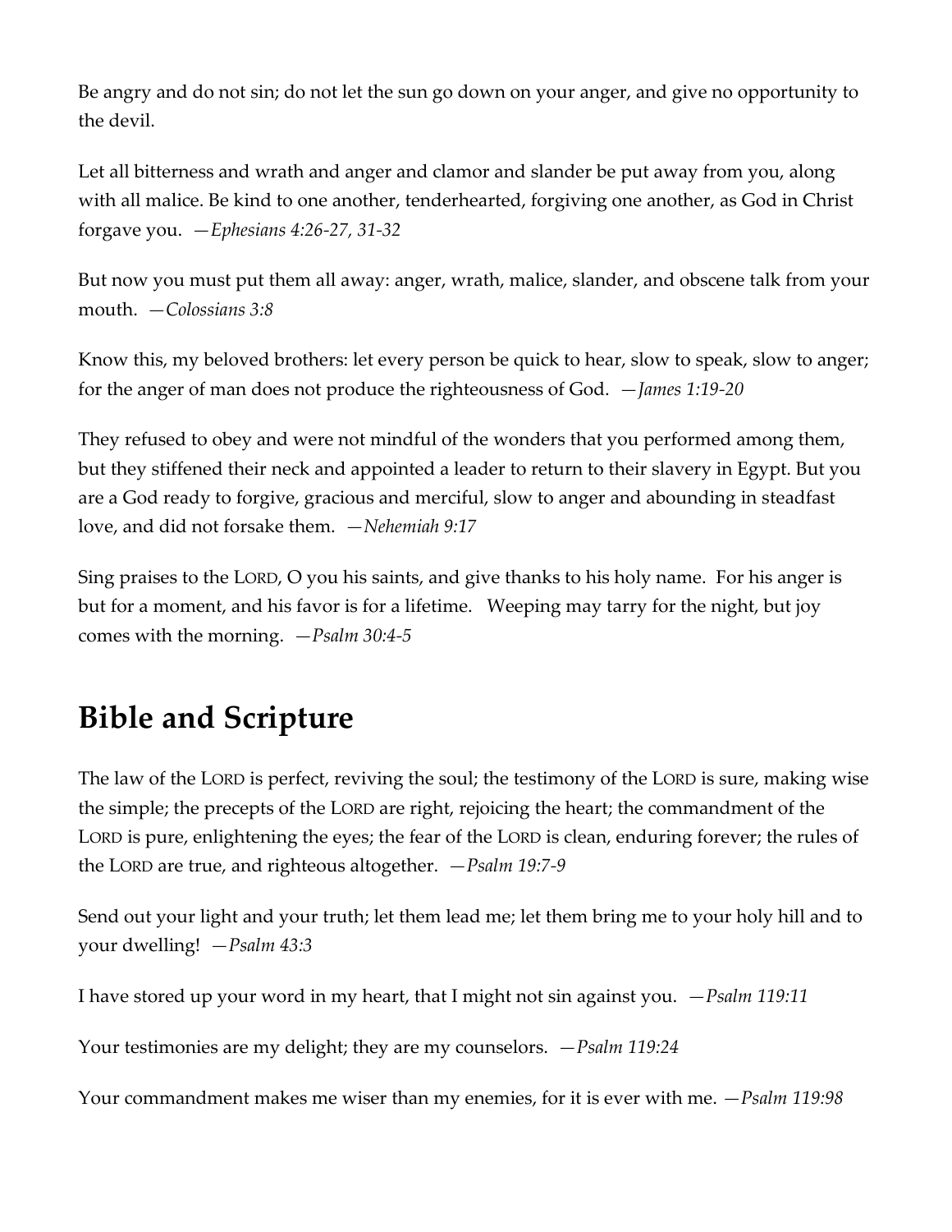Be angry and do not sin; do not let the sun go down on your anger, and give no opportunity to the devil.

Let all bitterness and wrath and anger and clamor and slander be put away from you, along with all malice. Be kind to one another, tenderhearted, forgiving one another, as God in Christ forgave you. —*Ephesians 4:26-27, 31-32*

But now you must put them all away: anger, wrath, malice, slander, and obscene talk from your mouth. —*Colossians 3:8*

Know this, my beloved brothers: let every person be quick to hear, slow to speak, slow to anger; for the anger of man does not produce the righteousness of God. —*James 1:19-20*

They refused to obey and were not mindful of the wonders that you performed among them, but they stiffened their neck and appointed a leader to return to their slavery in Egypt. But you are a God ready to forgive, gracious and merciful, slow to anger and abounding in steadfast love, and did not forsake them. —*Nehemiah 9:17*

Sing praises to the LORD, O you his saints, and give thanks to his holy name. For his anger is but for a moment, and his favor is for a lifetime. Weeping may tarry for the night, but joy comes with the morning. —*Psalm 30:4-5*

## Bible and Scripture

The law of the LORD is perfect, reviving the soul; the testimony of the LORD is sure, making wise the simple; the precepts of the LORD are right, rejoicing the heart; the commandment of the LORD is pure, enlightening the eyes; the fear of the LORD is clean, enduring forever; the rules of the LORD are true, and righteous altogether. —*Psalm 19:7-9*

Send out your light and your truth; let them lead me; let them bring me to your holy hill and to your dwelling! —*Psalm 43:3*

I have stored up your word in my heart, that I might not sin against you. —*Psalm 119:11*

Your testimonies are my delight; they are my counselors. —*Psalm 119:24*

Your commandment makes me wiser than my enemies, for it is ever with me. —*Psalm 119:98*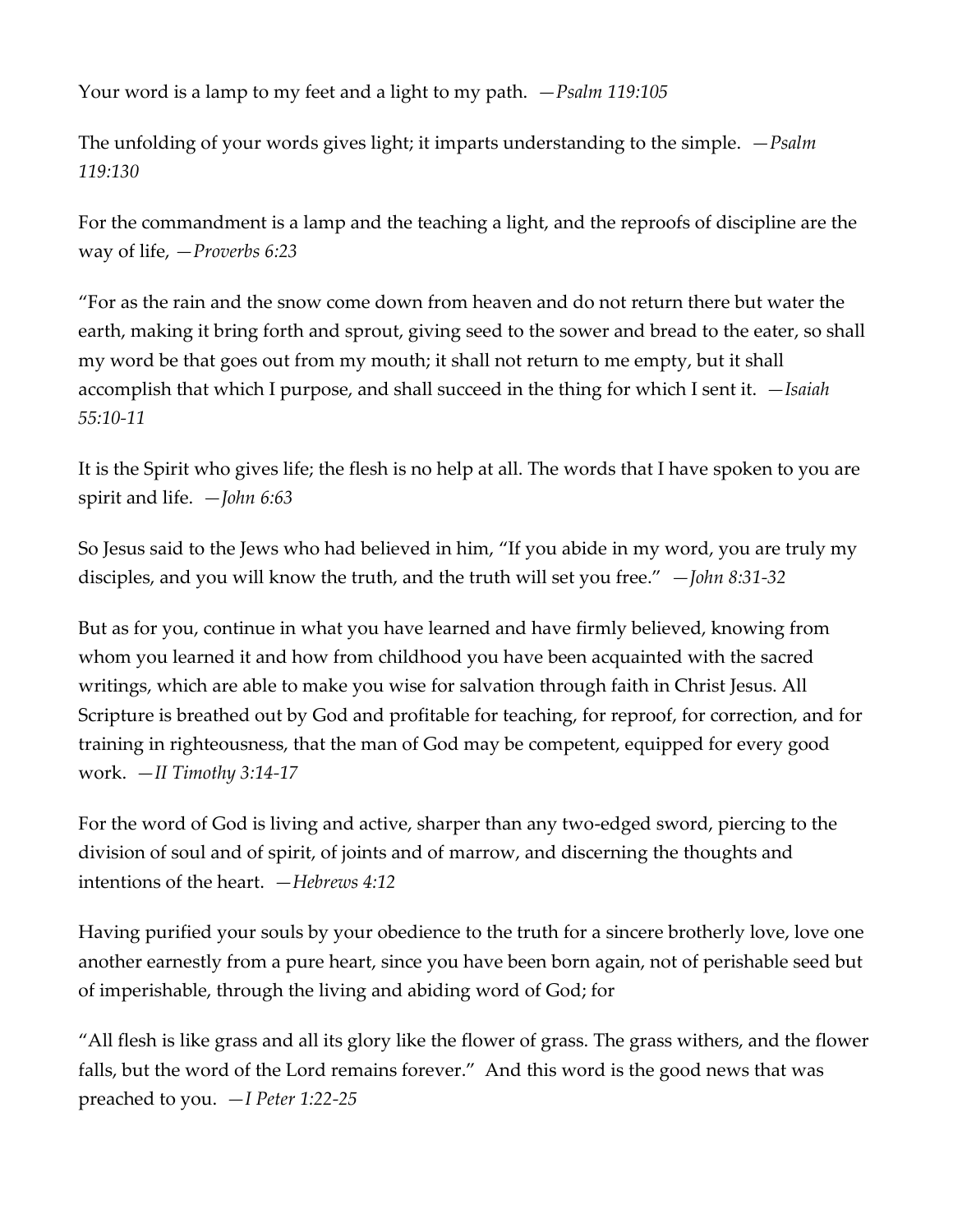Your word is a lamp to my feet and a light to my path. —*Psalm 119:105*

The unfolding of your words gives light; it imparts understanding to the simple. —*Psalm 119:130*

For the commandment is a lamp and the teaching a light, and the reproofs of discipline are the way of life, —*Proverbs 6:23*

"For as the rain and the snow come down from heaven and do not return there but water the earth, making it bring forth and sprout, giving seed to the sower and bread to the eater, so shall my word be that goes out from my mouth; it shall not return to me empty, but it shall accomplish that which I purpose, and shall succeed in the thing for which I sent it. —*Isaiah 55:10-11*

It is the Spirit who gives life; the flesh is no help at all. The words that I have spoken to you are spirit and life. —*John 6:63*

So Jesus said to the Jews who had believed in him, "If you abide in my word, you are truly my disciples, and you will know the truth, and the truth will set you free." —*John 8:31-32*

But as for you, continue in what you have learned and have firmly believed, knowing from whom you learned it and how from childhood you have been acquainted with the sacred writings, which are able to make you wise for salvation through faith in Christ Jesus. All Scripture is breathed out by God and profitable for teaching, for reproof, for correction, and for training in righteousness, that the man of God may be competent, equipped for every good work. —*II Timothy 3:14-17*

For the word of God is living and active, sharper than any two-edged sword, piercing to the division of soul and of spirit, of joints and of marrow, and discerning the thoughts and intentions of the heart. —*Hebrews 4:12*

Having purified your souls by your obedience to the truth for a sincere brotherly love, love one another earnestly from a pure heart, since you have been born again, not of perishable seed but of imperishable, through the living and abiding word of God; for

"All flesh is like grass and all its glory like the flower of grass. The grass withers, and the flower falls, but the word of the Lord remains forever." And this word is the good news that was preached to you. —*I Peter 1:22-25*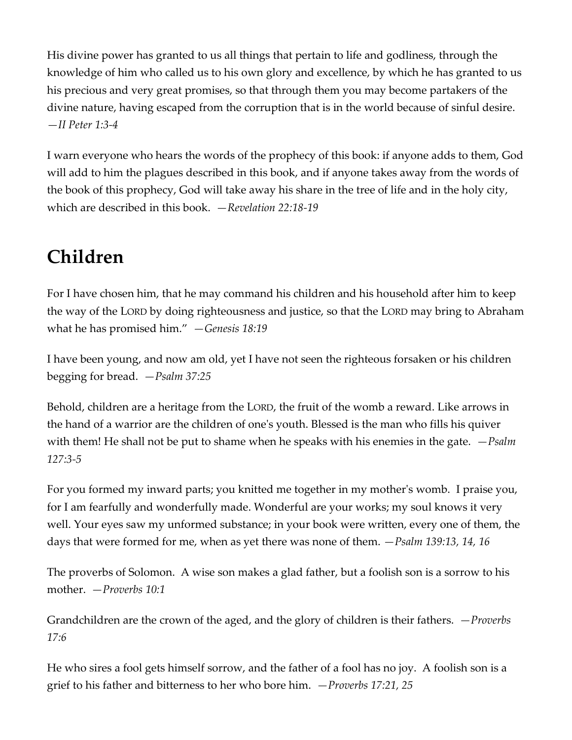His divine power has granted to us all things that pertain to life and godliness, through the knowledge of him who called us to his own glory and excellence, by which he has granted to us his precious and very great promises, so that through them you may become partakers of the divine nature, having escaped from the corruption that is in the world because of sinful desire. *—II Peter 1:3-4*

I warn everyone who hears the words of the prophecy of this book: if anyone adds to them, God will add to him the plagues described in this book, and if anyone takes away from the words of the book of this prophecy, God will take away his share in the tree of life and in the holy city, which are described in this book. *—Revelation 22:18-19*

# Children

For I have chosen him, that he may command his children and his household after him to keep the way of the LORD by doing righteousness and justice, so that the LORD may bring to Abraham what he has promised him." *—Genesis 18:19*

I have been young, and now am old, yet I have not seen the righteous forsaken or his children begging for bread. *—Psalm 37:25*

Behold, children are a heritage from the LORD, the fruit of the womb a reward. Like arrows in the hand of a warrior are the children of one's youth. Blessed is the man who fills his quiver with them! He shall not be put to shame when he speaks with his enemies in the gate. *—Psalm 127:3-5*

For you formed my inward parts; you knitted me together in my mother's womb. I praise you, for I am fearfully and wonderfully made. Wonderful are your works; my soul knows it very well. Your eyes saw my unformed substance; in your book were written, every one of them, the days that were formed for me, when as yet there was none of them. *—Psalm 139:13, 14, 16*

The proverbs of Solomon. A wise son makes a glad father, but a foolish son is a sorrow to his mother. *—Proverbs 10:1*

Grandchildren are the crown of the aged, and the glory of children is their fathers. *—Proverbs 17:6*

He who sires a fool gets himself sorrow, and the father of a fool has no joy. A foolish son is a grief to his father and bitterness to her who bore him. *—Proverbs 17:21, 25*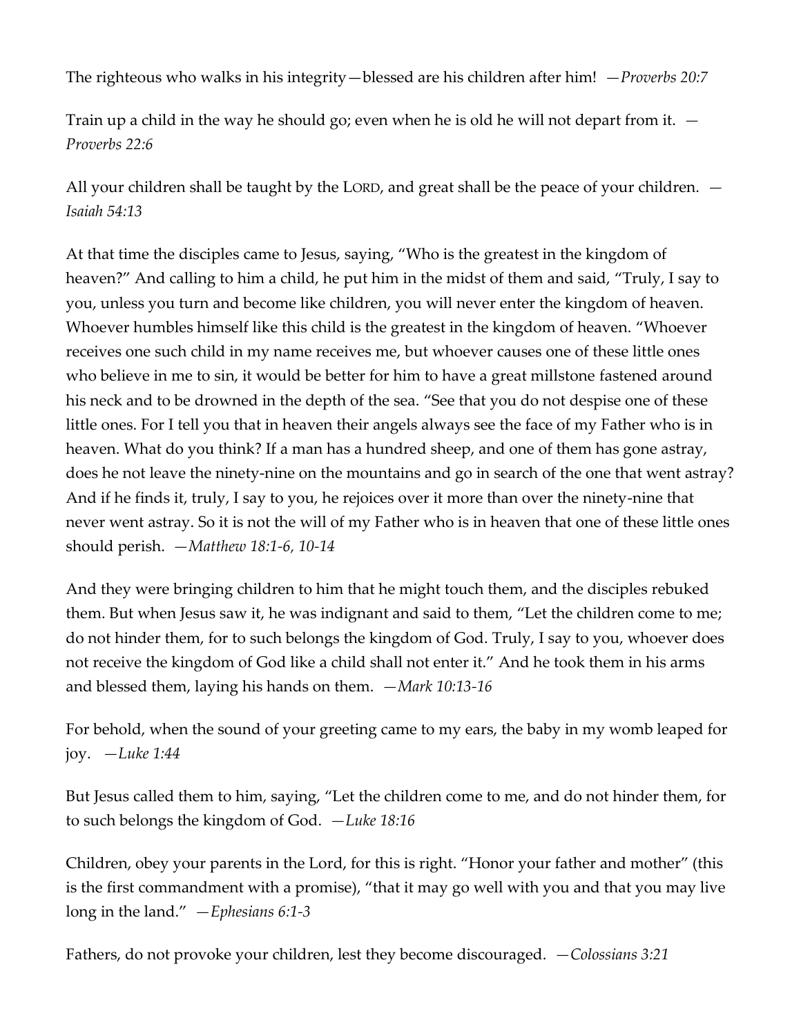The righteous who walks in his integrity—blessed are his children after him! —*Proverbs 20:7*

Train up a child in the way he should go; even when he is old he will not depart from it. —*Proverbs 22:6*

All your children shall be taught by the LORD, and great shall be the peace of your children. —*Isaiah 54:13*

At that time the disciples came to Jesus, saying, "Who is the greatest in the kingdom of heaven?" And calling to him a child, he put him in the midst of them and said, "Truly, I say to you, unless you turn and become like children, you will never enter the kingdom of heaven. Whoever humbles himself like this child is the greatest in the kingdom of heaven. "Whoever receives one such child in my name receives me, but whoever causes one of these little ones who believe in me to sin, it would be better for him to have a great millstone fastened around his neck and to be drowned in the depth of the sea. "See that you do not despise one of these little ones. For I tell you that in heaven their angels always see the face of my Father who is in heaven. What do you think? If a man has a hundred sheep, and one of them has gone astray, does he not leave the ninety-nine on the mountains and go in search of the one that went astray? And if he finds it, truly, I say to you, he rejoices over it more than over the ninety-nine that never went astray. So it is not the will of my Father who is in heaven that one of these little ones should perish. —*Matthew 18:1-6, 10-14*

And they were bringing children to him that he might touch them, and the disciples rebuked them. But when Jesus saw it, he was indignant and said to them, "Let the children come to me; do not hinder them, for to such belongs the kingdom of God. Truly, I say to you, whoever does not receive the kingdom of God like a child shall not enter it." And he took them in his arms and blessed them, laying his hands on them. —*Mark 10:13-16*

For behold, when the sound of your greeting came to my ears, the baby in my womb leaped for joy. —*Luke 1:44*

But Jesus called them to him, saying, "Let the children come to me, and do not hinder them, for to such belongs the kingdom of God. —*Luke 18:16*

Children, obey your parents in the Lord, for this is right. "Honor your father and mother" (this is the first commandment with a promise), "that it may go well with you and that you may live long in the land." —*Ephesians 6:1-3*

Fathers, do not provoke your children, lest they become discouraged. —*Colossians 3:21*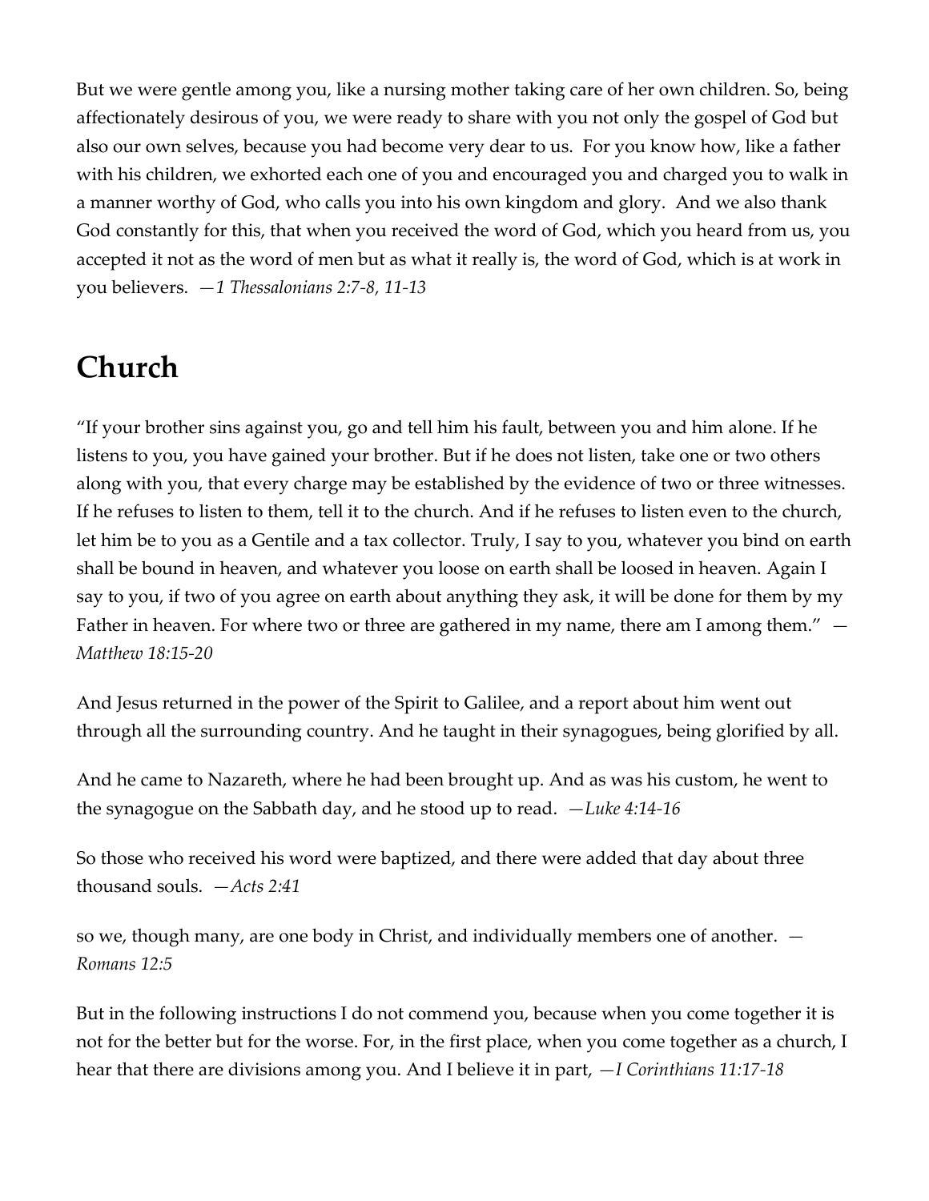But we were gentle among you, like a nursing mother taking care of her own children. So, being affectionately desirous of you, we were ready to share with you not only the gospel of God but also our own selves, because you had become very dear to us. For you know how, like a father with his children, we exhorted each one of you and encouraged you and charged you to walk in a manner worthy of God, who calls you into his own kingdom and glory. And we also thank God constantly for this, that when you received the word of God, which you heard from us, you accepted it not as the word of men but as what it really is, the word of God, which is at work in you believers. *—1 Thessalonians 2:7-8, 11-13*

# Church

"If your brother sins against you, go and tell him his fault, between you and him alone. If he listens to you, you have gained your brother. But if he does not listen, take one or two others along with you, that every charge may be established by the evidence of two or three witnesses. If he refuses to listen to them, tell it to the church. And if he refuses to listen even to the church, let him be to you as a Gentile and a tax collector. Truly, I say to you, whatever you bind on earth shall be bound in heaven, and whatever you loose on earth shall be loosed in heaven. Again I say to you, if two of you agree on earth about anything they ask, it will be done for them by my Father in heaven. For where two or three are gathered in my name, there am I among them." *—Matthew 18:15-20*

And Jesus returned in the power of the Spirit to Galilee, and a report about him went out through all the surrounding country. And he taught in their synagogues, being glorified by all.

And he came to Nazareth, where he had been brought up. And as was his custom, he went to the synagogue on the Sabbath day, and he stood up to read. *—Luke 4:14-16*

So those who received his word were baptized, and there were added that day about three thousand souls. *—Acts 2:41*

so we, though many, are one body in Christ, and individually members one of another. *—Romans 12:5*

But in the following instructions I do not commend you, because when you come together it is not for the better but for the worse. For, in the first place, when you come together as a church, I hear that there are divisions among you. And I believe it in part, *—I Corinthians 11:17-18*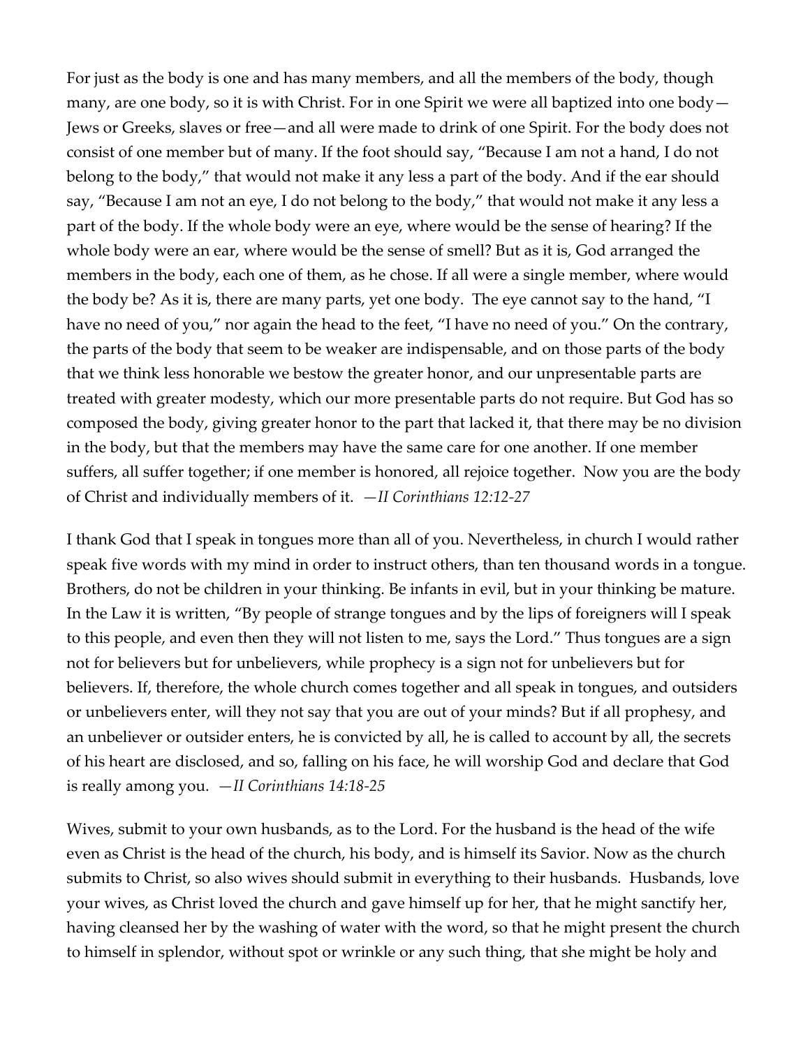For just as the body is one and has many members, and all the members of the body, though many, are one body, so it is with Christ. For in one Spirit we were all baptized into one body—Jews or Greeks, slaves or free—and all were made to drink of one Spirit. For the body does not consist of one member but of many. If the foot should say, "Because I am not a hand, I do not belong to the body," that would not make it any less a part of the body. And if the ear should say, "Because I am not an eye, I do not belong to the body," that would not make it any less a part of the body. If the whole body were an eye, where would be the sense of hearing? If the whole body were an ear, where would be the sense of smell? But as it is, God arranged the members in the body, each one of them, as he chose. If all were a single member, where would the body be? As it is, there are many parts, yet one body. The eye cannot say to the hand, "I have no need of you," nor again the head to the feet, "I have no need of you." On the contrary, the parts of the body that seem to be weaker are indispensable, and on those parts of the body that we think less honorable we bestow the greater honor, and our unpresentable parts are treated with greater modesty, which our more presentable parts do not require. But God has so composed the body, giving greater honor to the part that lacked it, that there may be no division in the body, but that the members may have the same care for one another. If one member suffers, all suffer together; if one member is honored, all rejoice together. Now you are the body of Christ and individually members of it. —*II Corinthians 12:12-27*

I thank God that I speak in tongues more than all of you. Nevertheless, in church I would rather speak five words with my mind in order to instruct others, than ten thousand words in a tongue. Brothers, do not be children in your thinking. Be infants in evil, but in your thinking be mature. In the Law it is written, "By people of strange tongues and by the lips of foreigners will I speak to this people, and even then they will not listen to me, says the Lord." Thus tongues are a sign not for believers but for unbelievers, while prophecy is a sign not for unbelievers but for believers. If, therefore, the whole church comes together and all speak in tongues, and outsiders or unbelievers enter, will they not say that you are out of your minds? But if all prophesy, and an unbeliever or outsider enters, he is convicted by all, he is called to account by all, the secrets of his heart are disclosed, and so, falling on his face, he will worship God and declare that God is really among you. —*II Corinthians 14:18-25*

Wives, submit to your own husbands, as to the Lord. For the husband is the head of the wife even as Christ is the head of the church, his body, and is himself its Savior. Now as the church submits to Christ, so also wives should submit in everything to their husbands. Husbands, love your wives, as Christ loved the church and gave himself up for her, that he might sanctify her, having cleansed her by the washing of water with the word, so that he might present the church to himself in splendor, without spot or wrinkle or any such thing, that she might be holy and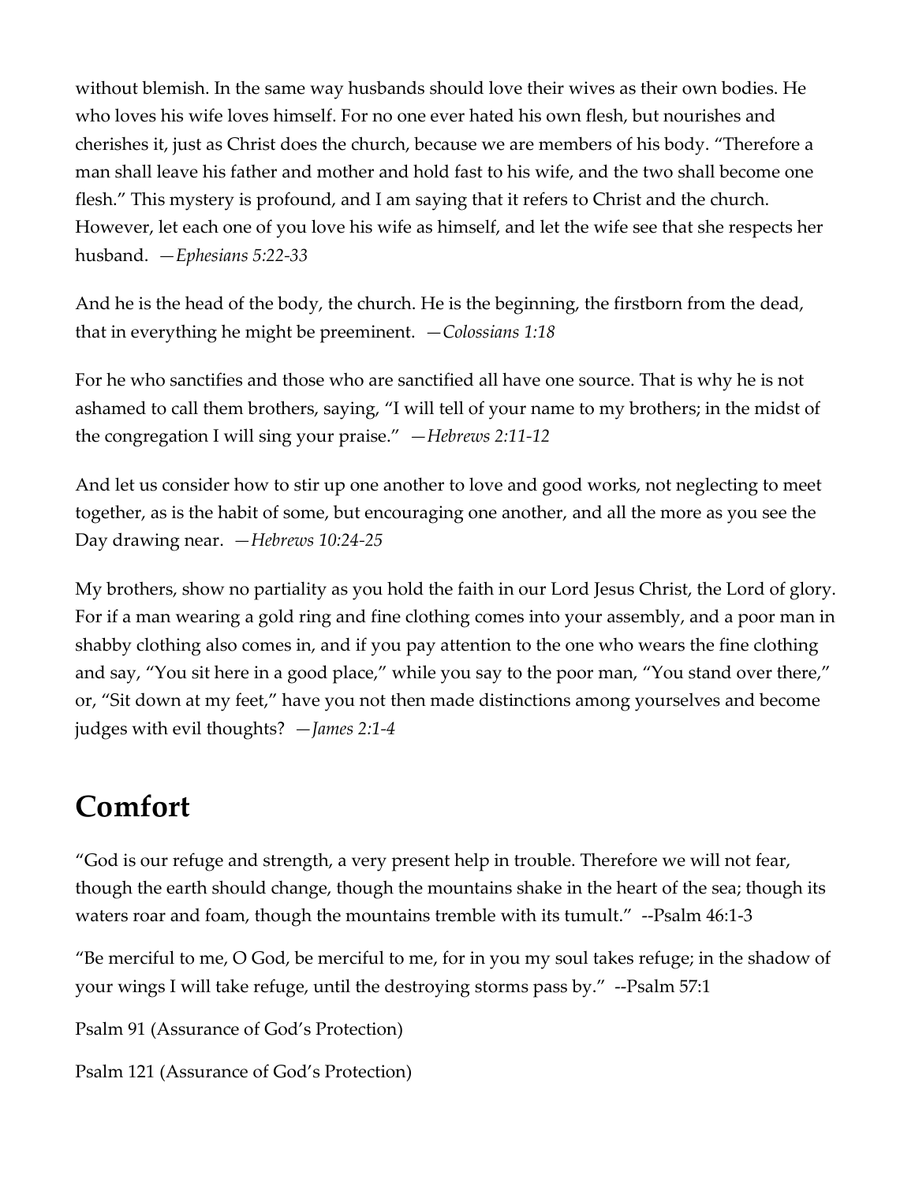without blemish. In the same way husbands should love their wives as their own bodies. He who loves his wife loves himself. For no one ever hated his own flesh, but nourishes and cherishes it, just as Christ does the church, because we are members of his body. "Therefore a man shall leave his father and mother and hold fast to his wife, and the two shall become one flesh." This mystery is profound, and I am saying that it refers to Christ and the church. However, let each one of you love his wife as himself, and let the wife see that she respects her husband. *—Ephesians 5:22-33*

And he is the head of the body, the church. He is the beginning, the firstborn from the dead, that in everything he might be preeminent. *—Colossians 1:18*

For he who sanctifies and those who are sanctified all have one source. That is why he is not ashamed to call them brothers, saying, "I will tell of your name to my brothers; in the midst of the congregation I will sing your praise." *—Hebrews 2:11-12*

And let us consider how to stir up one another to love and good works, not neglecting to meet together, as is the habit of some, but encouraging one another, and all the more as you see the Day drawing near. *—Hebrews 10:24-25*

My brothers, show no partiality as you hold the faith in our Lord Jesus Christ, the Lord of glory. For if a man wearing a gold ring and fine clothing comes into your assembly, and a poor man in shabby clothing also comes in, and if you pay attention to the one who wears the fine clothing and say, "You sit here in a good place," while you say to the poor man, "You stand over there," or, "Sit down at my feet," have you not then made distinctions among yourselves and become judges with evil thoughts? *—James 2:1-4*

# Comfort

"God is our refuge and strength, a very present help in trouble. Therefore we will not fear, though the earth should change, though the mountains shake in the heart of the sea; though its waters roar and foam, though the mountains tremble with its tumult." --Psalm 46:1-3

"Be merciful to me, O God, be merciful to me, for in you my soul takes refuge; in the shadow of your wings I will take refuge, until the destroying storms pass by." --Psalm 57:1

Psalm 91 (Assurance of God's Protection)

Psalm 121 (Assurance of God's Protection)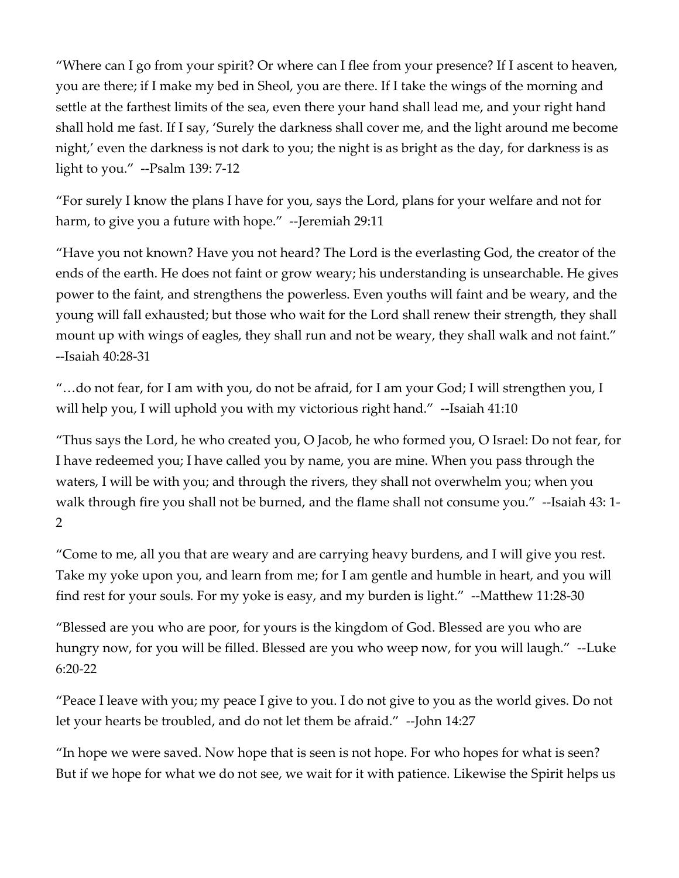“Where can I go from your spirit? Or where can I flee from your presence? If I ascent to heaven, you are there; if I make my bed in Sheol, you are there. If I take the wings of the morning and settle at the farthest limits of the sea, even there your hand shall lead me, and your right hand shall hold me fast. If I say, ‘Surely the darkness shall cover me, and the light around me become night,’ even the darkness is not dark to you; the night is as bright as the day, for darkness is as light to you.” --Psalm 139: 7-12

“For surely I know the plans I have for you, says the Lord, plans for your welfare and not for harm, to give you a future with hope.” --Jeremiah 29:11

“Have you not known? Have you not heard? The Lord is the everlasting God, the creator of the ends of the earth. He does not faint or grow weary; his understanding is unsearchable. He gives power to the faint, and strengthens the powerless. Even youths will faint and be weary, and the young will fall exhausted; but those who wait for the Lord shall renew their strength, they shall mount up with wings of eagles, they shall run and not be weary, they shall walk and not faint.” --Isaiah 40:28-31

“…do not fear, for I am with you, do not be afraid, for I am your God; I will strengthen you, I will help you, I will uphold you with my victorious right hand.” --Isaiah 41:10

“Thus says the Lord, he who created you, O Jacob, he who formed you, O Israel: Do not fear, for I have redeemed you; I have called you by name, you are mine. When you pass through the waters, I will be with you; and through the rivers, they shall not overwhelm you; when you walk through fire you shall not be burned, and the flame shall not consume you.” --Isaiah 43: 1-2

“Come to me, all you that are weary and are carrying heavy burdens, and I will give you rest. Take my yoke upon you, and learn from me; for I am gentle and humble in heart, and you will find rest for your souls. For my yoke is easy, and my burden is light.” --Matthew 11:28-30

“Blessed are you who are poor, for yours is the kingdom of God. Blessed are you who are hungry now, for you will be filled. Blessed are you who weep now, for you will laugh.” --Luke 6:20-22

“Peace I leave with you; my peace I give to you. I do not give to you as the world gives. Do not let your hearts be troubled, and do not let them be afraid.” --John 14:27

“In hope we were saved. Now hope that is seen is not hope. For who hopes for what is seen? But if we hope for what we do not see, we wait for it with patience. Likewise the Spirit helps us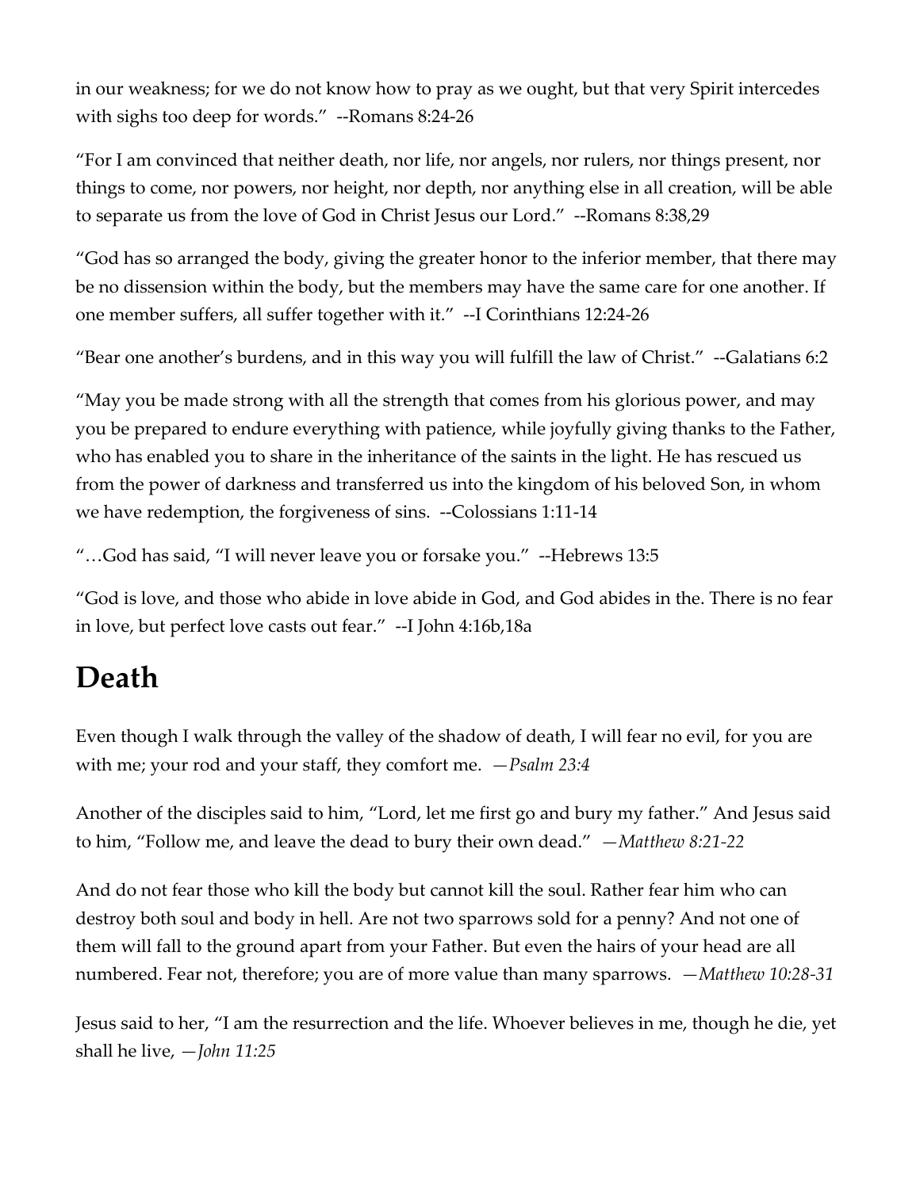in our weakness; for we do not know how to pray as we ought, but that very Spirit intercedes with sighs too deep for words." --Romans 8:24-26

"For I am convinced that neither death, nor life, nor angels, nor rulers, nor things present, nor things to come, nor powers, nor height, nor depth, nor anything else in all creation, will be able to separate us from the love of God in Christ Jesus our Lord." --Romans 8:38,29

"God has so arranged the body, giving the greater honor to the inferior member, that there may be no dissension within the body, but the members may have the same care for one another. If one member suffers, all suffer together with it." --I Corinthians 12:24-26

"Bear one another's burdens, and in this way you will fulfill the law of Christ." --Galatians 6:2

"May you be made strong with all the strength that comes from his glorious power, and may you be prepared to endure everything with patience, while joyfully giving thanks to the Father, who has enabled you to share in the inheritance of the saints in the light. He has rescued us from the power of darkness and transferred us into the kingdom of his beloved Son, in whom we have redemption, the forgiveness of sins. --Colossians 1:11-14

"…God has said, "I will never leave you or forsake you." --Hebrews 13:5

"God is love, and those who abide in love abide in God, and God abides in the. There is no fear in love, but perfect love casts out fear." --I John 4:16b,18a

## Death

Even though I walk through the valley of the shadow of death, I will fear no evil, for you are with me; your rod and your staff, they comfort me. *—Psalm 23:4*

Another of the disciples said to him, "Lord, let me first go and bury my father." And Jesus said to him, "Follow me, and leave the dead to bury their own dead." *—Matthew 8:21-22*

And do not fear those who kill the body but cannot kill the soul. Rather fear him who can destroy both soul and body in hell. Are not two sparrows sold for a penny? And not one of them will fall to the ground apart from your Father. But even the hairs of your head are all numbered. Fear not, therefore; you are of more value than many sparrows. *—Matthew 10:28-31*

Jesus said to her, "I am the resurrection and the life. Whoever believes in me, though he die, yet shall he live, *—John 11:25*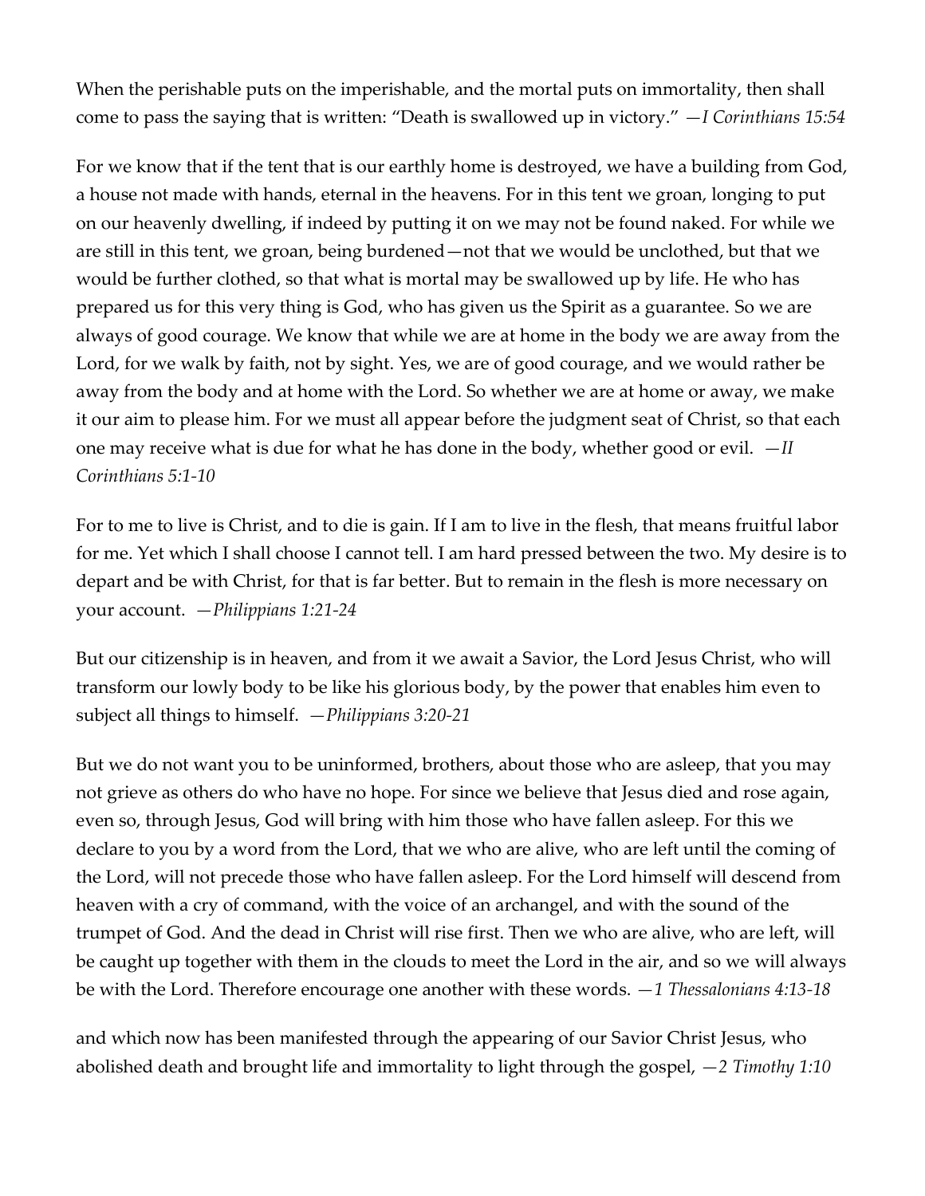When the perishable puts on the imperishable, and the mortal puts on immortality, then shall come to pass the saying that is written: "Death is swallowed up in victory." *—I Corinthians 15:54*

For we know that if the tent that is our earthly home is destroyed, we have a building from God, a house not made with hands, eternal in the heavens. For in this tent we groan, longing to put on our heavenly dwelling, if indeed by putting it on we may not be found naked. For while we are still in this tent, we groan, being burdened—not that we would be unclothed, but that we would be further clothed, so that what is mortal may be swallowed up by life. He who has prepared us for this very thing is God, who has given us the Spirit as a guarantee. So we are always of good courage. We know that while we are at home in the body we are away from the Lord, for we walk by faith, not by sight. Yes, we are of good courage, and we would rather be away from the body and at home with the Lord. So whether we are at home or away, we make it our aim to please him. For we must all appear before the judgment seat of Christ, so that each one may receive what is due for what he has done in the body, whether good or evil. *—II Corinthians 5:1-10*

For to me to live is Christ, and to die is gain. If I am to live in the flesh, that means fruitful labor for me. Yet which I shall choose I cannot tell. I am hard pressed between the two. My desire is to depart and be with Christ, for that is far better. But to remain in the flesh is more necessary on your account. *—Philippians 1:21-24*

But our citizenship is in heaven, and from it we await a Savior, the Lord Jesus Christ, who will transform our lowly body to be like his glorious body, by the power that enables him even to subject all things to himself. *—Philippians 3:20-21*

But we do not want you to be uninformed, brothers, about those who are asleep, that you may not grieve as others do who have no hope. For since we believe that Jesus died and rose again, even so, through Jesus, God will bring with him those who have fallen asleep. For this we declare to you by a word from the Lord, that we who are alive, who are left until the coming of the Lord, will not precede those who have fallen asleep. For the Lord himself will descend from heaven with a cry of command, with the voice of an archangel, and with the sound of the trumpet of God. And the dead in Christ will rise first. Then we who are alive, who are left, will be caught up together with them in the clouds to meet the Lord in the air, and so we will always be with the Lord. Therefore encourage one another with these words. *—1 Thessalonians 4:13-18*

and which now has been manifested through the appearing of our Savior Christ Jesus, who abolished death and brought life and immortality to light through the gospel, *—2 Timothy 1:10*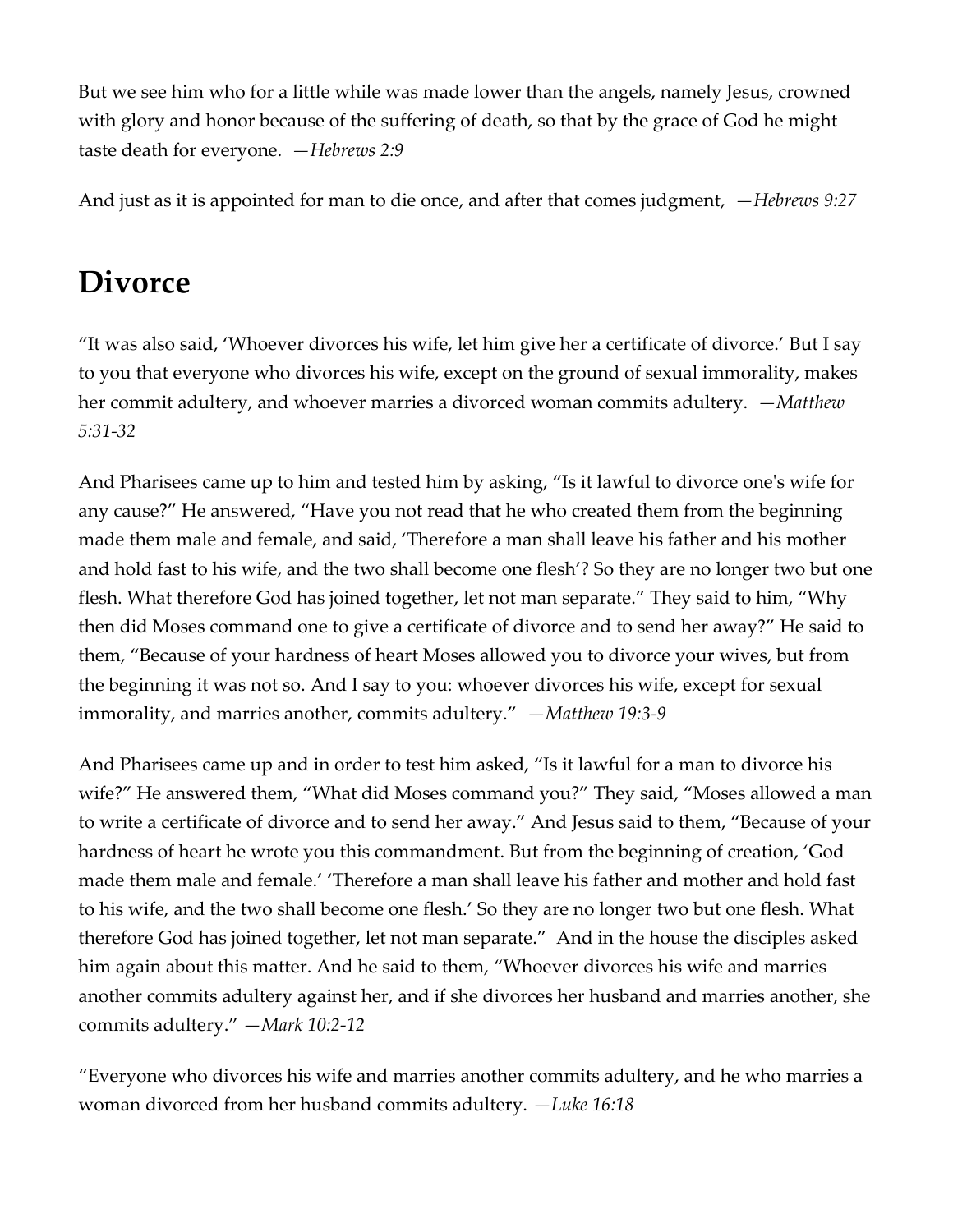But we see him who for a little while was made lower than the angels, namely Jesus, crowned with glory and honor because of the suffering of death, so that by the grace of God he might taste death for everyone. *—Hebrews 2:9*

And just as it is appointed for man to die once, and after that comes judgment, *—Hebrews 9:27*

# Divorce

“It was also said, ‘Whoever divorces his wife, let him give her a certificate of divorce.’ But I say to you that everyone who divorces his wife, except on the ground of sexual immorality, makes her commit adultery, and whoever marries a divorced woman commits adultery. *—Matthew 5:31-32*

And Pharisees came up to him and tested him by asking, “Is it lawful to divorce one's wife for any cause?” He answered, “Have you not read that he who created them from the beginning made them male and female, and said, ‘Therefore a man shall leave his father and his mother and hold fast to his wife, and the two shall become one flesh’? So they are no longer two but one flesh. What therefore God has joined together, let not man separate.” They said to him, “Why then did Moses command one to give a certificate of divorce and to send her away?” He said to them, “Because of your hardness of heart Moses allowed you to divorce your wives, but from the beginning it was not so. And I say to you: whoever divorces his wife, except for sexual immorality, and marries another, commits adultery.” *—Matthew 19:3-9*

And Pharisees came up and in order to test him asked, “Is it lawful for a man to divorce his wife?” He answered them, “What did Moses command you?” They said, “Moses allowed a man to write a certificate of divorce and to send her away.” And Jesus said to them, “Because of your hardness of heart he wrote you this commandment. But from the beginning of creation, ‘God made them male and female.’ ‘Therefore a man shall leave his father and mother and hold fast to his wife, and the two shall become one flesh.’ So they are no longer two but one flesh. What therefore God has joined together, let not man separate.” And in the house the disciples asked him again about this matter. And he said to them, “Whoever divorces his wife and marries another commits adultery against her, and if she divorces her husband and marries another, she commits adultery.” *—Mark 10:2-12*

“Everyone who divorces his wife and marries another commits adultery, and he who marries a woman divorced from her husband commits adultery. *—Luke 16:18*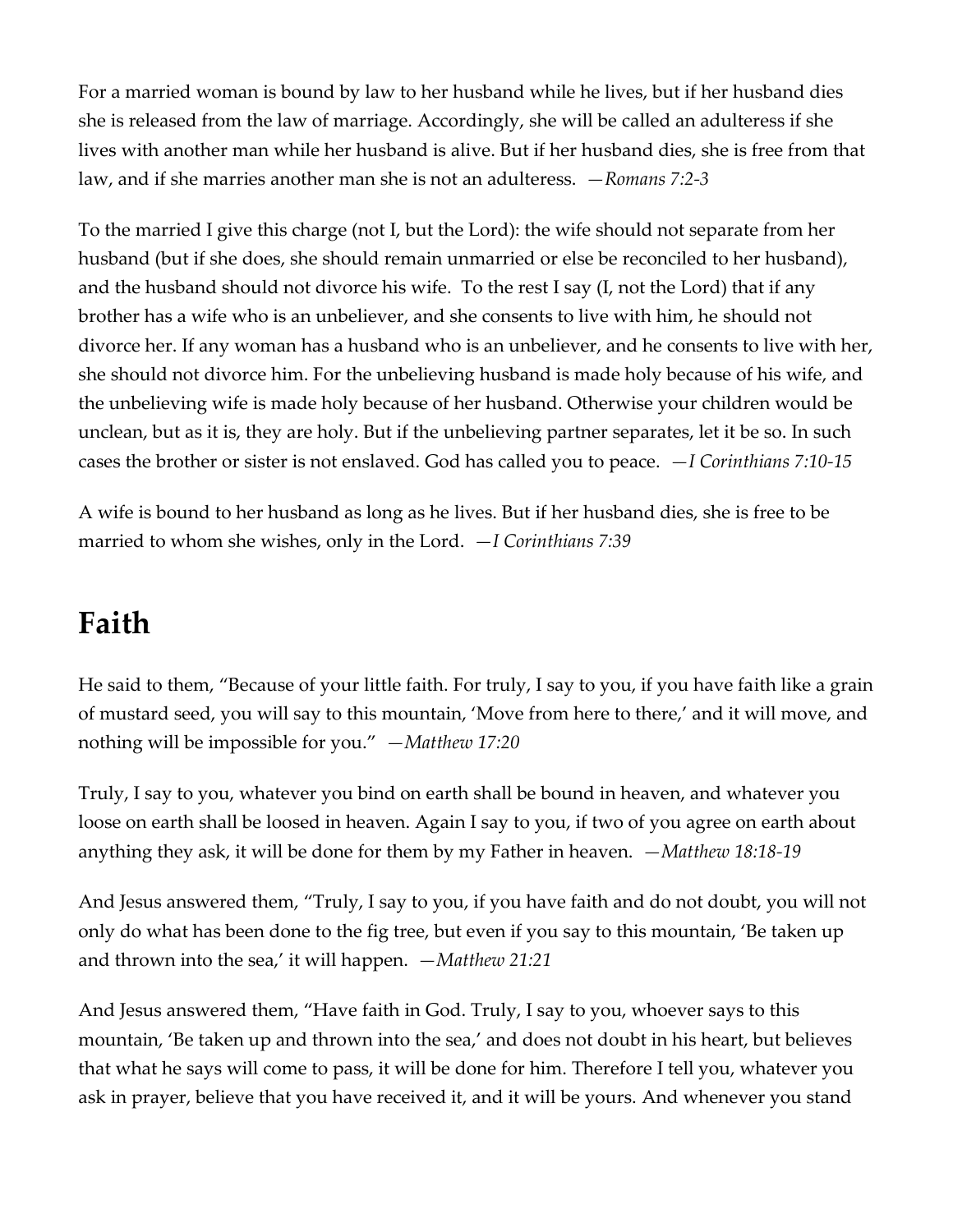For a married woman is bound by law to her husband while he lives, but if her husband dies she is released from the law of marriage. Accordingly, she will be called an adulteress if she lives with another man while her husband is alive. But if her husband dies, she is free from that law, and if she marries another man she is not an adulteress. *—Romans 7:2-3*

To the married I give this charge (not I, but the Lord): the wife should not separate from her husband (but if she does, she should remain unmarried or else be reconciled to her husband), and the husband should not divorce his wife. To the rest I say (I, not the Lord) that if any brother has a wife who is an unbeliever, and she consents to live with him, he should not divorce her. If any woman has a husband who is an unbeliever, and he consents to live with her, she should not divorce him. For the unbelieving husband is made holy because of his wife, and the unbelieving wife is made holy because of her husband. Otherwise your children would be unclean, but as it is, they are holy. But if the unbelieving partner separates, let it be so. In such cases the brother or sister is not enslaved. God has called you to peace. *—I Corinthians 7:10-15*

A wife is bound to her husband as long as he lives. But if her husband dies, she is free to be married to whom she wishes, only in the Lord. *—I Corinthians 7:39*

## Faith

He said to them, "Because of your little faith. For truly, I say to you, if you have faith like a grain of mustard seed, you will say to this mountain, 'Move from here to there,' and it will move, and nothing will be impossible for you." *—Matthew 17:20*

Truly, I say to you, whatever you bind on earth shall be bound in heaven, and whatever you loose on earth shall be loosed in heaven. Again I say to you, if two of you agree on earth about anything they ask, it will be done for them by my Father in heaven. *—Matthew 18:18-19*

And Jesus answered them, "Truly, I say to you, if you have faith and do not doubt, you will not only do what has been done to the fig tree, but even if you say to this mountain, 'Be taken up and thrown into the sea,' it will happen. *—Matthew 21:21*

And Jesus answered them, "Have faith in God. Truly, I say to you, whoever says to this mountain, 'Be taken up and thrown into the sea,' and does not doubt in his heart, but believes that what he says will come to pass, it will be done for him. Therefore I tell you, whatever you ask in prayer, believe that you have received it, and it will be yours. And whenever you stand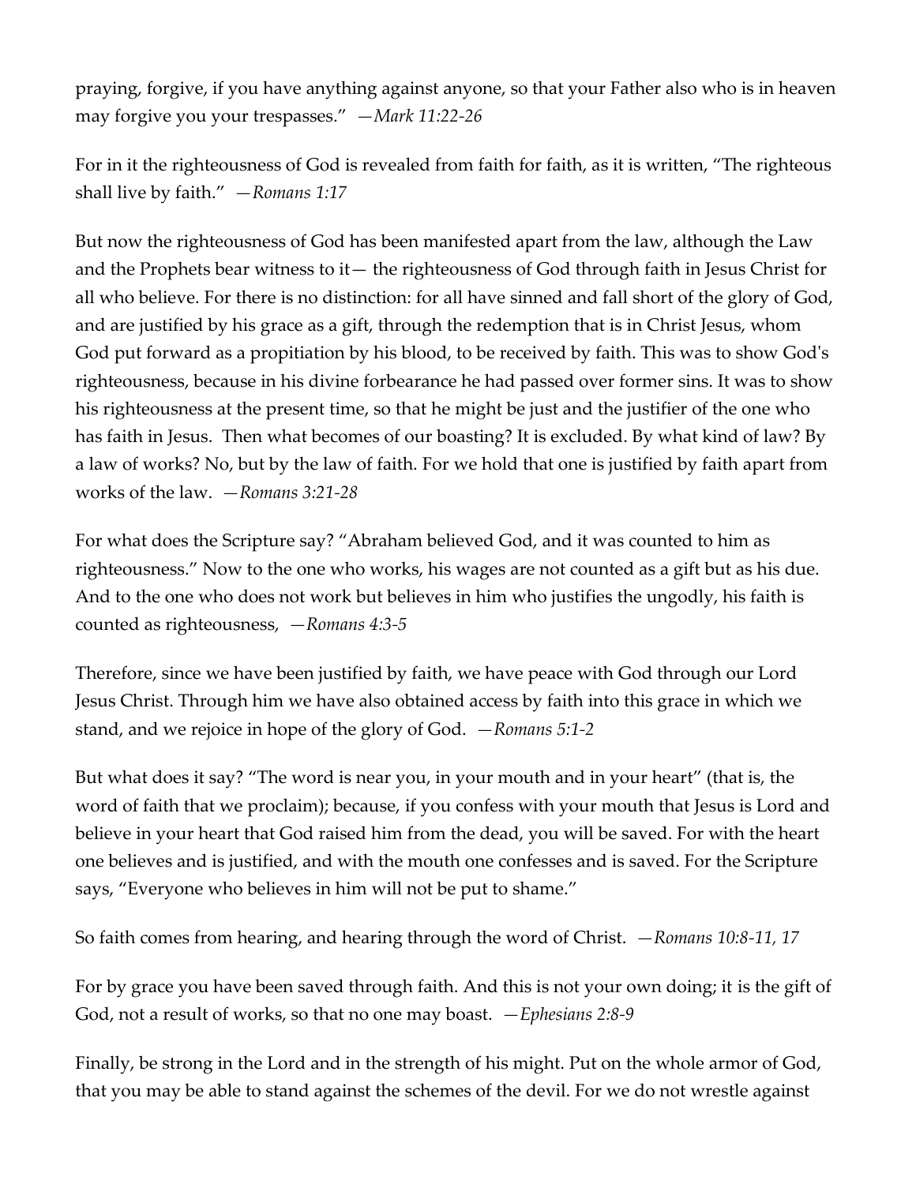praying, forgive, if you have anything against anyone, so that your Father also who is in heaven may forgive you your trespasses." *—Mark 11:22-26*

For in it the righteousness of God is revealed from faith for faith, as it is written, "The righteous shall live by faith." *—Romans 1:17*

But now the righteousness of God has been manifested apart from the law, although the Law and the Prophets bear witness to it— the righteousness of God through faith in Jesus Christ for all who believe. For there is no distinction: for all have sinned and fall short of the glory of God, and are justified by his grace as a gift, through the redemption that is in Christ Jesus, whom God put forward as a propitiation by his blood, to be received by faith. This was to show God's righteousness, because in his divine forbearance he had passed over former sins. It was to show his righteousness at the present time, so that he might be just and the justifier of the one who has faith in Jesus. Then what becomes of our boasting? It is excluded. By what kind of law? By a law of works? No, but by the law of faith. For we hold that one is justified by faith apart from works of the law. *—Romans 3:21-28*

For what does the Scripture say? "Abraham believed God, and it was counted to him as righteousness." Now to the one who works, his wages are not counted as a gift but as his due. And to the one who does not work but believes in him who justifies the ungodly, his faith is counted as righteousness, *—Romans 4:3-5*

Therefore, since we have been justified by faith, we have peace with God through our Lord Jesus Christ. Through him we have also obtained access by faith into this grace in which we stand, and we rejoice in hope of the glory of God. *—Romans 5:1-2*

But what does it say? "The word is near you, in your mouth and in your heart" (that is, the word of faith that we proclaim); because, if you confess with your mouth that Jesus is Lord and believe in your heart that God raised him from the dead, you will be saved. For with the heart one believes and is justified, and with the mouth one confesses and is saved. For the Scripture says, "Everyone who believes in him will not be put to shame."

So faith comes from hearing, and hearing through the word of Christ. *—Romans 10:8-11, 17*

For by grace you have been saved through faith. And this is not your own doing; it is the gift of God, not a result of works, so that no one may boast. *—Ephesians 2:8-9*

Finally, be strong in the Lord and in the strength of his might. Put on the whole armor of God, that you may be able to stand against the schemes of the devil. For we do not wrestle against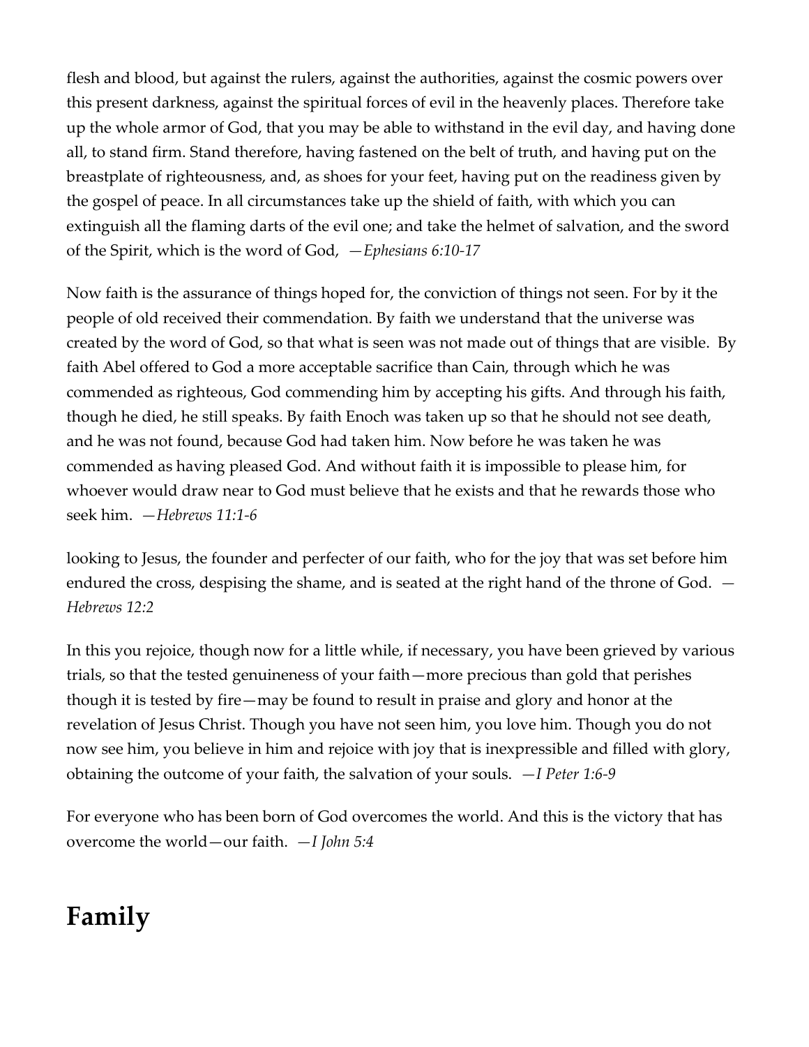flesh and blood, but against the rulers, against the authorities, against the cosmic powers over this present darkness, against the spiritual forces of evil in the heavenly places. Therefore take up the whole armor of God, that you may be able to withstand in the evil day, and having done all, to stand firm. Stand therefore, having fastened on the belt of truth, and having put on the breastplate of righteousness, and, as shoes for your feet, having put on the readiness given by the gospel of peace. In all circumstances take up the shield of faith, with which you can extinguish all the flaming darts of the evil one; and take the helmet of salvation, and the sword of the Spirit, which is the word of God, *—Ephesians 6:10-17*

Now faith is the assurance of things hoped for, the conviction of things not seen. For by it the people of old received their commendation. By faith we understand that the universe was created by the word of God, so that what is seen was not made out of things that are visible. By faith Abel offered to God a more acceptable sacrifice than Cain, through which he was commended as righteous, God commending him by accepting his gifts. And through his faith, though he died, he still speaks. By faith Enoch was taken up so that he should not see death, and he was not found, because God had taken him. Now before he was taken he was commended as having pleased God. And without faith it is impossible to please him, for whoever would draw near to God must believe that he exists and that he rewards those who seek him. *—Hebrews 11:1-6*

looking to Jesus, the founder and perfecter of our faith, who for the joy that was set before him endured the cross, despising the shame, and is seated at the right hand of the throne of God. *—Hebrews 12:2*

In this you rejoice, though now for a little while, if necessary, you have been grieved by various trials, so that the tested genuineness of your faith—more precious than gold that perishes though it is tested by fire—may be found to result in praise and glory and honor at the revelation of Jesus Christ. Though you have not seen him, you love him. Though you do not now see him, you believe in him and rejoice with joy that is inexpressible and filled with glory, obtaining the outcome of your faith, the salvation of your souls. *—I Peter 1:6-9*

For everyone who has been born of God overcomes the world. And this is the victory that has overcome the world—our faith. *—I John 5:4*

# Family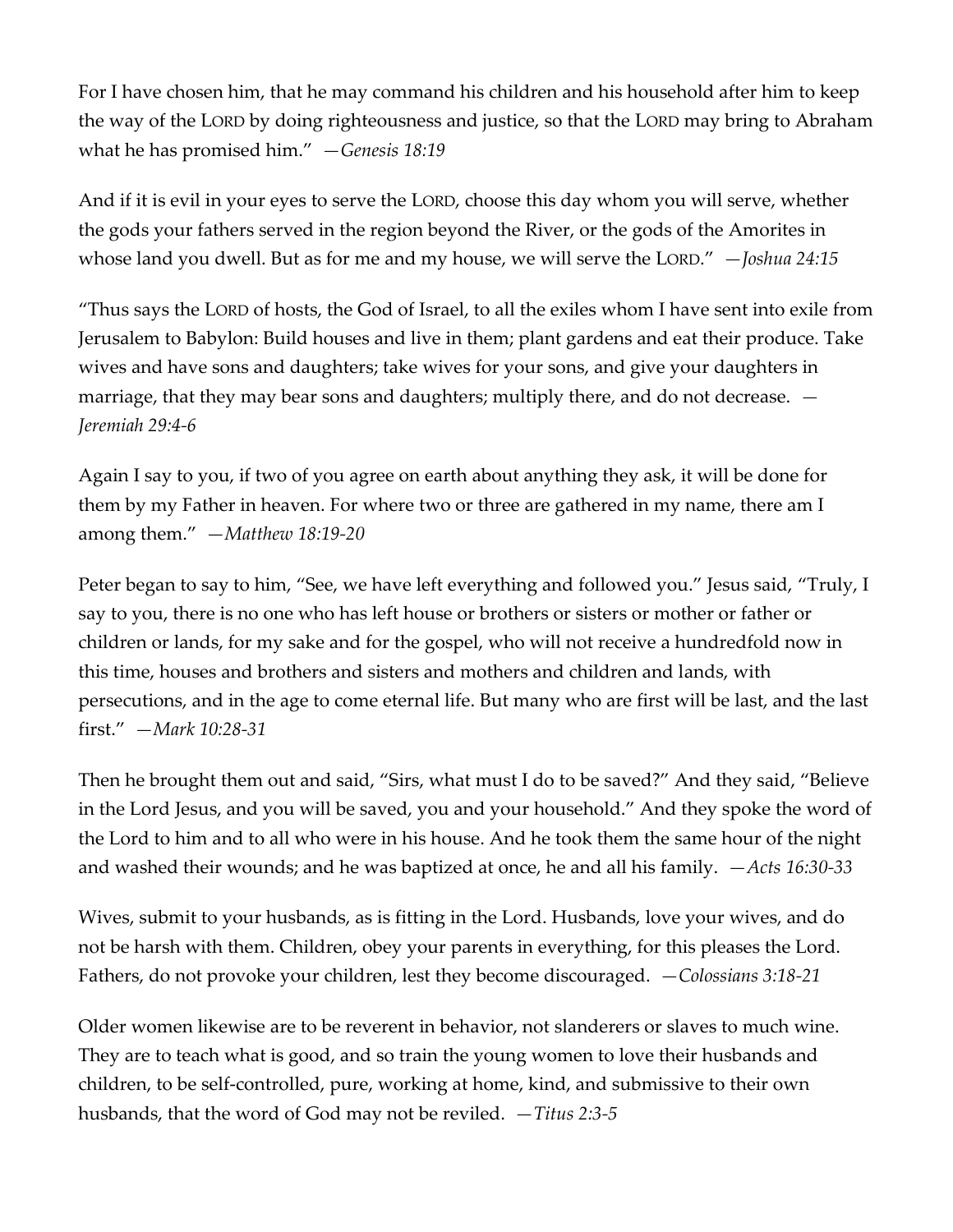For I have chosen him, that he may command his children and his household after him to keep the way of the LORD by doing righteousness and justice, so that the LORD may bring to Abraham what he has promised him." —*Genesis 18:19*

And if it is evil in your eyes to serve the LORD, choose this day whom you will serve, whether the gods your fathers served in the region beyond the River, or the gods of the Amorites in whose land you dwell. But as for me and my house, we will serve the LORD." —*Joshua 24:15*

"Thus says the LORD of hosts, the God of Israel, to all the exiles whom I have sent into exile from Jerusalem to Babylon: Build houses and live in them; plant gardens and eat their produce. Take wives and have sons and daughters; take wives for your sons, and give your daughters in marriage, that they may bear sons and daughters; multiply there, and do not decrease. —*Jeremiah 29:4-6*

Again I say to you, if two of you agree on earth about anything they ask, it will be done for them by my Father in heaven. For where two or three are gathered in my name, there am I among them." —*Matthew 18:19-20*

Peter began to say to him, "See, we have left everything and followed you." Jesus said, "Truly, I say to you, there is no one who has left house or brothers or sisters or mother or father or children or lands, for my sake and for the gospel, who will not receive a hundredfold now in this time, houses and brothers and sisters and mothers and children and lands, with persecutions, and in the age to come eternal life. But many who are first will be last, and the last first." —*Mark 10:28-31*

Then he brought them out and said, "Sirs, what must I do to be saved?" And they said, "Believe in the Lord Jesus, and you will be saved, you and your household." And they spoke the word of the Lord to him and to all who were in his house. And he took them the same hour of the night and washed their wounds; and he was baptized at once, he and all his family. —*Acts 16:30-33*

Wives, submit to your husbands, as is fitting in the Lord. Husbands, love your wives, and do not be harsh with them. Children, obey your parents in everything, for this pleases the Lord. Fathers, do not provoke your children, lest they become discouraged. —*Colossians 3:18-21*

Older women likewise are to be reverent in behavior, not slanderers or slaves to much wine. They are to teach what is good, and so train the young women to love their husbands and children, to be self-controlled, pure, working at home, kind, and submissive to their own husbands, that the word of God may not be reviled. —*Titus 2:3-5*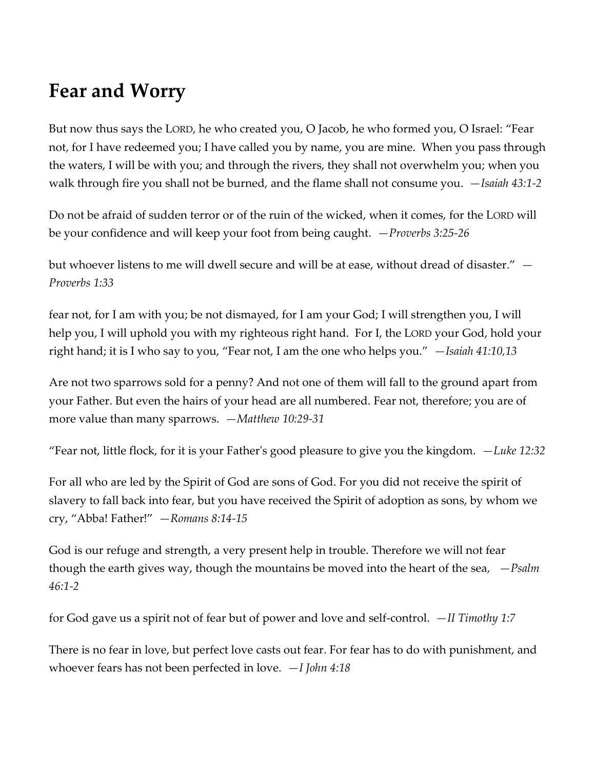# Fear and Worry

But now thus says the LORD, he who created you, O Jacob, he who formed you, O Israel: "Fear not, for I have redeemed you; I have called you by name, you are mine. When you pass through the waters, I will be with you; and through the rivers, they shall not overwhelm you; when you walk through fire you shall not be burned, and the flame shall not consume you. *—Isaiah 43:1-2*

Do not be afraid of sudden terror or of the ruin of the wicked, when it comes, for the LORD will be your confidence and will keep your foot from being caught. *—Proverbs 3:25-26*

but whoever listens to me will dwell secure and will be at ease, without dread of disaster." *—Proverbs 1:33*

fear not, for I am with you; be not dismayed, for I am your God; I will strengthen you, I will help you, I will uphold you with my righteous right hand. For I, the LORD your God, hold your right hand; it is I who say to you, "Fear not, I am the one who helps you." *—Isaiah 41:10,13*

Are not two sparrows sold for a penny? And not one of them will fall to the ground apart from your Father. But even the hairs of your head are all numbered. Fear not, therefore; you are of more value than many sparrows. *—Matthew 10:29-31*

"Fear not, little flock, for it is your Father's good pleasure to give you the kingdom. *—Luke 12:32*

For all who are led by the Spirit of God are sons of God. For you did not receive the spirit of slavery to fall back into fear, but you have received the Spirit of adoption as sons, by whom we cry, "Abba! Father!" *—Romans 8:14-15*

God is our refuge and strength, a very present help in trouble. Therefore we will not fear though the earth gives way, though the mountains be moved into the heart of the sea, *—Psalm 46:1-2*

for God gave us a spirit not of fear but of power and love and self-control. *—II Timothy 1:7*

There is no fear in love, but perfect love casts out fear. For fear has to do with punishment, and whoever fears has not been perfected in love. *—I John 4:18*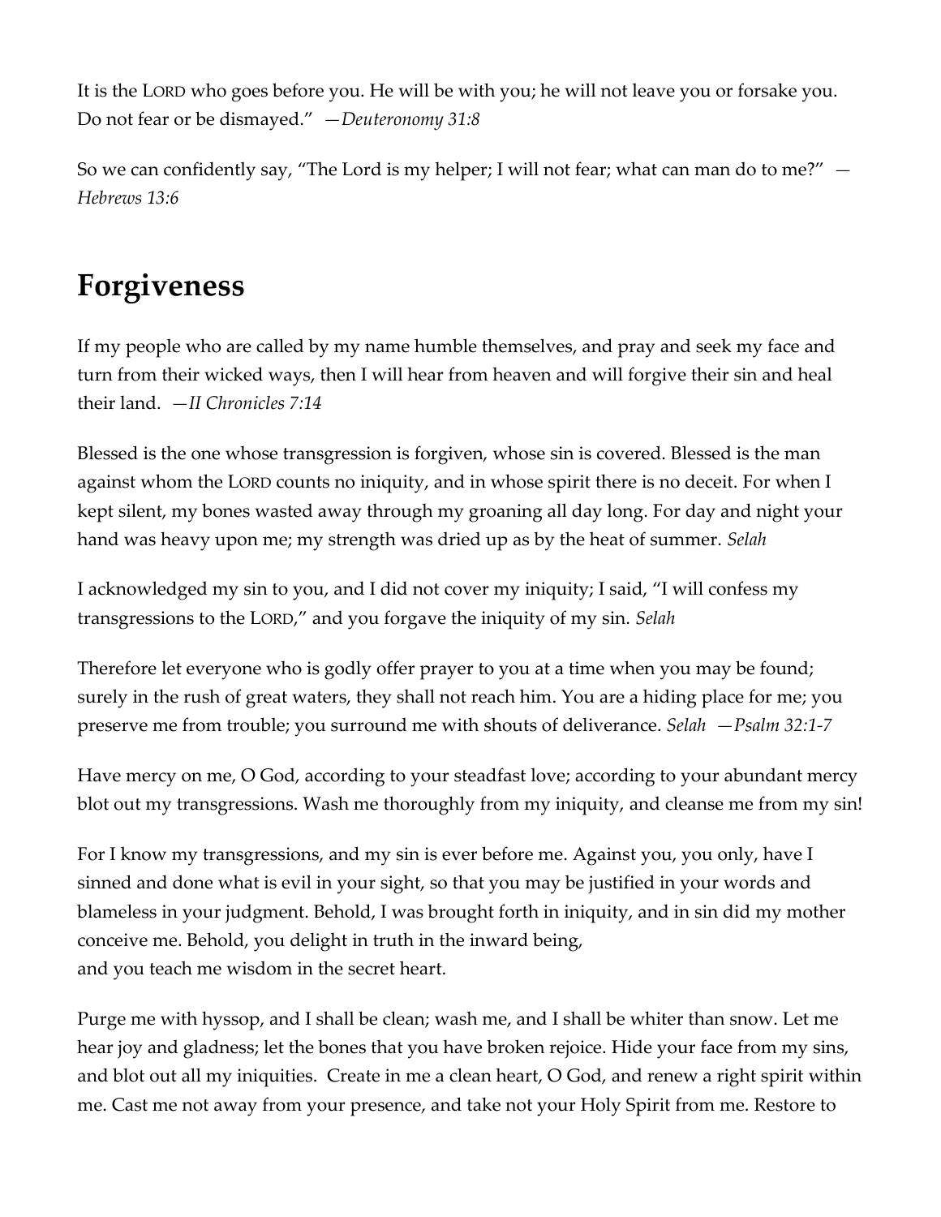It is the LORD who goes before you. He will be with you; he will not leave you or forsake you. Do not fear or be dismayed." —*Deuteronomy 31:8*

So we can confidently say, "The Lord is my helper; I will not fear; what can man do to me?" —*Hebrews 13:6*

## Forgiveness

If my people who are called by my name humble themselves, and pray and seek my face and turn from their wicked ways, then I will hear from heaven and will forgive their sin and heal their land. —*II Chronicles 7:14*

Blessed is the one whose transgression is forgiven, whose sin is covered. Blessed is the man against whom the LORD counts no iniquity, and in whose spirit there is no deceit. For when I kept silent, my bones wasted away through my groaning all day long. For day and night your hand was heavy upon me; my strength was dried up as by the heat of summer. *Selah*

I acknowledged my sin to you, and I did not cover my iniquity; I said, "I will confess my transgressions to the LORD," and you forgave the iniquity of my sin. *Selah*

Therefore let everyone who is godly offer prayer to you at a time when you may be found; surely in the rush of great waters, they shall not reach him. You are a hiding place for me; you preserve me from trouble; you surround me with shouts of deliverance. *Selah* —*Psalm 32:1-7*

Have mercy on me, O God, according to your steadfast love; according to your abundant mercy blot out my transgressions. Wash me thoroughly from my iniquity, and cleanse me from my sin!

For I know my transgressions, and my sin is ever before me. Against you, you only, have I sinned and done what is evil in your sight, so that you may be justified in your words and blameless in your judgment. Behold, I was brought forth in iniquity, and in sin did my mother conceive me. Behold, you delight in truth in the inward being,
and you teach me wisdom in the secret heart.

Purge me with hyssop, and I shall be clean; wash me, and I shall be whiter than snow. Let me hear joy and gladness; let the bones that you have broken rejoice. Hide your face from my sins, and blot out all my iniquities. Create in me a clean heart, O God, and renew a right spirit within me. Cast me not away from your presence, and take not your Holy Spirit from me. Restore to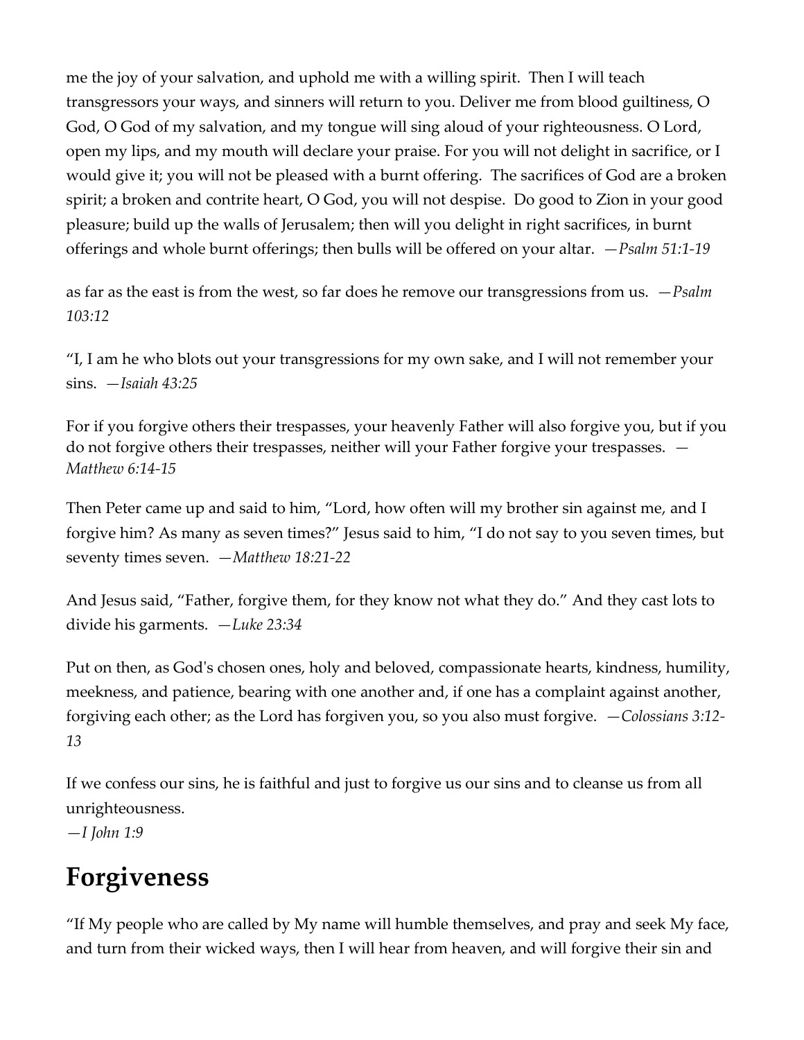me the joy of your salvation, and uphold me with a willing spirit. Then I will teach transgressors your ways, and sinners will return to you. Deliver me from blood guiltiness, O God, O God of my salvation, and my tongue will sing aloud of your righteousness. O Lord, open my lips, and my mouth will declare your praise. For you will not delight in sacrifice, or I would give it; you will not be pleased with a burnt offering. The sacrifices of God are a broken spirit; a broken and contrite heart, O God, you will not despise. Do good to Zion in your good pleasure; build up the walls of Jerusalem; then will you delight in right sacrifices, in burnt offerings and whole burnt offerings; then bulls will be offered on your altar. *—Psalm 51:1-19*

as far as the east is from the west, so far does he remove our transgressions from us. *—Psalm 103:12*

"I, I am he who blots out your transgressions for my own sake, and I will not remember your sins. *—Isaiah 43:25*

For if you forgive others their trespasses, your heavenly Father will also forgive you, but if you do not forgive others their trespasses, neither will your Father forgive your trespasses. *—Matthew 6:14-15*

Then Peter came up and said to him, "Lord, how often will my brother sin against me, and I forgive him? As many as seven times?" Jesus said to him, "I do not say to you seven times, but seventy times seven. *—Matthew 18:21-22*

And Jesus said, "Father, forgive them, for they know not what they do." And they cast lots to divide his garments. *—Luke 23:34*

Put on then, as God's chosen ones, holy and beloved, compassionate hearts, kindness, humility, meekness, and patience, bearing with one another and, if one has a complaint against another, forgiving each other; as the Lord has forgiven you, so you also must forgive. *—Colossians 3:12-13*

If we confess our sins, he is faithful and just to forgive us our sins and to cleanse us from all unrighteousness.
*—I John 1:9*

# Forgiveness

"If My people who are called by My name will humble themselves, and pray and seek My face, and turn from their wicked ways, then I will hear from heaven, and will forgive their sin and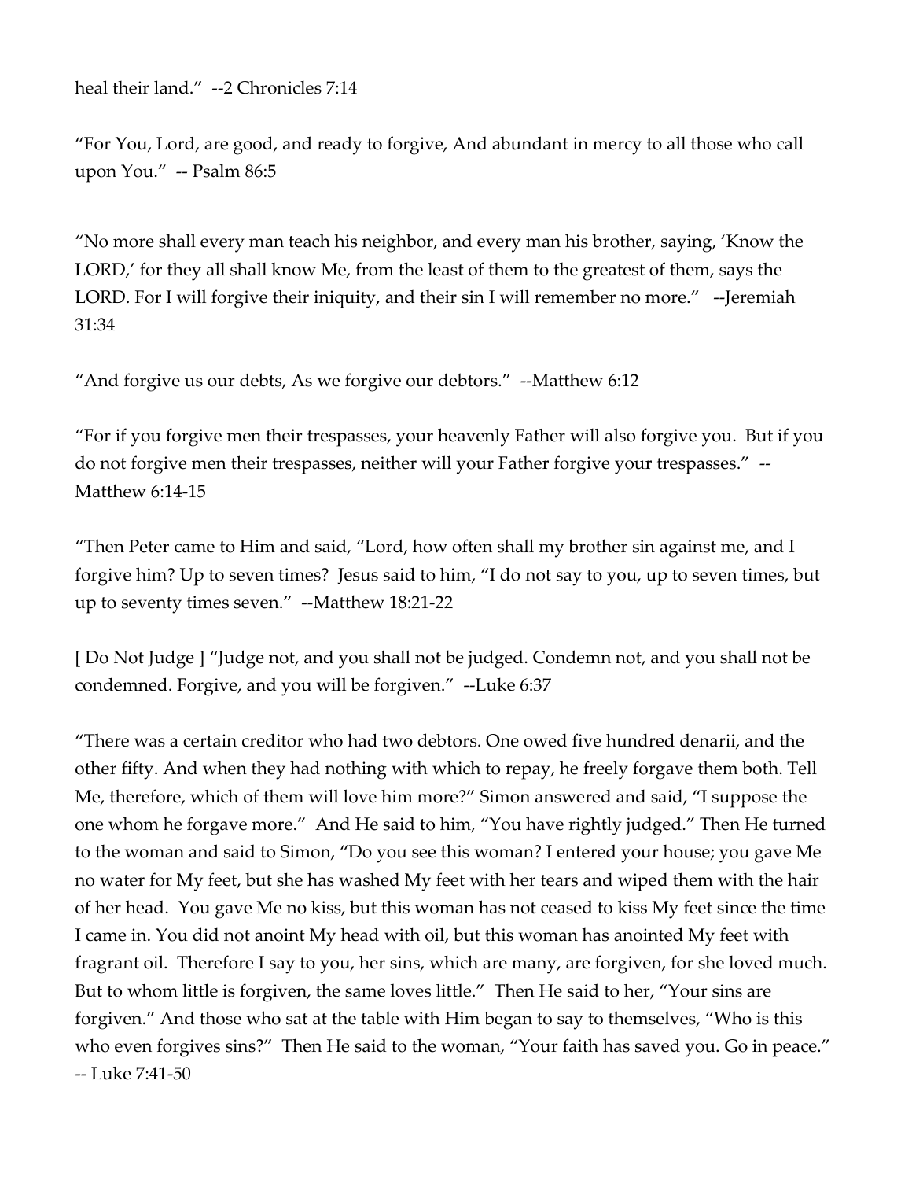heal their land." --2 Chronicles 7:14

"For You, Lord, are good, and ready to forgive, And abundant in mercy to all those who call upon You." -- Psalm 86:5

"No more shall every man teach his neighbor, and every man his brother, saying, 'Know the LORD,' for they all shall know Me, from the least of them to the greatest of them, says the LORD. For I will forgive their iniquity, and their sin I will remember no more." --Jeremiah 31:34

"And forgive us our debts, As we forgive our debtors." --Matthew 6:12

"For if you forgive men their trespasses, your heavenly Father will also forgive you. But if you do not forgive men their trespasses, neither will your Father forgive your trespasses." --Matthew 6:14-15

"Then Peter came to Him and said, "Lord, how often shall my brother sin against me, and I forgive him? Up to seven times? Jesus said to him, "I do not say to you, up to seven times, but up to seventy times seven." --Matthew 18:21-22

[ Do Not Judge ] "Judge not, and you shall not be judged. Condemn not, and you shall not be condemned. Forgive, and you will be forgiven." --Luke 6:37

"There was a certain creditor who had two debtors. One owed five hundred denarii, and the other fifty. And when they had nothing with which to repay, he freely forgave them both. Tell Me, therefore, which of them will love him more?" Simon answered and said, "I suppose the one whom he forgave more." And He said to him, "You have rightly judged." Then He turned to the woman and said to Simon, "Do you see this woman? I entered your house; you gave Me no water for My feet, but she has washed My feet with her tears and wiped them with the hair of her head. You gave Me no kiss, but this woman has not ceased to kiss My feet since the time I came in. You did not anoint My head with oil, but this woman has anointed My feet with fragrant oil. Therefore I say to you, her sins, which are many, are forgiven, for she loved much. But to whom little is forgiven, the same loves little." Then He said to her, "Your sins are forgiven." And those who sat at the table with Him began to say to themselves, "Who is this who even forgives sins?" Then He said to the woman, "Your faith has saved you. Go in peace." -- Luke 7:41-50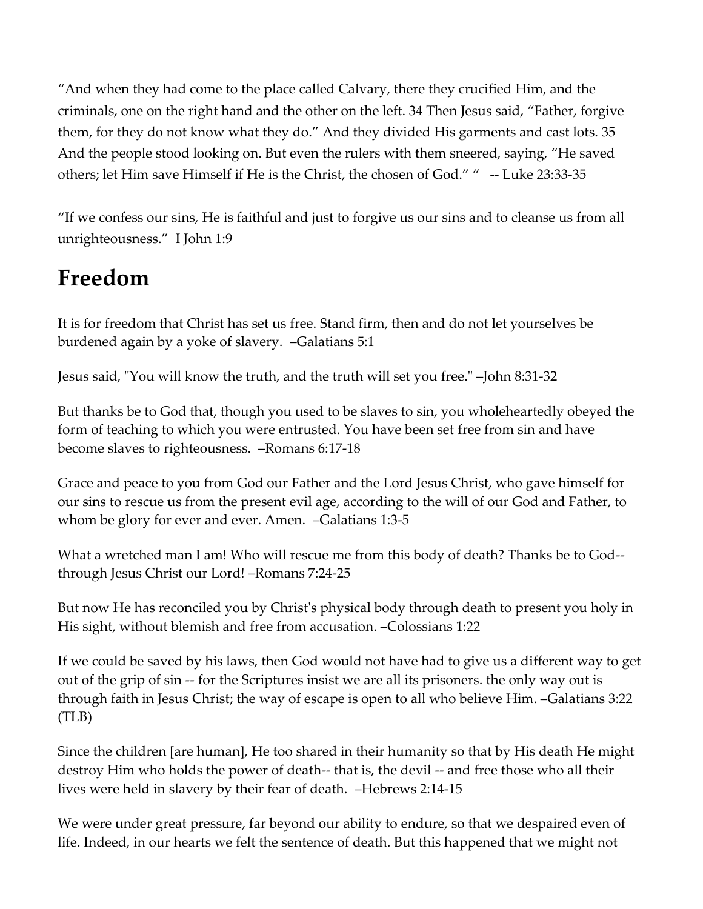“And when they had come to the place called Calvary, there they crucified Him, and the criminals, one on the right hand and the other on the left. 34 Then Jesus said, “Father, forgive them, for they do not know what they do.” And they divided His garments and cast lots. 35 And the people stood looking on. But even the rulers with them sneered, saying, “He saved others; let Him save Himself if He is the Christ, the chosen of God.” “ -- Luke 23:33-35

“If we confess our sins, He is faithful and just to forgive us our sins and to cleanse us from all unrighteousness.” I John 1:9

## Freedom

It is for freedom that Christ has set us free. Stand firm, then and do not let yourselves be burdened again by a yoke of slavery. –Galatians 5:1

Jesus said, "You will know the truth, and the truth will set you free." –John 8:31-32

But thanks be to God that, though you used to be slaves to sin, you wholeheartedly obeyed the form of teaching to which you were entrusted. You have been set free from sin and have become slaves to righteousness. –Romans 6:17-18

Grace and peace to you from God our Father and the Lord Jesus Christ, who gave himself for our sins to rescue us from the present evil age, according to the will of our God and Father, to whom be glory for ever and ever. Amen. –Galatians 1:3-5

What a wretched man I am! Who will rescue me from this body of death? Thanks be to God-- through Jesus Christ our Lord! –Romans 7:24-25

But now He has reconciled you by Christ's physical body through death to present you holy in His sight, without blemish and free from accusation. –Colossians 1:22

If we could be saved by his laws, then God would not have had to give us a different way to get out of the grip of sin -- for the Scriptures insist we are all its prisoners. the only way out is through faith in Jesus Christ; the way of escape is open to all who believe Him. –Galatians 3:22 (TLB)

Since the children [are human], He too shared in their humanity so that by His death He might destroy Him who holds the power of death-- that is, the devil -- and free those who all their lives were held in slavery by their fear of death. –Hebrews 2:14-15

We were under great pressure, far beyond our ability to endure, so that we despaired even of life. Indeed, in our hearts we felt the sentence of death. But this happened that we might not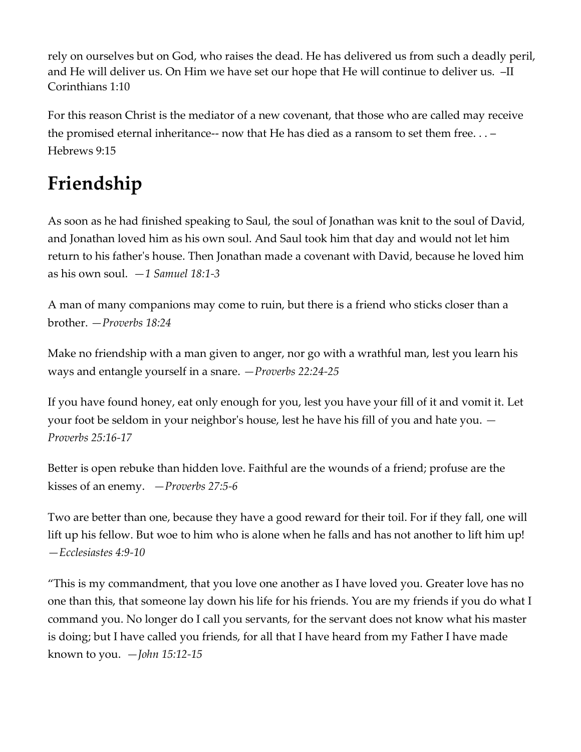rely on ourselves but on God, who raises the dead. He has delivered us from such a deadly peril, and He will deliver us. On Him we have set our hope that He will continue to deliver us. –II Corinthians 1:10

For this reason Christ is the mediator of a new covenant, that those who are called may receive the promised eternal inheritance-- now that He has died as a ransom to set them free. . . –Hebrews 9:15

# Friendship

As soon as he had finished speaking to Saul, the soul of Jonathan was knit to the soul of David, and Jonathan loved him as his own soul. And Saul took him that day and would not let him return to his father's house. Then Jonathan made a covenant with David, because he loved him as his own soul. *—1 Samuel 18:1-3*

A man of many companions may come to ruin, but there is a friend who sticks closer than a brother. *—Proverbs 18:24*

Make no friendship with a man given to anger, nor go with a wrathful man, lest you learn his ways and entangle yourself in a snare. *—Proverbs 22:24-25*

If you have found honey, eat only enough for you, lest you have your fill of it and vomit it. Let your foot be seldom in your neighbor's house, lest he have his fill of you and hate you. *—Proverbs 25:16-17*

Better is open rebuke than hidden love. Faithful are the wounds of a friend; profuse are the kisses of an enemy. *—Proverbs 27:5-6*

Two are better than one, because they have a good reward for their toil. For if they fall, one will lift up his fellow. But woe to him who is alone when he falls and has not another to lift him up! *—Ecclesiastes 4:9-10*

"This is my commandment, that you love one another as I have loved you. Greater love has no one than this, that someone lay down his life for his friends. You are my friends if you do what I command you. No longer do I call you servants, for the servant does not know what his master is doing; but I have called you friends, for all that I have heard from my Father I have made known to you. *—John 15:12-15*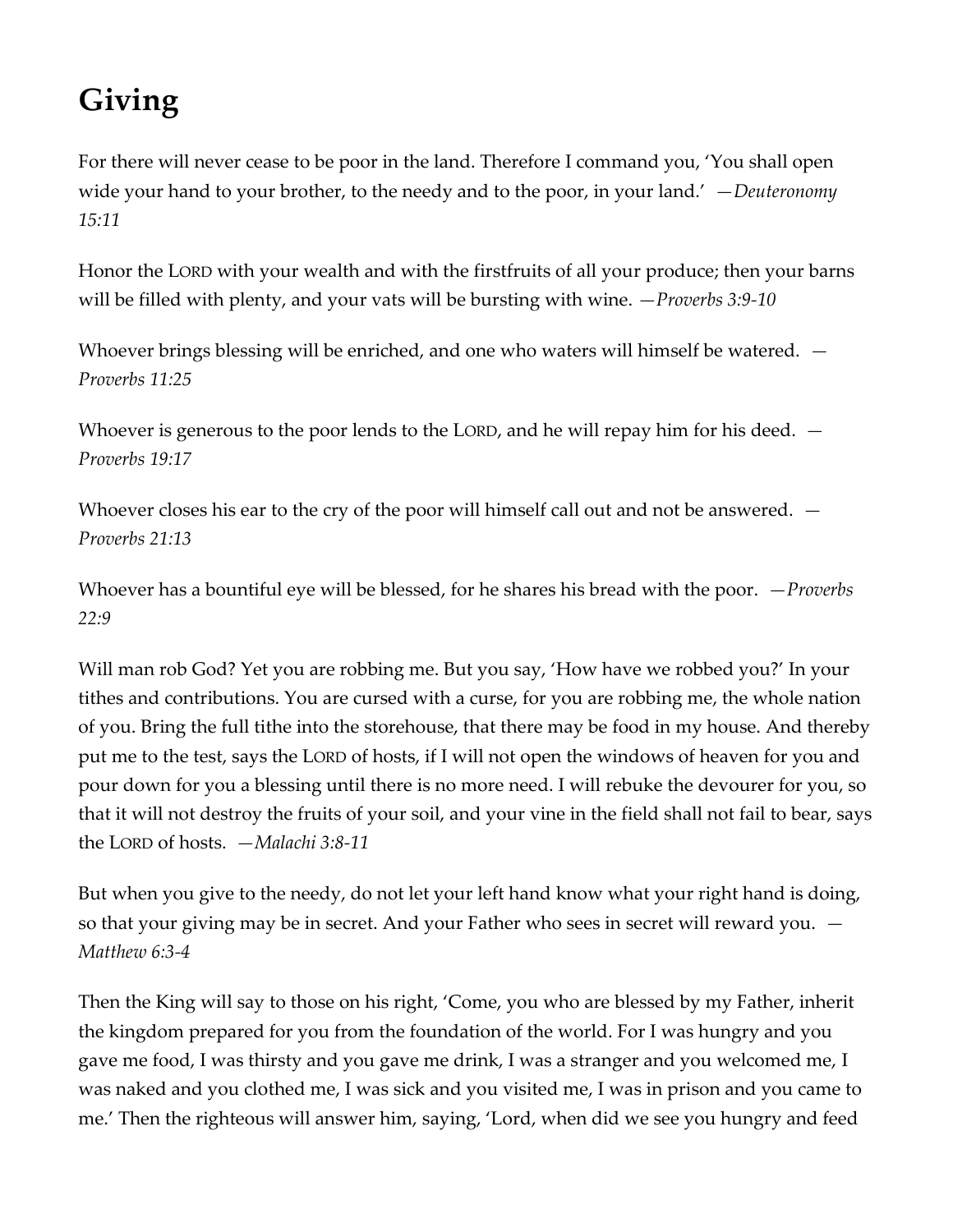# Giving

For there will never cease to be poor in the land. Therefore I command you, 'You shall open wide your hand to your brother, to the needy and to the poor, in your land.' —*Deuteronomy 15:11*

Honor the LORD with your wealth and with the firstfruits of all your produce; then your barns will be filled with plenty, and your vats will be bursting with wine. —*Proverbs 3:9-10*

Whoever brings blessing will be enriched, and one who waters will himself be watered. —*Proverbs 11:25*

Whoever is generous to the poor lends to the LORD, and he will repay him for his deed. —*Proverbs 19:17*

Whoever closes his ear to the cry of the poor will himself call out and not be answered. —*Proverbs 21:13*

Whoever has a bountiful eye will be blessed, for he shares his bread with the poor. —*Proverbs 22:9*

Will man rob God? Yet you are robbing me. But you say, 'How have we robbed you?' In your tithes and contributions. You are cursed with a curse, for you are robbing me, the whole nation of you. Bring the full tithe into the storehouse, that there may be food in my house. And thereby put me to the test, says the LORD of hosts, if I will not open the windows of heaven for you and pour down for you a blessing until there is no more need. I will rebuke the devourer for you, so that it will not destroy the fruits of your soil, and your vine in the field shall not fail to bear, says the LORD of hosts. —*Malachi 3:8-11*

But when you give to the needy, do not let your left hand know what your right hand is doing, so that your giving may be in secret. And your Father who sees in secret will reward you. —*Matthew 6:3-4*

Then the King will say to those on his right, 'Come, you who are blessed by my Father, inherit the kingdom prepared for you from the foundation of the world. For I was hungry and you gave me food, I was thirsty and you gave me drink, I was a stranger and you welcomed me, I was naked and you clothed me, I was sick and you visited me, I was in prison and you came to me.' Then the righteous will answer him, saying, 'Lord, when did we see you hungry and feed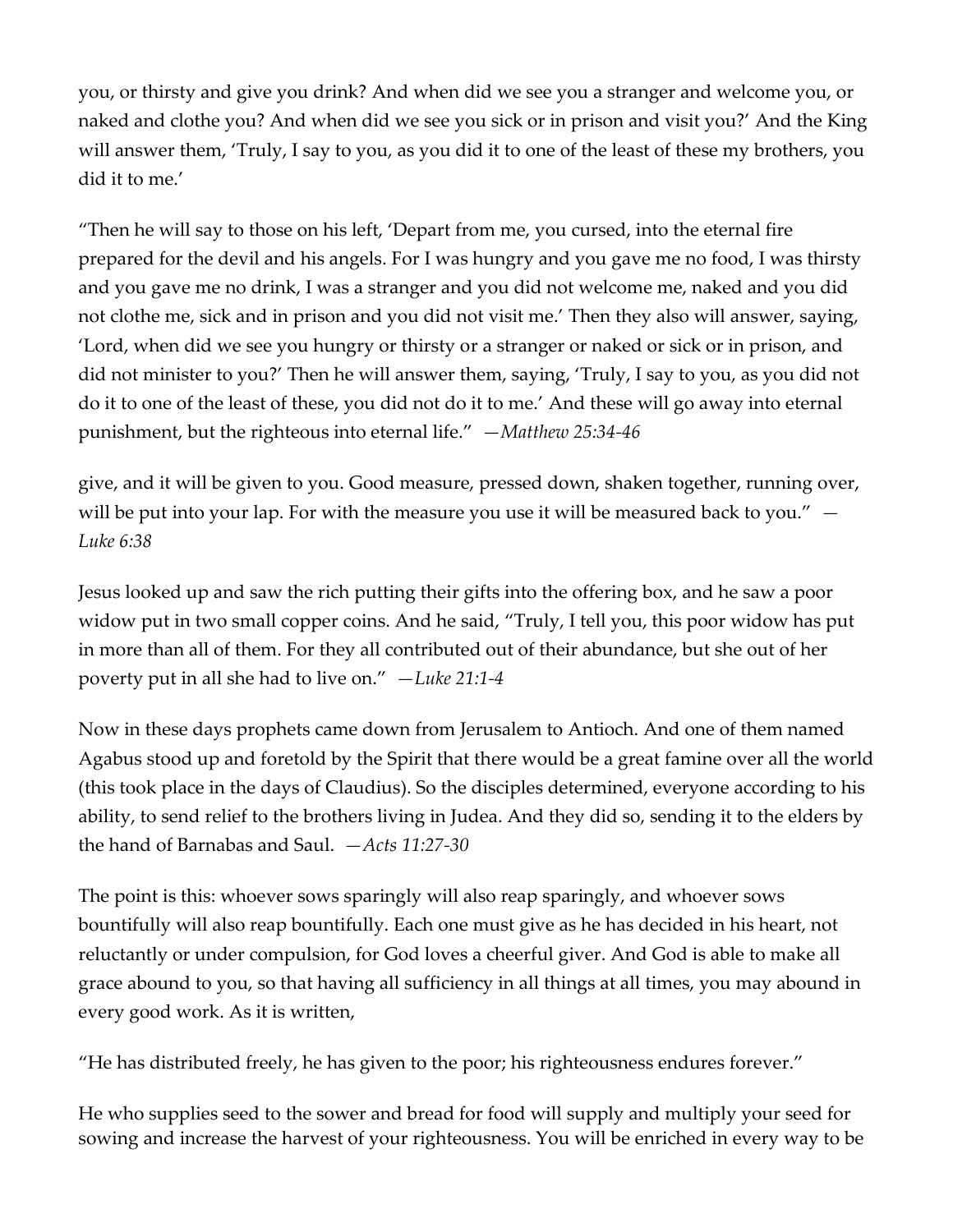you, or thirsty and give you drink? And when did we see you a stranger and welcome you, or naked and clothe you? And when did we see you sick or in prison and visit you?' And the King will answer them, 'Truly, I say to you, as you did it to one of the least of these my brothers, you did it to me.'

"Then he will say to those on his left, 'Depart from me, you cursed, into the eternal fire prepared for the devil and his angels. For I was hungry and you gave me no food, I was thirsty and you gave me no drink, I was a stranger and you did not welcome me, naked and you did not clothe me, sick and in prison and you did not visit me.' Then they also will answer, saying, 'Lord, when did we see you hungry or thirsty or a stranger or naked or sick or in prison, and did not minister to you?' Then he will answer them, saying, 'Truly, I say to you, as you did not do it to one of the least of these, you did not do it to me.' And these will go away into eternal punishment, but the righteous into eternal life." *—Matthew 25:34-46*

give, and it will be given to you. Good measure, pressed down, shaken together, running over, will be put into your lap. For with the measure you use it will be measured back to you." *—Luke 6:38*

Jesus looked up and saw the rich putting their gifts into the offering box, and he saw a poor widow put in two small copper coins. And he said, "Truly, I tell you, this poor widow has put in more than all of them. For they all contributed out of their abundance, but she out of her poverty put in all she had to live on." *—Luke 21:1-4*

Now in these days prophets came down from Jerusalem to Antioch. And one of them named Agabus stood up and foretold by the Spirit that there would be a great famine over all the world (this took place in the days of Claudius). So the disciples determined, everyone according to his ability, to send relief to the brothers living in Judea. And they did so, sending it to the elders by the hand of Barnabas and Saul. *—Acts 11:27-30*

The point is this: whoever sows sparingly will also reap sparingly, and whoever sows bountifully will also reap bountifully. Each one must give as he has decided in his heart, not reluctantly or under compulsion, for God loves a cheerful giver. And God is able to make all grace abound to you, so that having all sufficiency in all things at all times, you may abound in every good work. As it is written,

"He has distributed freely, he has given to the poor; his righteousness endures forever."

He who supplies seed to the sower and bread for food will supply and multiply your seed for sowing and increase the harvest of your righteousness. You will be enriched in every way to be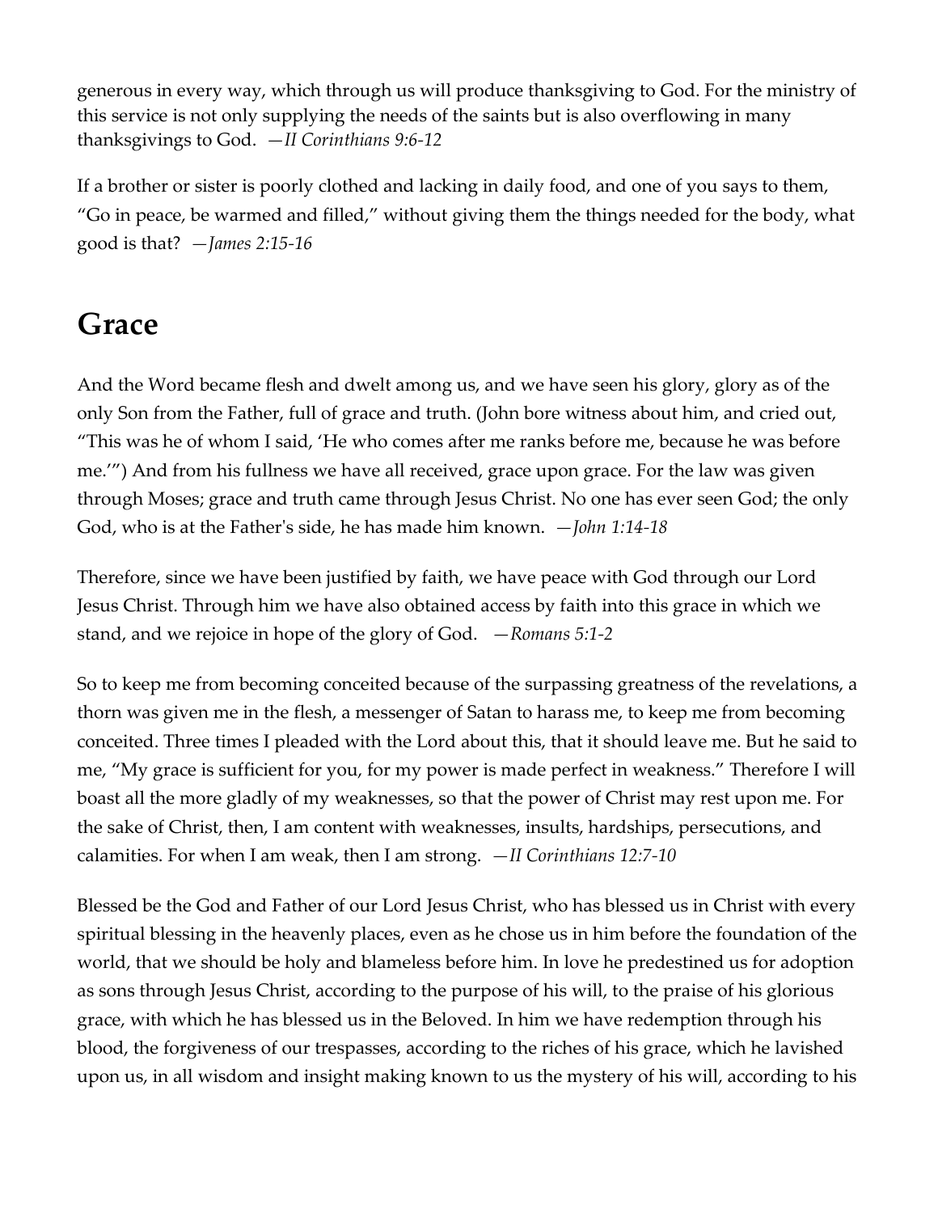generous in every way, which through us will produce thanksgiving to God. For the ministry of this service is not only supplying the needs of the saints but is also overflowing in many thanksgivings to God. *—II Corinthians 9:6-12*

If a brother or sister is poorly clothed and lacking in daily food, and one of you says to them, “Go in peace, be warmed and filled,” without giving them the things needed for the body, what good is that? *—James 2:15-16*

## Grace

And the Word became flesh and dwelt among us, and we have seen his glory, glory as of the only Son from the Father, full of grace and truth. (John bore witness about him, and cried out, “This was he of whom I said, ‘He who comes after me ranks before me, because he was before me.’”) And from his fullness we have all received, grace upon grace. For the law was given through Moses; grace and truth came through Jesus Christ. No one has ever seen God; the only God, who is at the Father's side, he has made him known. *—John 1:14-18*

Therefore, since we have been justified by faith, we have peace with God through our Lord Jesus Christ. Through him we have also obtained access by faith into this grace in which we stand, and we rejoice in hope of the glory of God. *—Romans 5:1-2*

So to keep me from becoming conceited because of the surpassing greatness of the revelations, a thorn was given me in the flesh, a messenger of Satan to harass me, to keep me from becoming conceited. Three times I pleaded with the Lord about this, that it should leave me. But he said to me, “My grace is sufficient for you, for my power is made perfect in weakness.” Therefore I will boast all the more gladly of my weaknesses, so that the power of Christ may rest upon me. For the sake of Christ, then, I am content with weaknesses, insults, hardships, persecutions, and calamities. For when I am weak, then I am strong. *—II Corinthians 12:7-10*

Blessed be the God and Father of our Lord Jesus Christ, who has blessed us in Christ with every spiritual blessing in the heavenly places, even as he chose us in him before the foundation of the world, that we should be holy and blameless before him. In love he predestined us for adoption as sons through Jesus Christ, according to the purpose of his will, to the praise of his glorious grace, with which he has blessed us in the Beloved. In him we have redemption through his blood, the forgiveness of our trespasses, according to the riches of his grace, which he lavished upon us, in all wisdom and insight making known to us the mystery of his will, according to his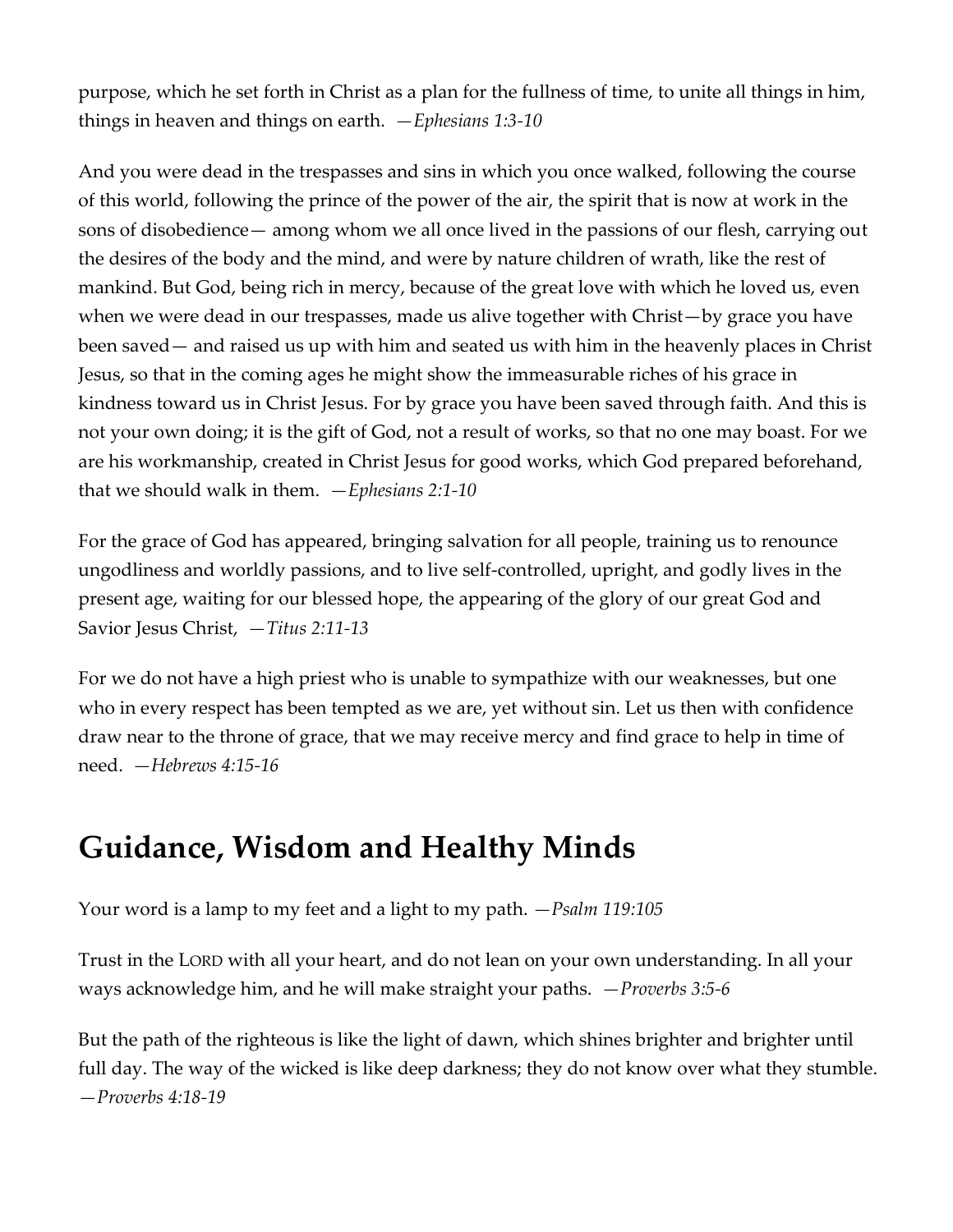purpose, which he set forth in Christ as a plan for the fullness of time, to unite all things in him, things in heaven and things on earth. —*Ephesians 1:3-10*

And you were dead in the trespasses and sins in which you once walked, following the course of this world, following the prince of the power of the air, the spirit that is now at work in the sons of disobedience— among whom we all once lived in the passions of our flesh, carrying out the desires of the body and the mind, and were by nature children of wrath, like the rest of mankind. But God, being rich in mercy, because of the great love with which he loved us, even when we were dead in our trespasses, made us alive together with Christ—by grace you have been saved— and raised us up with him and seated us with him in the heavenly places in Christ Jesus, so that in the coming ages he might show the immeasurable riches of his grace in kindness toward us in Christ Jesus. For by grace you have been saved through faith. And this is not your own doing; it is the gift of God, not a result of works, so that no one may boast. For we are his workmanship, created in Christ Jesus for good works, which God prepared beforehand, that we should walk in them. —*Ephesians 2:1-10*

For the grace of God has appeared, bringing salvation for all people, training us to renounce ungodliness and worldly passions, and to live self-controlled, upright, and godly lives in the present age, waiting for our blessed hope, the appearing of the glory of our great God and Savior Jesus Christ, —*Titus 2:11-13*

For we do not have a high priest who is unable to sympathize with our weaknesses, but one who in every respect has been tempted as we are, yet without sin. Let us then with confidence draw near to the throne of grace, that we may receive mercy and find grace to help in time of need. —*Hebrews 4:15-16*

## Guidance, Wisdom and Healthy Minds

Your word is a lamp to my feet and a light to my path. —*Psalm 119:105*

Trust in the LORD with all your heart, and do not lean on your own understanding. In all your ways acknowledge him, and he will make straight your paths. —*Proverbs 3:5-6*

But the path of the righteous is like the light of dawn, which shines brighter and brighter until full day. The way of the wicked is like deep darkness; they do not know over what they stumble. —*Proverbs 4:18-19*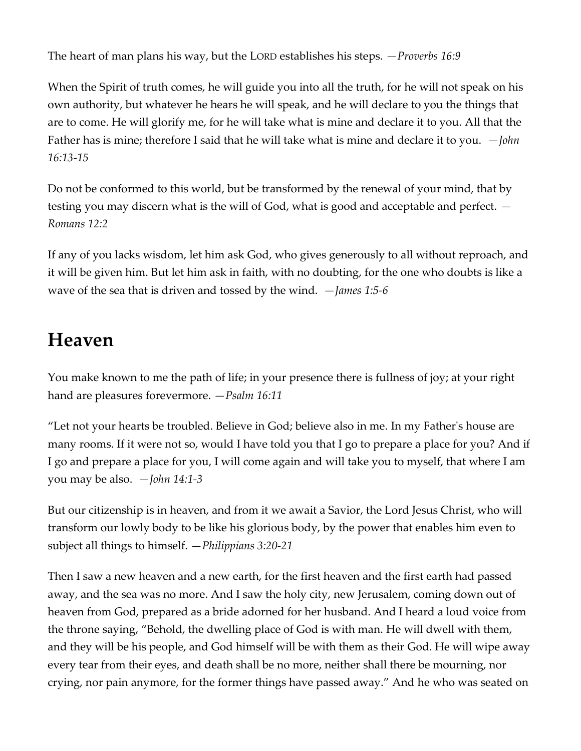The heart of man plans his way, but the LORD establishes his steps. *—Proverbs 16:9*

When the Spirit of truth comes, he will guide you into all the truth, for he will not speak on his own authority, but whatever he hears he will speak, and he will declare to you the things that are to come. He will glorify me, for he will take what is mine and declare it to you. All that the Father has is mine; therefore I said that he will take what is mine and declare it to you. *—John 16:13-15*

Do not be conformed to this world, but be transformed by the renewal of your mind, that by testing you may discern what is the will of God, what is good and acceptable and perfect. *—Romans 12:2*

If any of you lacks wisdom, let him ask God, who gives generously to all without reproach, and it will be given him. But let him ask in faith, with no doubting, for the one who doubts is like a wave of the sea that is driven and tossed by the wind. *—James 1:5-6*

## Heaven

You make known to me the path of life; in your presence there is fullness of joy; at your right hand are pleasures forevermore. *—Psalm 16:11*

"Let not your hearts be troubled. Believe in God; believe also in me. In my Father's house are many rooms. If it were not so, would I have told you that I go to prepare a place for you? And if I go and prepare a place for you, I will come again and will take you to myself, that where I am you may be also. *—John 14:1-3*

But our citizenship is in heaven, and from it we await a Savior, the Lord Jesus Christ, who will transform our lowly body to be like his glorious body, by the power that enables him even to subject all things to himself. *—Philippians 3:20-21*

Then I saw a new heaven and a new earth, for the first heaven and the first earth had passed away, and the sea was no more. And I saw the holy city, new Jerusalem, coming down out of heaven from God, prepared as a bride adorned for her husband. And I heard a loud voice from the throne saying, "Behold, the dwelling place of God is with man. He will dwell with them, and they will be his people, and God himself will be with them as their God. He will wipe away every tear from their eyes, and death shall be no more, neither shall there be mourning, nor crying, nor pain anymore, for the former things have passed away." And he who was seated on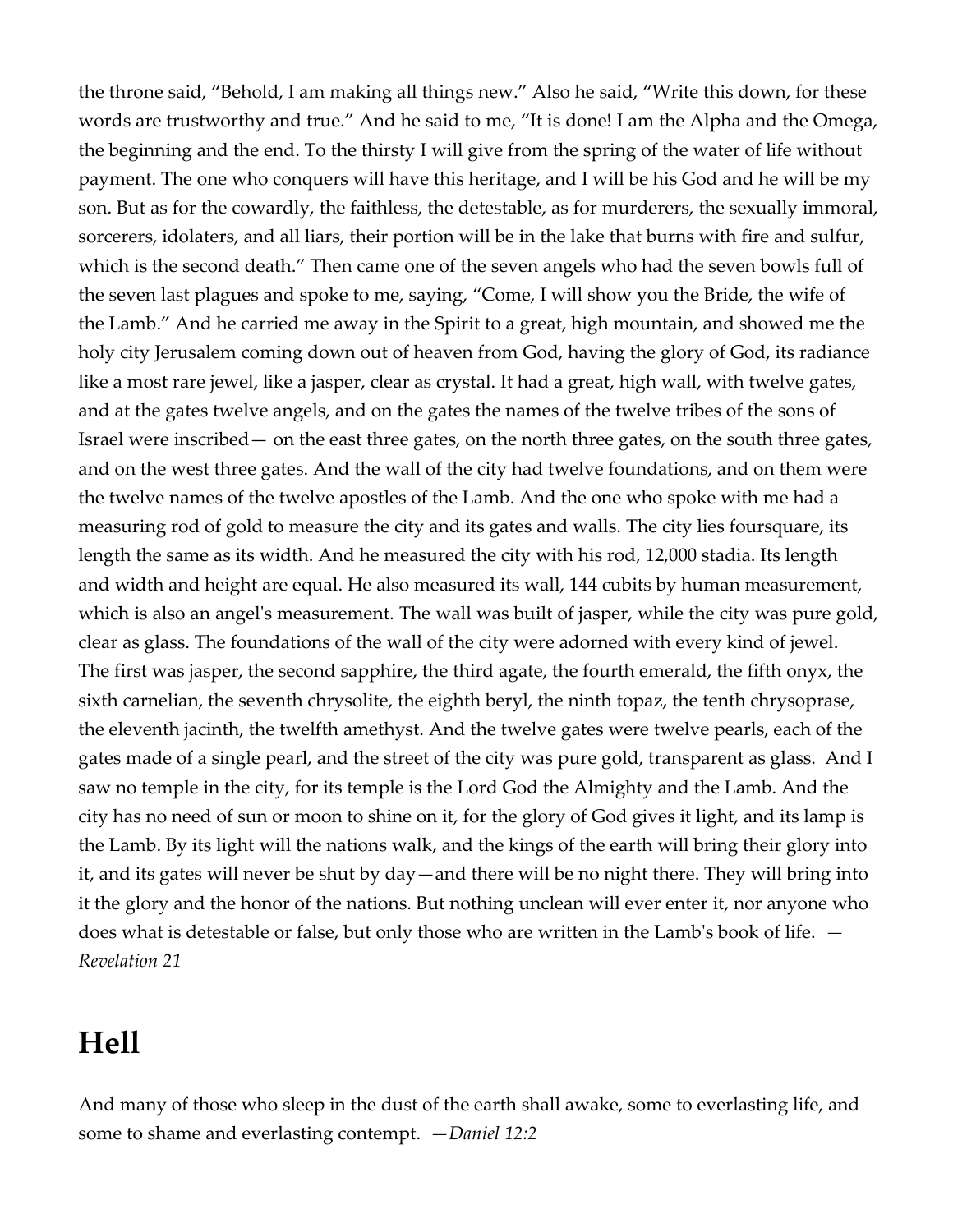the throne said, "Behold, I am making all things new." Also he said, "Write this down, for these words are trustworthy and true." And he said to me, "It is done! I am the Alpha and the Omega, the beginning and the end. To the thirsty I will give from the spring of the water of life without payment. The one who conquers will have this heritage, and I will be his God and he will be my son. But as for the cowardly, the faithless, the detestable, as for murderers, the sexually immoral, sorcerers, idolaters, and all liars, their portion will be in the lake that burns with fire and sulfur, which is the second death." Then came one of the seven angels who had the seven bowls full of the seven last plagues and spoke to me, saying, "Come, I will show you the Bride, the wife of the Lamb." And he carried me away in the Spirit to a great, high mountain, and showed me the holy city Jerusalem coming down out of heaven from God, having the glory of God, its radiance like a most rare jewel, like a jasper, clear as crystal. It had a great, high wall, with twelve gates, and at the gates twelve angels, and on the gates the names of the twelve tribes of the sons of Israel were inscribed— on the east three gates, on the north three gates, on the south three gates, and on the west three gates. And the wall of the city had twelve foundations, and on them were the twelve names of the twelve apostles of the Lamb. And the one who spoke with me had a measuring rod of gold to measure the city and its gates and walls. The city lies foursquare, its length the same as its width. And he measured the city with his rod, 12,000 stadia. Its length and width and height are equal. He also measured its wall, 144 cubits by human measurement, which is also an angel's measurement. The wall was built of jasper, while the city was pure gold, clear as glass. The foundations of the wall of the city were adorned with every kind of jewel. The first was jasper, the second sapphire, the third agate, the fourth emerald, the fifth onyx, the sixth carnelian, the seventh chrysolite, the eighth beryl, the ninth topaz, the tenth chrysoprase, the eleventh jacinth, the twelfth amethyst. And the twelve gates were twelve pearls, each of the gates made of a single pearl, and the street of the city was pure gold, transparent as glass. And I saw no temple in the city, for its temple is the Lord God the Almighty and the Lamb. And the city has no need of sun or moon to shine on it, for the glory of God gives it light, and its lamp is the Lamb. By its light will the nations walk, and the kings of the earth will bring their glory into it, and its gates will never be shut by day—and there will be no night there. They will bring into it the glory and the honor of the nations. But nothing unclean will ever enter it, nor anyone who does what is detestable or false, but only those who are written in the Lamb's book of life. —*Revelation 21*

## Hell

And many of those who sleep in the dust of the earth shall awake, some to everlasting life, and some to shame and everlasting contempt. —*Daniel 12:2*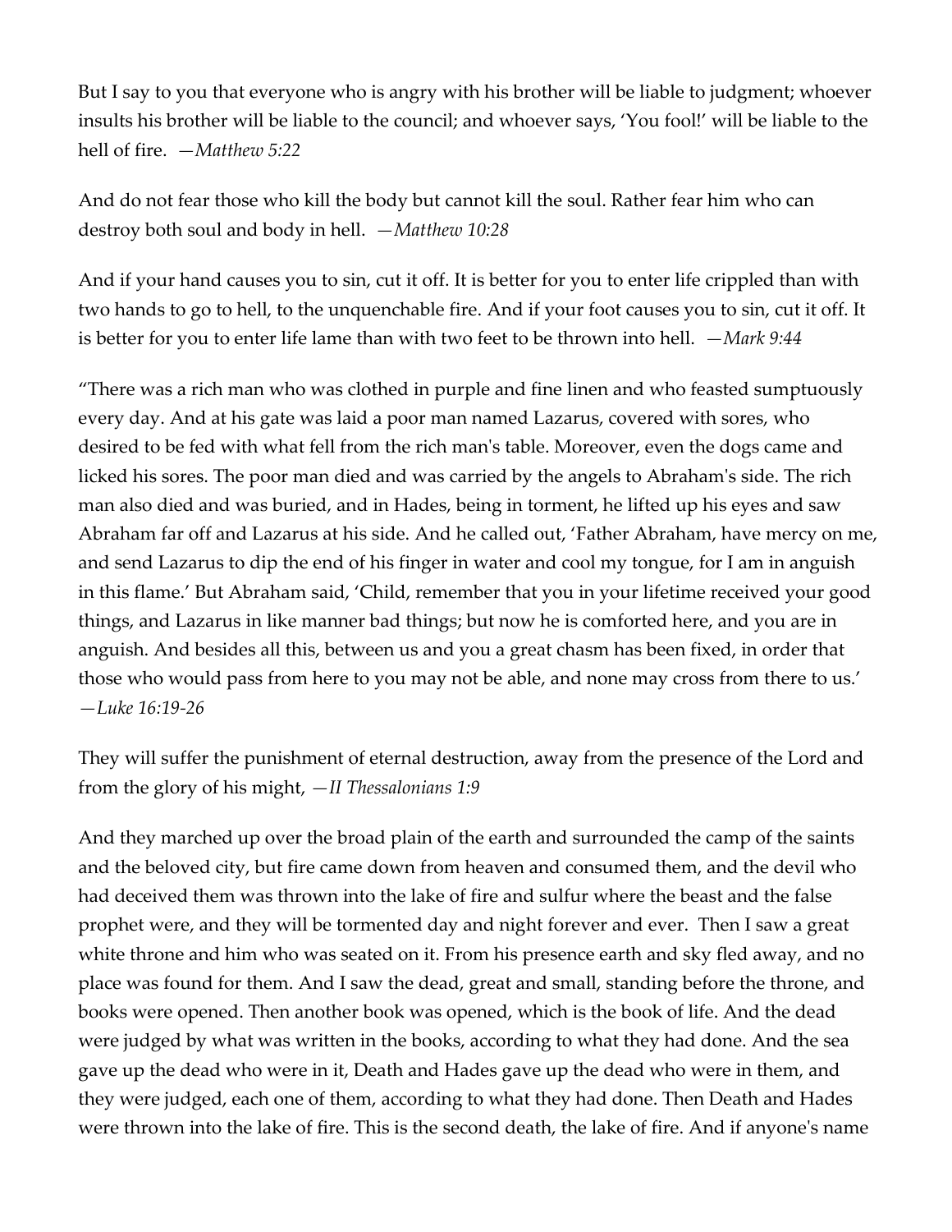But I say to you that everyone who is angry with his brother will be liable to judgment; whoever insults his brother will be liable to the council; and whoever says, 'You fool!' will be liable to the hell of fire. *—Matthew 5:22*

And do not fear those who kill the body but cannot kill the soul. Rather fear him who can destroy both soul and body in hell. *—Matthew 10:28*

And if your hand causes you to sin, cut it off. It is better for you to enter life crippled than with two hands to go to hell, to the unquenchable fire. And if your foot causes you to sin, cut it off. It is better for you to enter life lame than with two feet to be thrown into hell. *—Mark 9:44*

"There was a rich man who was clothed in purple and fine linen and who feasted sumptuously every day. And at his gate was laid a poor man named Lazarus, covered with sores, who desired to be fed with what fell from the rich man's table. Moreover, even the dogs came and licked his sores. The poor man died and was carried by the angels to Abraham's side. The rich man also died and was buried, and in Hades, being in torment, he lifted up his eyes and saw Abraham far off and Lazarus at his side. And he called out, 'Father Abraham, have mercy on me, and send Lazarus to dip the end of his finger in water and cool my tongue, for I am in anguish in this flame.' But Abraham said, 'Child, remember that you in your lifetime received your good things, and Lazarus in like manner bad things; but now he is comforted here, and you are in anguish. And besides all this, between us and you a great chasm has been fixed, in order that those who would pass from here to you may not be able, and none may cross from there to us.' *—Luke 16:19-26*

They will suffer the punishment of eternal destruction, away from the presence of the Lord and from the glory of his might, *—II Thessalonians 1:9*

And they marched up over the broad plain of the earth and surrounded the camp of the saints and the beloved city, but fire came down from heaven and consumed them, and the devil who had deceived them was thrown into the lake of fire and sulfur where the beast and the false prophet were, and they will be tormented day and night forever and ever. Then I saw a great white throne and him who was seated on it. From his presence earth and sky fled away, and no place was found for them. And I saw the dead, great and small, standing before the throne, and books were opened. Then another book was opened, which is the book of life. And the dead were judged by what was written in the books, according to what they had done. And the sea gave up the dead who were in it, Death and Hades gave up the dead who were in them, and they were judged, each one of them, according to what they had done. Then Death and Hades were thrown into the lake of fire. This is the second death, the lake of fire. And if anyone's name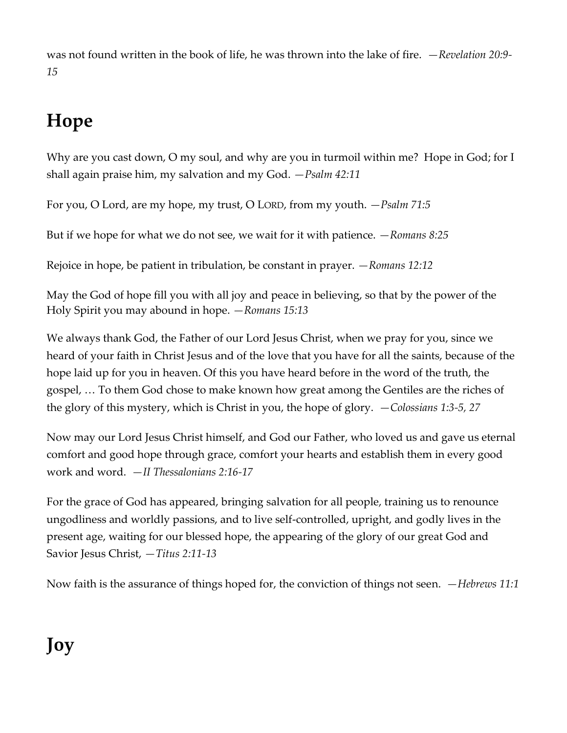was not found written in the book of life, he was thrown into the lake of fire. *—Revelation 20:9-15*

# Hope

Why are you cast down, O my soul, and why are you in turmoil within me? Hope in God; for I shall again praise him, my salvation and my God. *—Psalm 42:11*

For you, O Lord, are my hope, my trust, O LORD, from my youth. *—Psalm 71:5*

But if we hope for what we do not see, we wait for it with patience. *—Romans 8:25*

Rejoice in hope, be patient in tribulation, be constant in prayer. *—Romans 12:12*

May the God of hope fill you with all joy and peace in believing, so that by the power of the Holy Spirit you may abound in hope. *—Romans 15:13*

We always thank God, the Father of our Lord Jesus Christ, when we pray for you, since we heard of your faith in Christ Jesus and of the love that you have for all the saints, because of the hope laid up for you in heaven. Of this you have heard before in the word of the truth, the gospel, … To them God chose to make known how great among the Gentiles are the riches of the glory of this mystery, which is Christ in you, the hope of glory. *—Colossians 1:3-5, 27*

Now may our Lord Jesus Christ himself, and God our Father, who loved us and gave us eternal comfort and good hope through grace, comfort your hearts and establish them in every good work and word. *—II Thessalonians 2:16-17*

For the grace of God has appeared, bringing salvation for all people, training us to renounce ungodliness and worldly passions, and to live self-controlled, upright, and godly lives in the present age, waiting for our blessed hope, the appearing of the glory of our great God and Savior Jesus Christ, *—Titus 2:11-13*

Now faith is the assurance of things hoped for, the conviction of things not seen. *—Hebrews 11:1*

# Joy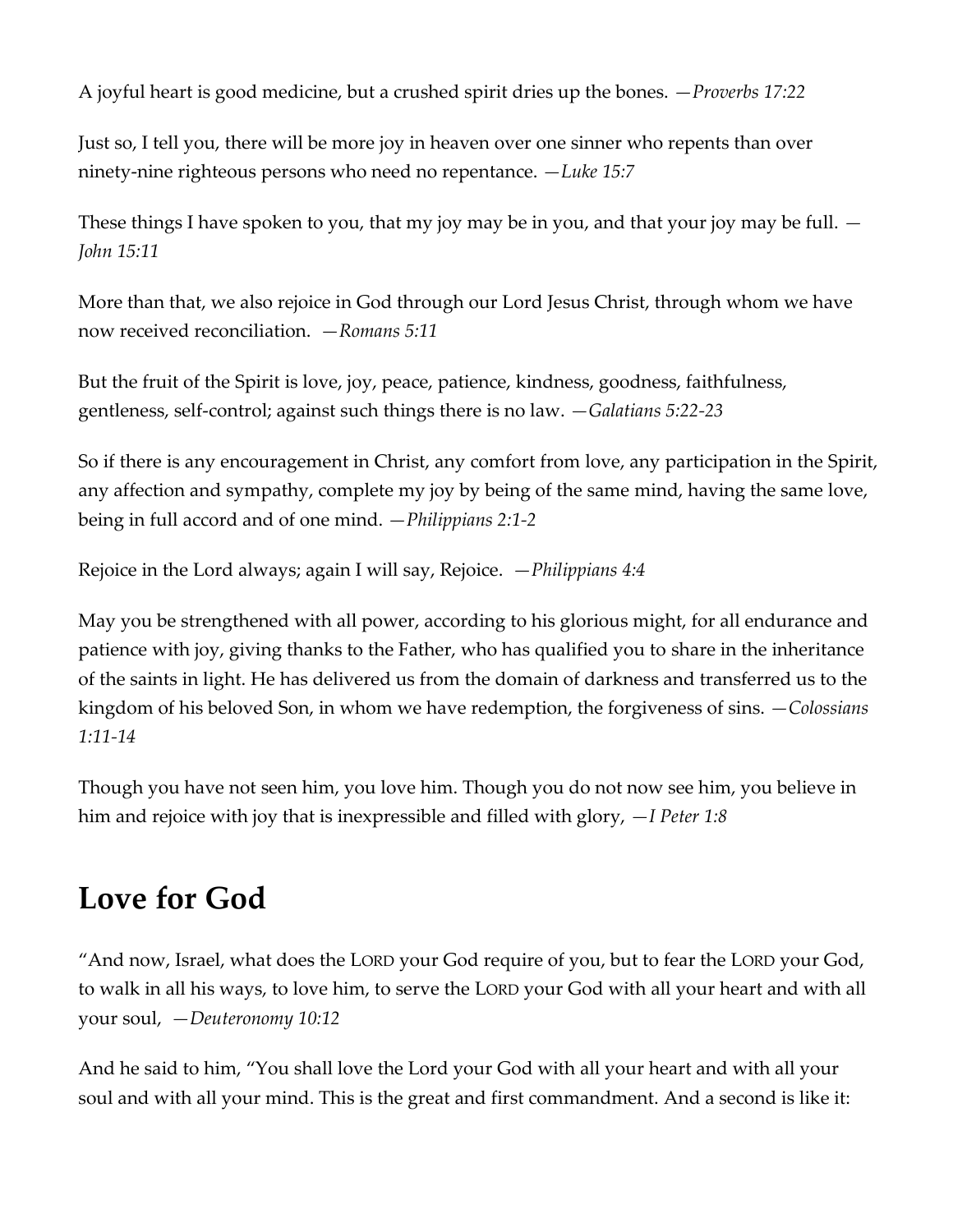A joyful heart is good medicine, but a crushed spirit dries up the bones. —*Proverbs 17:22*

Just so, I tell you, there will be more joy in heaven over one sinner who repents than over ninety-nine righteous persons who need no repentance. —*Luke 15:7*

These things I have spoken to you, that my joy may be in you, and that your joy may be full. —*John 15:11*

More than that, we also rejoice in God through our Lord Jesus Christ, through whom we have now received reconciliation. —*Romans 5:11*

But the fruit of the Spirit is love, joy, peace, patience, kindness, goodness, faithfulness, gentleness, self-control; against such things there is no law. —*Galatians 5:22-23*

So if there is any encouragement in Christ, any comfort from love, any participation in the Spirit, any affection and sympathy, complete my joy by being of the same mind, having the same love, being in full accord and of one mind. —*Philippians 2:1-2*

Rejoice in the Lord always; again I will say, Rejoice. —*Philippians 4:4*

May you be strengthened with all power, according to his glorious might, for all endurance and patience with joy, giving thanks to the Father, who has qualified you to share in the inheritance of the saints in light. He has delivered us from the domain of darkness and transferred us to the kingdom of his beloved Son, in whom we have redemption, the forgiveness of sins. —*Colossians 1:11-14*

Though you have not seen him, you love him. Though you do not now see him, you believe in him and rejoice with joy that is inexpressible and filled with glory, —*I Peter 1:8*

## Love for God

"And now, Israel, what does the LORD your God require of you, but to fear the LORD your God, to walk in all his ways, to love him, to serve the LORD your God with all your heart and with all your soul, —*Deuteronomy 10:12*

And he said to him, "You shall love the Lord your God with all your heart and with all your soul and with all your mind. This is the great and first commandment. And a second is like it: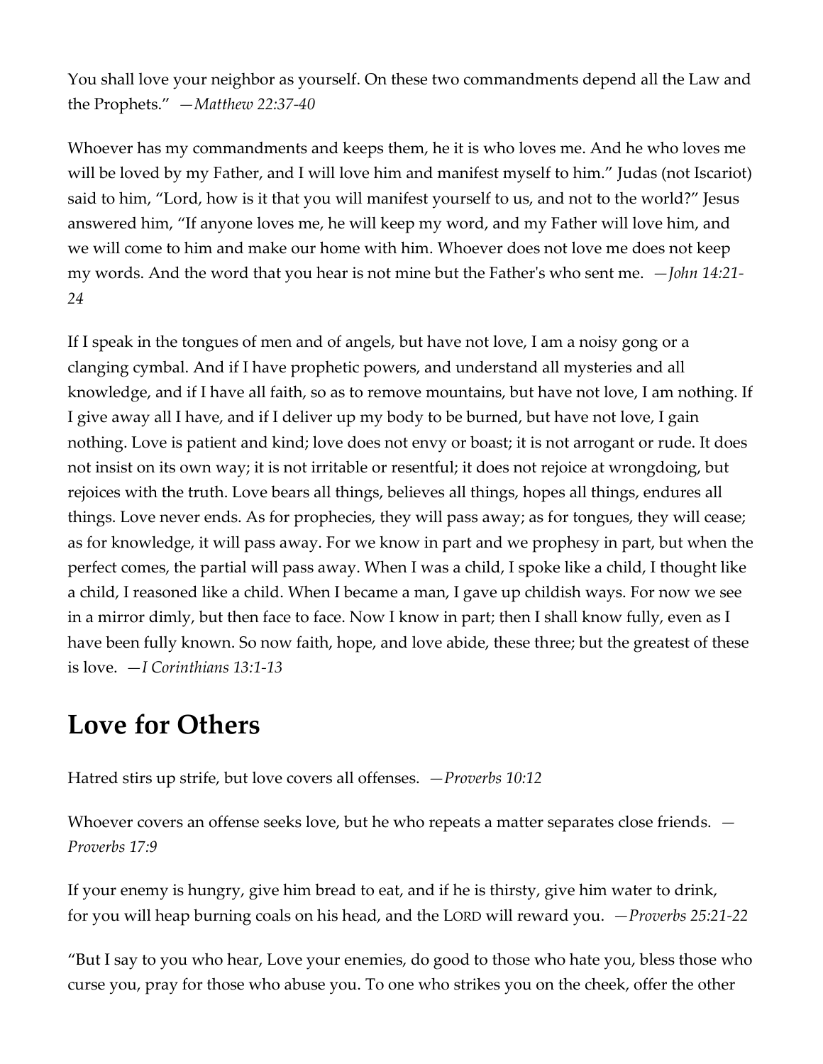You shall love your neighbor as yourself. On these two commandments depend all the Law and the Prophets." —*Matthew 22:37-40*

Whoever has my commandments and keeps them, he it is who loves me. And he who loves me will be loved by my Father, and I will love him and manifest myself to him." Judas (not Iscariot) said to him, "Lord, how is it that you will manifest yourself to us, and not to the world?" Jesus answered him, "If anyone loves me, he will keep my word, and my Father will love him, and we will come to him and make our home with him. Whoever does not love me does not keep my words. And the word that you hear is not mine but the Father's who sent me. —*John 14:21-24*

If I speak in the tongues of men and of angels, but have not love, I am a noisy gong or a clanging cymbal. And if I have prophetic powers, and understand all mysteries and all knowledge, and if I have all faith, so as to remove mountains, but have not love, I am nothing. If I give away all I have, and if I deliver up my body to be burned, but have not love, I gain nothing. Love is patient and kind; love does not envy or boast; it is not arrogant or rude. It does not insist on its own way; it is not irritable or resentful; it does not rejoice at wrongdoing, but rejoices with the truth. Love bears all things, believes all things, hopes all things, endures all things. Love never ends. As for prophecies, they will pass away; as for tongues, they will cease; as for knowledge, it will pass away. For we know in part and we prophesy in part, but when the perfect comes, the partial will pass away. When I was a child, I spoke like a child, I thought like a child, I reasoned like a child. When I became a man, I gave up childish ways. For now we see in a mirror dimly, but then face to face. Now I know in part; then I shall know fully, even as I have been fully known. So now faith, hope, and love abide, these three; but the greatest of these is love. —*I Corinthians 13:1-13*

## Love for Others

Hatred stirs up strife, but love covers all offenses. —*Proverbs 10:12*

Whoever covers an offense seeks love, but he who repeats a matter separates close friends. —*Proverbs 17:9*

If your enemy is hungry, give him bread to eat, and if he is thirsty, give him water to drink, for you will heap burning coals on his head, and the LORD will reward you. —*Proverbs 25:21-22*

"But I say to you who hear, Love your enemies, do good to those who hate you, bless those who curse you, pray for those who abuse you. To one who strikes you on the cheek, offer the other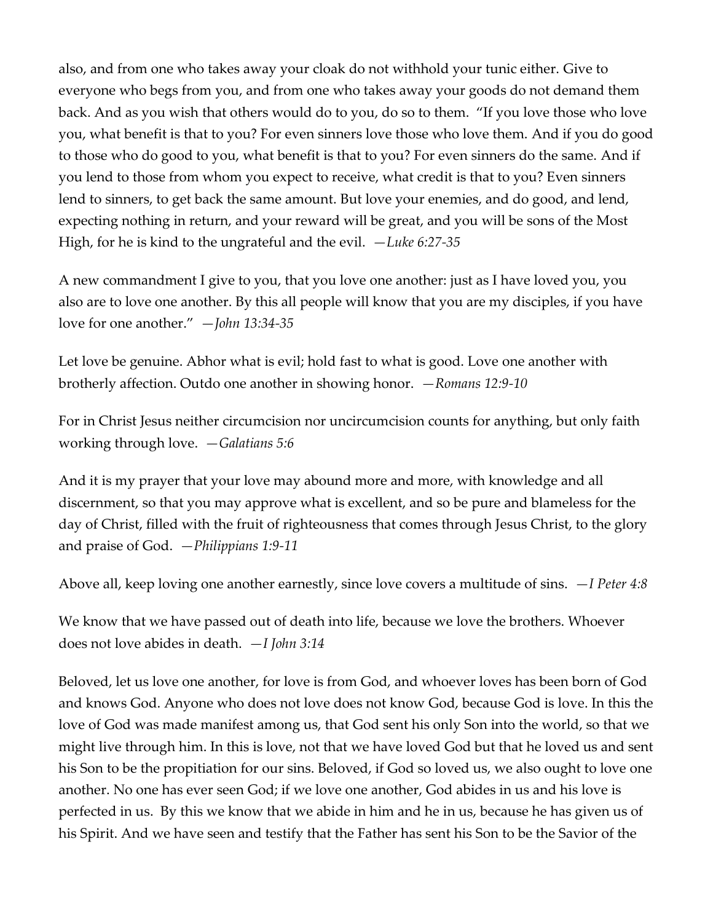also, and from one who takes away your cloak do not withhold your tunic either. Give to everyone who begs from you, and from one who takes away your goods do not demand them back. And as you wish that others would do to you, do so to them. "If you love those who love you, what benefit is that to you? For even sinners love those who love them. And if you do good to those who do good to you, what benefit is that to you? For even sinners do the same. And if you lend to those from whom you expect to receive, what credit is that to you? Even sinners lend to sinners, to get back the same amount. But love your enemies, and do good, and lend, expecting nothing in return, and your reward will be great, and you will be sons of the Most High, for he is kind to the ungrateful and the evil. *—Luke 6:27-35*

A new commandment I give to you, that you love one another: just as I have loved you, you also are to love one another. By this all people will know that you are my disciples, if you have love for one another." *—John 13:34-35*

Let love be genuine. Abhor what is evil; hold fast to what is good. Love one another with brotherly affection. Outdo one another in showing honor. *—Romans 12:9-10*

For in Christ Jesus neither circumcision nor uncircumcision counts for anything, but only faith working through love. *—Galatians 5:6*

And it is my prayer that your love may abound more and more, with knowledge and all discernment, so that you may approve what is excellent, and so be pure and blameless for the day of Christ, filled with the fruit of righteousness that comes through Jesus Christ, to the glory and praise of God. *—Philippians 1:9-11*

Above all, keep loving one another earnestly, since love covers a multitude of sins. *—I Peter 4:8*

We know that we have passed out of death into life, because we love the brothers. Whoever does not love abides in death. *—I John 3:14*

Beloved, let us love one another, for love is from God, and whoever loves has been born of God and knows God. Anyone who does not love does not know God, because God is love. In this the love of God was made manifest among us, that God sent his only Son into the world, so that we might live through him. In this is love, not that we have loved God but that he loved us and sent his Son to be the propitiation for our sins. Beloved, if God so loved us, we also ought to love one another. No one has ever seen God; if we love one another, God abides in us and his love is perfected in us. By this we know that we abide in him and he in us, because he has given us of his Spirit. And we have seen and testify that the Father has sent his Son to be the Savior of the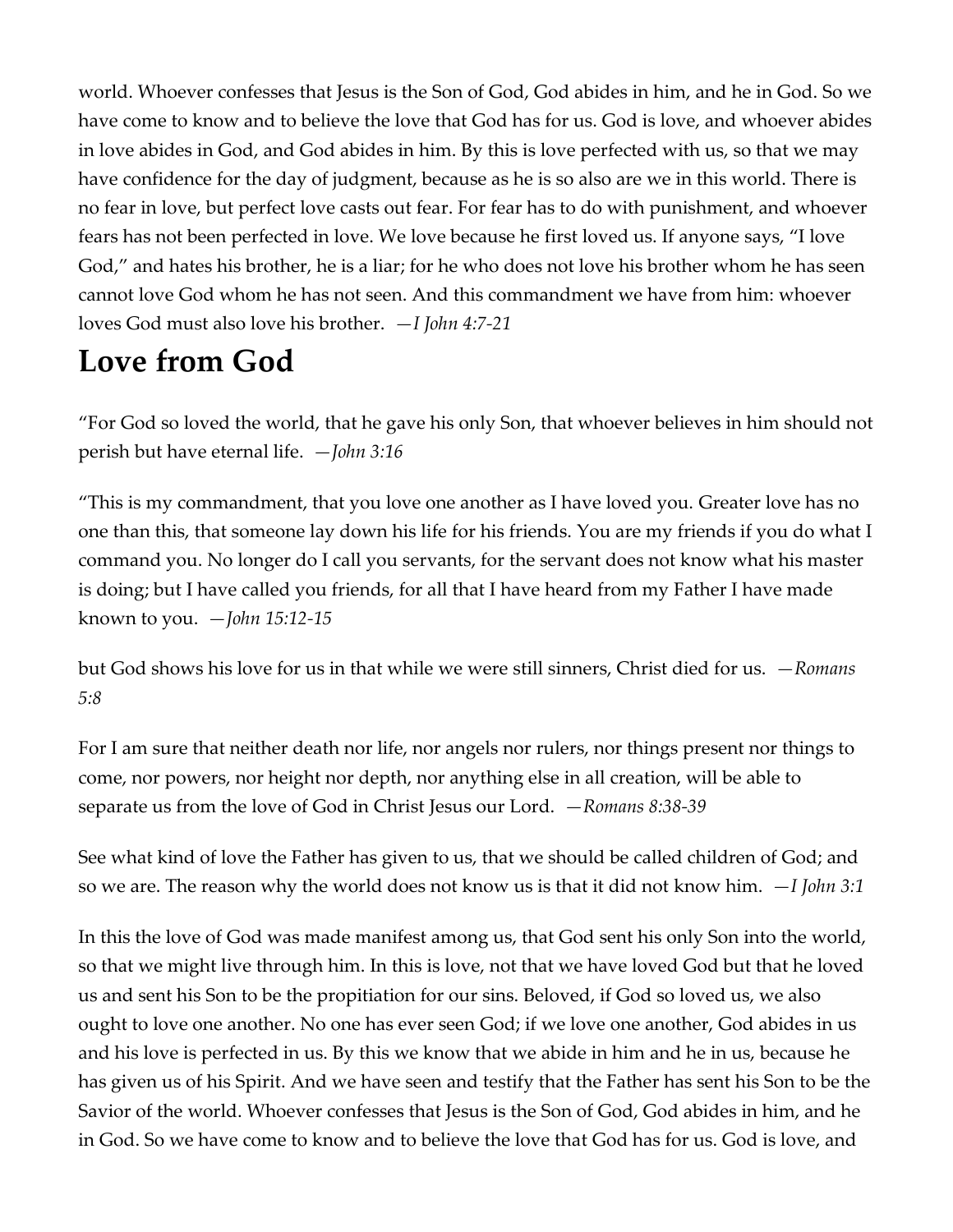world. Whoever confesses that Jesus is the Son of God, God abides in him, and he in God. So we have come to know and to believe the love that God has for us. God is love, and whoever abides in love abides in God, and God abides in him. By this is love perfected with us, so that we may have confidence for the day of judgment, because as he is so also are we in this world. There is no fear in love, but perfect love casts out fear. For fear has to do with punishment, and whoever fears has not been perfected in love. We love because he first loved us. If anyone says, "I love God," and hates his brother, he is a liar; for he who does not love his brother whom he has seen cannot love God whom he has not seen. And this commandment we have from him: whoever loves God must also love his brother. —*I John 4:7-21*

# Love from God

"For God so loved the world, that he gave his only Son, that whoever believes in him should not perish but have eternal life. —*John 3:16*

"This is my commandment, that you love one another as I have loved you. Greater love has no one than this, that someone lay down his life for his friends. You are my friends if you do what I command you. No longer do I call you servants, for the servant does not know what his master is doing; but I have called you friends, for all that I have heard from my Father I have made known to you. —*John 15:12-15*

but God shows his love for us in that while we were still sinners, Christ died for us. —*Romans 5:8*

For I am sure that neither death nor life, nor angels nor rulers, nor things present nor things to come, nor powers, nor height nor depth, nor anything else in all creation, will be able to separate us from the love of God in Christ Jesus our Lord. —*Romans 8:38-39*

See what kind of love the Father has given to us, that we should be called children of God; and so we are. The reason why the world does not know us is that it did not know him. —*I John 3:1*

In this the love of God was made manifest among us, that God sent his only Son into the world, so that we might live through him. In this is love, not that we have loved God but that he loved us and sent his Son to be the propitiation for our sins. Beloved, if God so loved us, we also ought to love one another. No one has ever seen God; if we love one another, God abides in us and his love is perfected in us. By this we know that we abide in him and he in us, because he has given us of his Spirit. And we have seen and testify that the Father has sent his Son to be the Savior of the world. Whoever confesses that Jesus is the Son of God, God abides in him, and he in God. So we have come to know and to believe the love that God has for us. God is love, and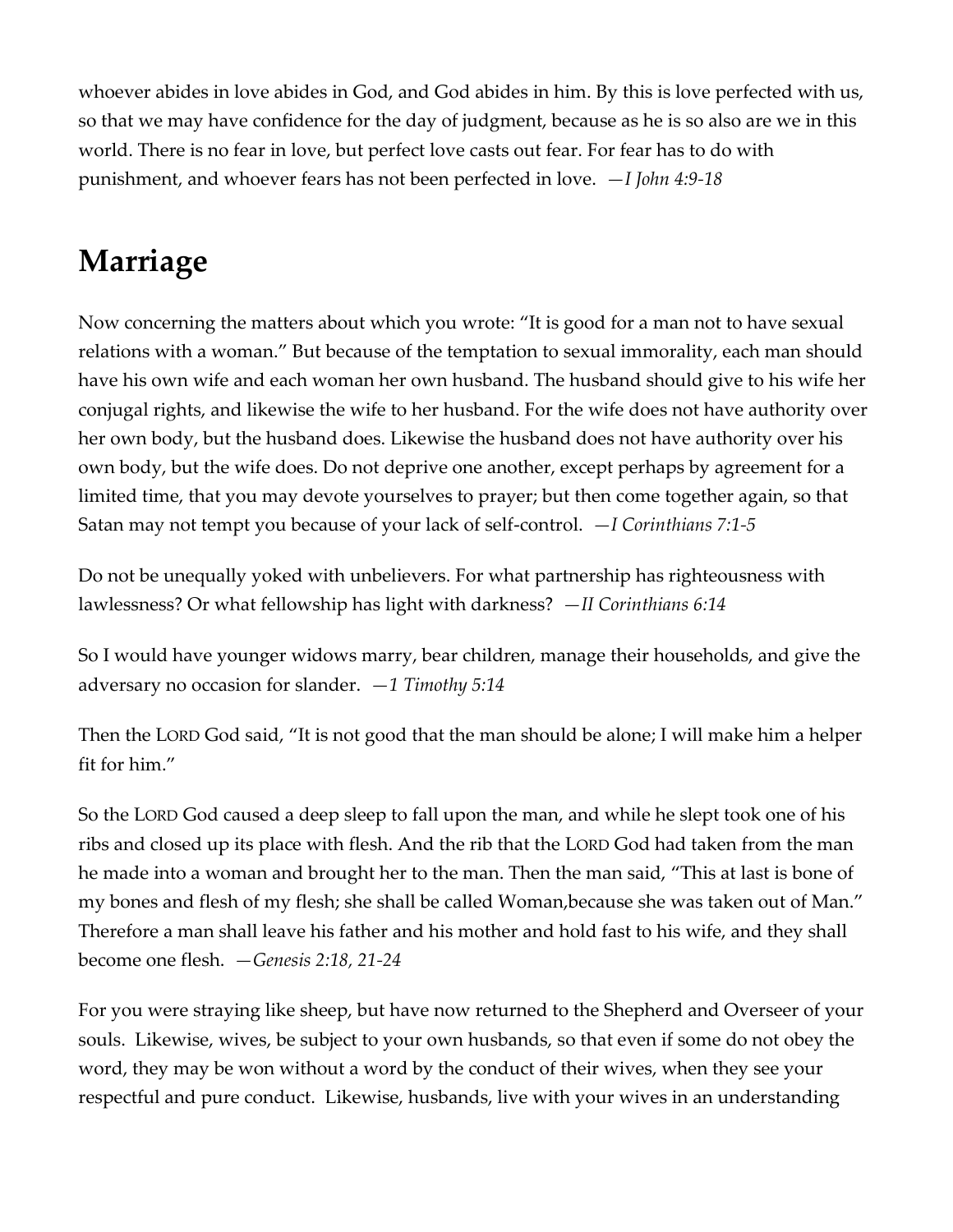whoever abides in love abides in God, and God abides in him. By this is love perfected with us, so that we may have confidence for the day of judgment, because as he is so also are we in this world. There is no fear in love, but perfect love casts out fear. For fear has to do with punishment, and whoever fears has not been perfected in love. *—I John 4:9-18*

## Marriage

Now concerning the matters about which you wrote: "It is good for a man not to have sexual relations with a woman." But because of the temptation to sexual immorality, each man should have his own wife and each woman her own husband. The husband should give to his wife her conjugal rights, and likewise the wife to her husband. For the wife does not have authority over her own body, but the husband does. Likewise the husband does not have authority over his own body, but the wife does. Do not deprive one another, except perhaps by agreement for a limited time, that you may devote yourselves to prayer; but then come together again, so that Satan may not tempt you because of your lack of self-control. *—I Corinthians 7:1-5*

Do not be unequally yoked with unbelievers. For what partnership has righteousness with lawlessness? Or what fellowship has light with darkness? *—II Corinthians 6:14*

So I would have younger widows marry, bear children, manage their households, and give the adversary no occasion for slander. *—1 Timothy 5:14*

Then the LORD God said, "It is not good that the man should be alone; I will make him a helper fit for him."

So the LORD God caused a deep sleep to fall upon the man, and while he slept took one of his ribs and closed up its place with flesh. And the rib that the LORD God had taken from the man he made into a woman and brought her to the man. Then the man said, "This at last is bone of my bones and flesh of my flesh; she shall be called Woman,because she was taken out of Man." Therefore a man shall leave his father and his mother and hold fast to his wife, and they shall become one flesh. *—Genesis 2:18, 21-24*

For you were straying like sheep, but have now returned to the Shepherd and Overseer of your souls. Likewise, wives, be subject to your own husbands, so that even if some do not obey the word, they may be won without a word by the conduct of their wives, when they see your respectful and pure conduct. Likewise, husbands, live with your wives in an understanding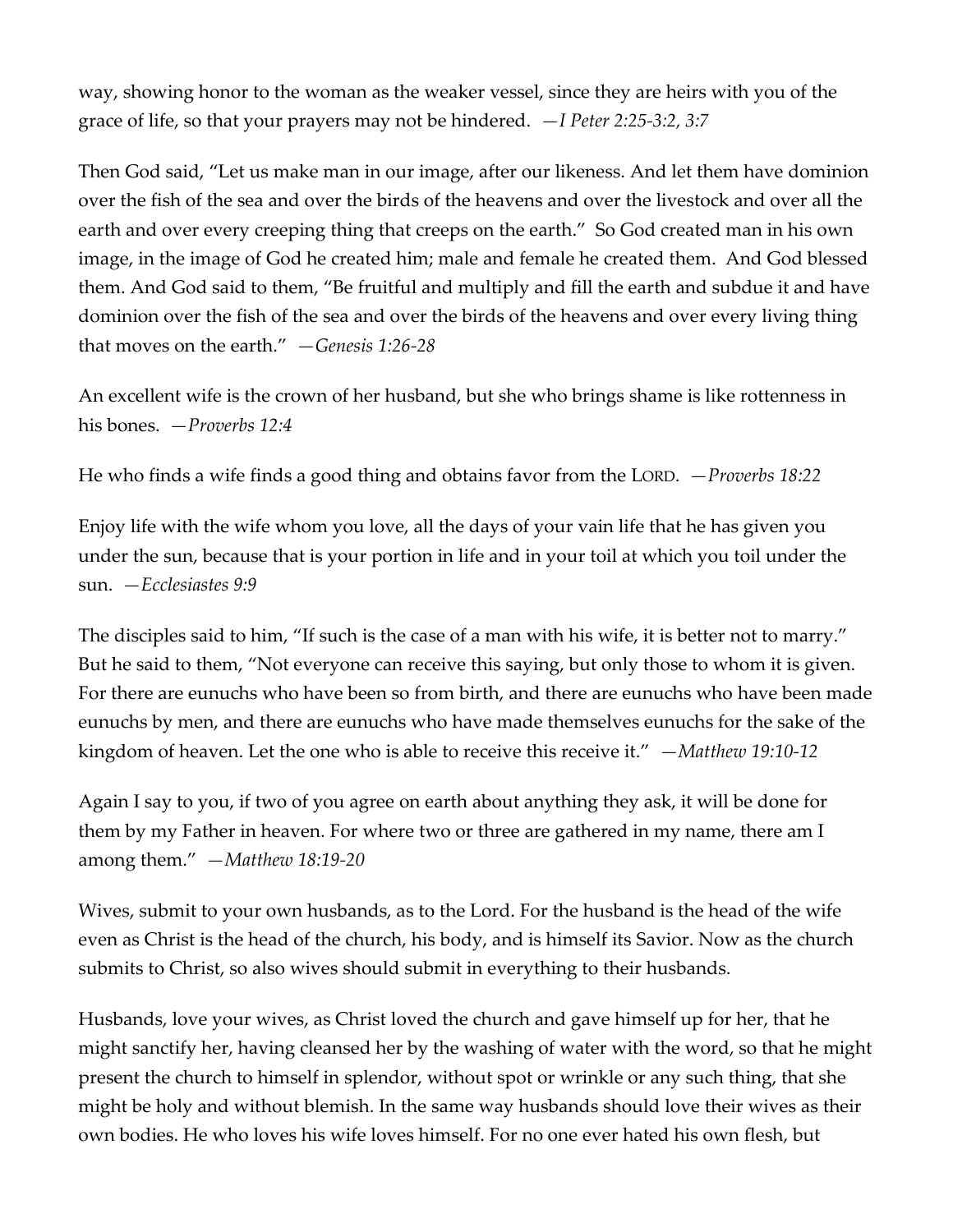way, showing honor to the woman as the weaker vessel, since they are heirs with you of the grace of life, so that your prayers may not be hindered. *—I Peter 2:25-3:2, 3:7*

Then God said, "Let us make man in our image, after our likeness. And let them have dominion over the fish of the sea and over the birds of the heavens and over the livestock and over all the earth and over every creeping thing that creeps on the earth." So God created man in his own image, in the image of God he created him; male and female he created them. And God blessed them. And God said to them, "Be fruitful and multiply and fill the earth and subdue it and have dominion over the fish of the sea and over the birds of the heavens and over every living thing that moves on the earth." *—Genesis 1:26-28*

An excellent wife is the crown of her husband, but she who brings shame is like rottenness in his bones. *—Proverbs 12:4*

He who finds a wife finds a good thing and obtains favor from the LORD. *—Proverbs 18:22*

Enjoy life with the wife whom you love, all the days of your vain life that he has given you under the sun, because that is your portion in life and in your toil at which you toil under the sun. *—Ecclesiastes 9:9*

The disciples said to him, "If such is the case of a man with his wife, it is better not to marry." But he said to them, "Not everyone can receive this saying, but only those to whom it is given. For there are eunuchs who have been so from birth, and there are eunuchs who have been made eunuchs by men, and there are eunuchs who have made themselves eunuchs for the sake of the kingdom of heaven. Let the one who is able to receive this receive it." *—Matthew 19:10-12*

Again I say to you, if two of you agree on earth about anything they ask, it will be done for them by my Father in heaven. For where two or three are gathered in my name, there am I among them." *—Matthew 18:19-20*

Wives, submit to your own husbands, as to the Lord. For the husband is the head of the wife even as Christ is the head of the church, his body, and is himself its Savior. Now as the church submits to Christ, so also wives should submit in everything to their husbands.

Husbands, love your wives, as Christ loved the church and gave himself up for her, that he might sanctify her, having cleansed her by the washing of water with the word, so that he might present the church to himself in splendor, without spot or wrinkle or any such thing, that she might be holy and without blemish. In the same way husbands should love their wives as their own bodies. He who loves his wife loves himself. For no one ever hated his own flesh, but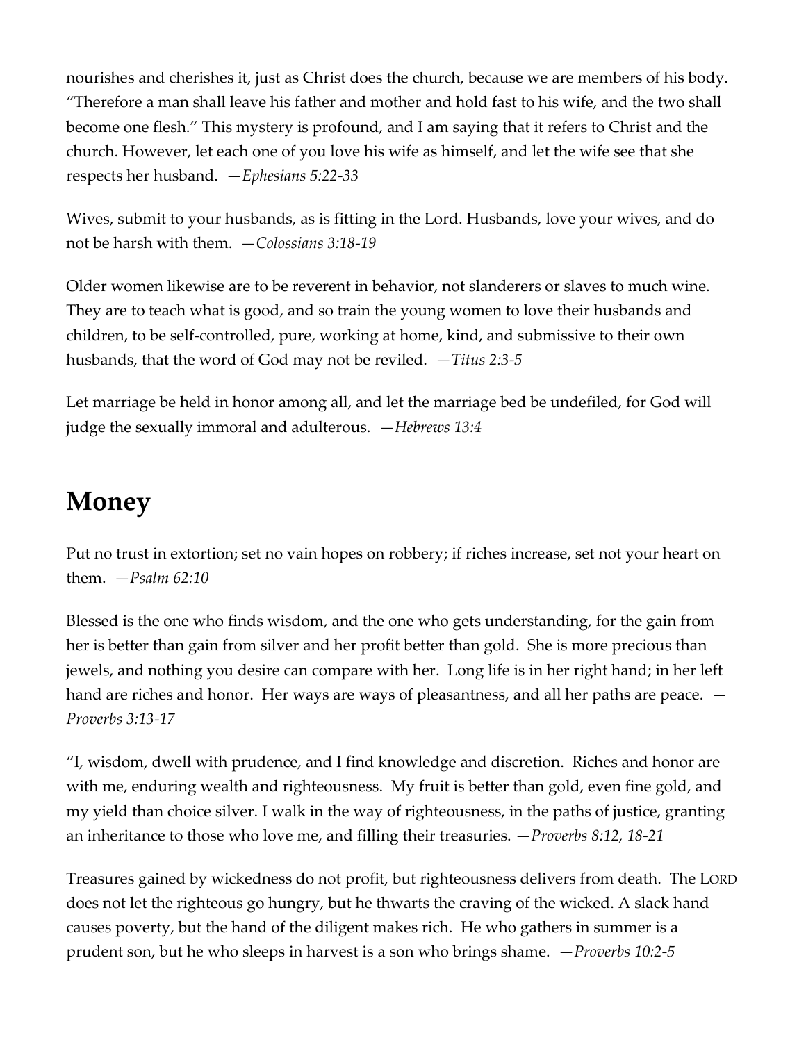nourishes and cherishes it, just as Christ does the church, because we are members of his body. "Therefore a man shall leave his father and mother and hold fast to his wife, and the two shall become one flesh." This mystery is profound, and I am saying that it refers to Christ and the church. However, let each one of you love his wife as himself, and let the wife see that she respects her husband. *—Ephesians 5:22-33*

Wives, submit to your husbands, as is fitting in the Lord. Husbands, love your wives, and do not be harsh with them. *—Colossians 3:18-19*

Older women likewise are to be reverent in behavior, not slanderers or slaves to much wine. They are to teach what is good, and so train the young women to love their husbands and children, to be self-controlled, pure, working at home, kind, and submissive to their own husbands, that the word of God may not be reviled. *—Titus 2:3-5*

Let marriage be held in honor among all, and let the marriage bed be undefiled, for God will judge the sexually immoral and adulterous. *—Hebrews 13:4*

# Money

Put no trust in extortion; set no vain hopes on robbery; if riches increase, set not your heart on them. *—Psalm 62:10*

Blessed is the one who finds wisdom, and the one who gets understanding, for the gain from her is better than gain from silver and her profit better than gold. She is more precious than jewels, and nothing you desire can compare with her. Long life is in her right hand; in her left hand are riches and honor. Her ways are ways of pleasantness, and all her paths are peace. *—Proverbs 3:13-17*

"I, wisdom, dwell with prudence, and I find knowledge and discretion. Riches and honor are with me, enduring wealth and righteousness. My fruit is better than gold, even fine gold, and my yield than choice silver. I walk in the way of righteousness, in the paths of justice, granting an inheritance to those who love me, and filling their treasuries. *—Proverbs 8:12, 18-21*

Treasures gained by wickedness do not profit, but righteousness delivers from death. The LORD does not let the righteous go hungry, but he thwarts the craving of the wicked. A slack hand causes poverty, but the hand of the diligent makes rich. He who gathers in summer is a prudent son, but he who sleeps in harvest is a son who brings shame. *—Proverbs 10:2-5*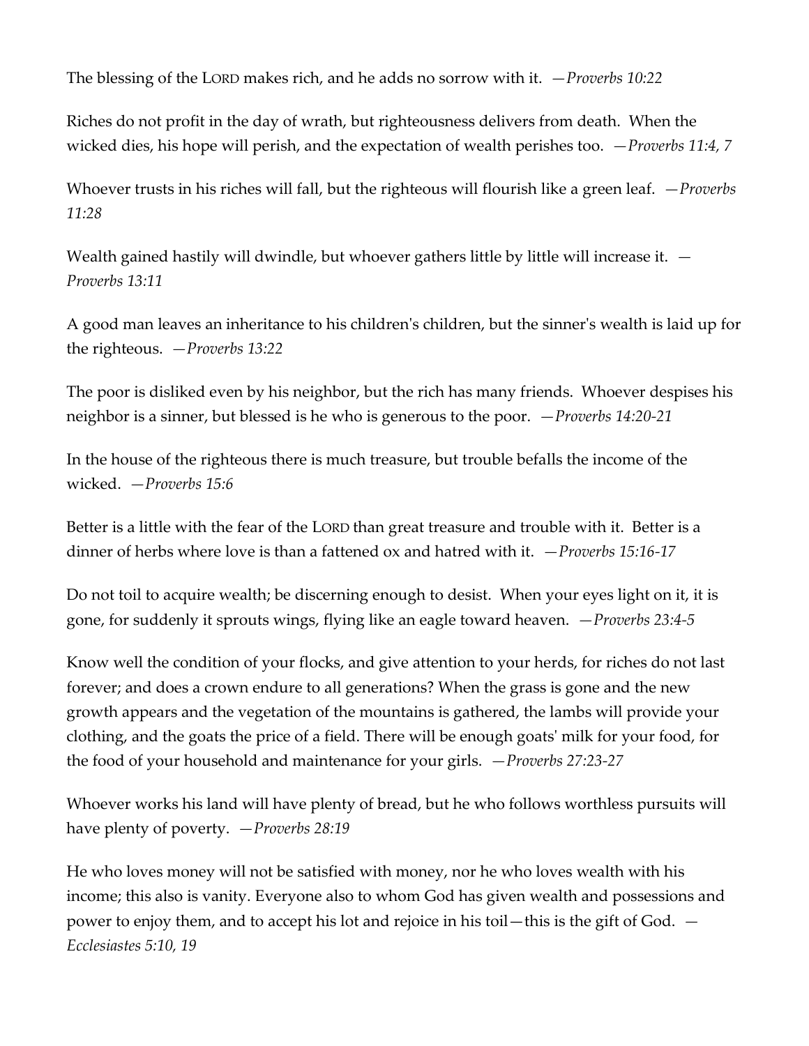The blessing of the LORD makes rich, and he adds no sorrow with it. —*Proverbs 10:22*

Riches do not profit in the day of wrath, but righteousness delivers from death. When the wicked dies, his hope will perish, and the expectation of wealth perishes too. —*Proverbs 11:4, 7*

Whoever trusts in his riches will fall, but the righteous will flourish like a green leaf. —*Proverbs 11:28*

Wealth gained hastily will dwindle, but whoever gathers little by little will increase it. —*Proverbs 13:11*

A good man leaves an inheritance to his children's children, but the sinner's wealth is laid up for the righteous. —*Proverbs 13:22*

The poor is disliked even by his neighbor, but the rich has many friends. Whoever despises his neighbor is a sinner, but blessed is he who is generous to the poor. —*Proverbs 14:20-21*

In the house of the righteous there is much treasure, but trouble befalls the income of the wicked. —*Proverbs 15:6*

Better is a little with the fear of the LORD than great treasure and trouble with it. Better is a dinner of herbs where love is than a fattened ox and hatred with it. —*Proverbs 15:16-17*

Do not toil to acquire wealth; be discerning enough to desist. When your eyes light on it, it is gone, for suddenly it sprouts wings, flying like an eagle toward heaven. —*Proverbs 23:4-5*

Know well the condition of your flocks, and give attention to your herds, for riches do not last forever; and does a crown endure to all generations? When the grass is gone and the new growth appears and the vegetation of the mountains is gathered, the lambs will provide your clothing, and the goats the price of a field. There will be enough goats' milk for your food, for the food of your household and maintenance for your girls. —*Proverbs 27:23-27*

Whoever works his land will have plenty of bread, but he who follows worthless pursuits will have plenty of poverty. —*Proverbs 28:19*

He who loves money will not be satisfied with money, nor he who loves wealth with his income; this also is vanity. Everyone also to whom God has given wealth and possessions and power to enjoy them, and to accept his lot and rejoice in his toil—this is the gift of God. —*Ecclesiastes 5:10, 19*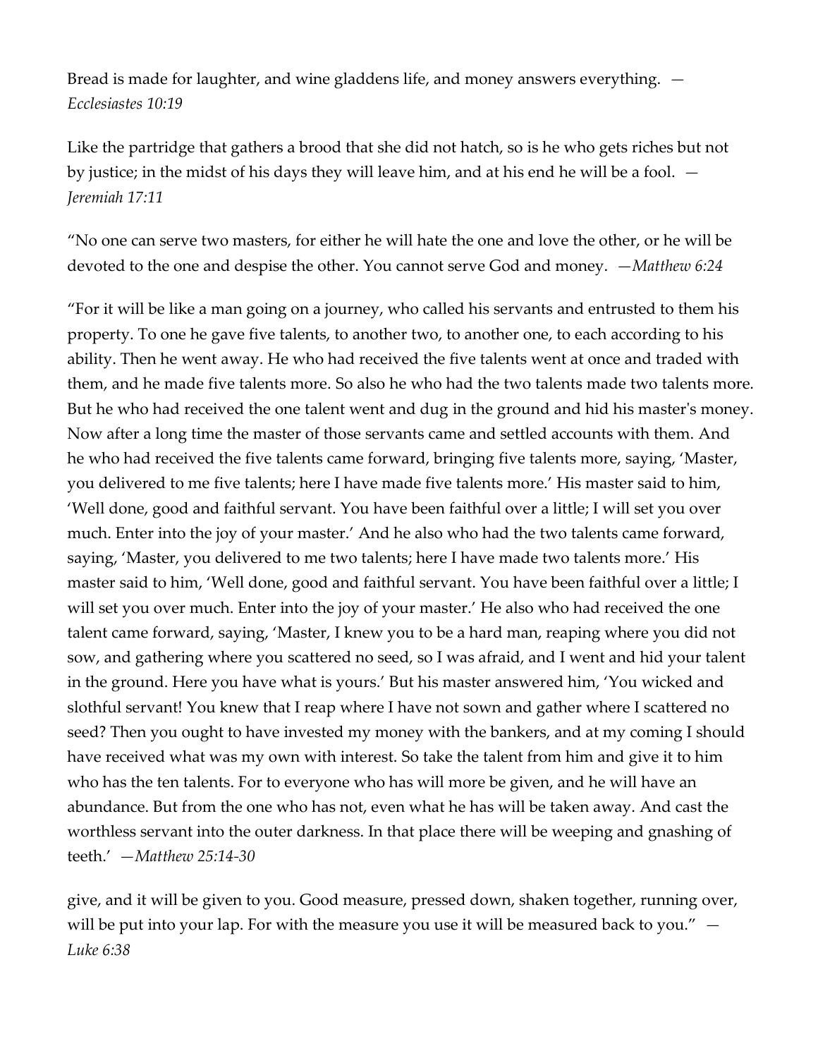Bread is made for laughter, and wine gladdens life, and money answers everything. — *Ecclesiastes 10:19*

Like the partridge that gathers a brood that she did not hatch, so is he who gets riches but not by justice; in the midst of his days they will leave him, and at his end he will be a fool. — *Jeremiah 17:11*

"No one can serve two masters, for either he will hate the one and love the other, or he will be devoted to the one and despise the other. You cannot serve God and money. —*Matthew 6:24*

"For it will be like a man going on a journey, who called his servants and entrusted to them his property. To one he gave five talents, to another two, to another one, to each according to his ability. Then he went away. He who had received the five talents went at once and traded with them, and he made five talents more. So also he who had the two talents made two talents more. But he who had received the one talent went and dug in the ground and hid his master's money. Now after a long time the master of those servants came and settled accounts with them. And he who had received the five talents came forward, bringing five talents more, saying, 'Master, you delivered to me five talents; here I have made five talents more.' His master said to him, 'Well done, good and faithful servant. You have been faithful over a little; I will set you over much. Enter into the joy of your master.' And he also who had the two talents came forward, saying, 'Master, you delivered to me two talents; here I have made two talents more.' His master said to him, 'Well done, good and faithful servant. You have been faithful over a little; I will set you over much. Enter into the joy of your master.' He also who had received the one talent came forward, saying, 'Master, I knew you to be a hard man, reaping where you did not sow, and gathering where you scattered no seed, so I was afraid, and I went and hid your talent in the ground. Here you have what is yours.' But his master answered him, 'You wicked and slothful servant! You knew that I reap where I have not sown and gather where I scattered no seed? Then you ought to have invested my money with the bankers, and at my coming I should have received what was my own with interest. So take the talent from him and give it to him who has the ten talents. For to everyone who has will more be given, and he will have an abundance. But from the one who has not, even what he has will be taken away. And cast the worthless servant into the outer darkness. In that place there will be weeping and gnashing of teeth.' —*Matthew 25:14-30*

give, and it will be given to you. Good measure, pressed down, shaken together, running over, will be put into your lap. For with the measure you use it will be measured back to you." — *Luke 6:38*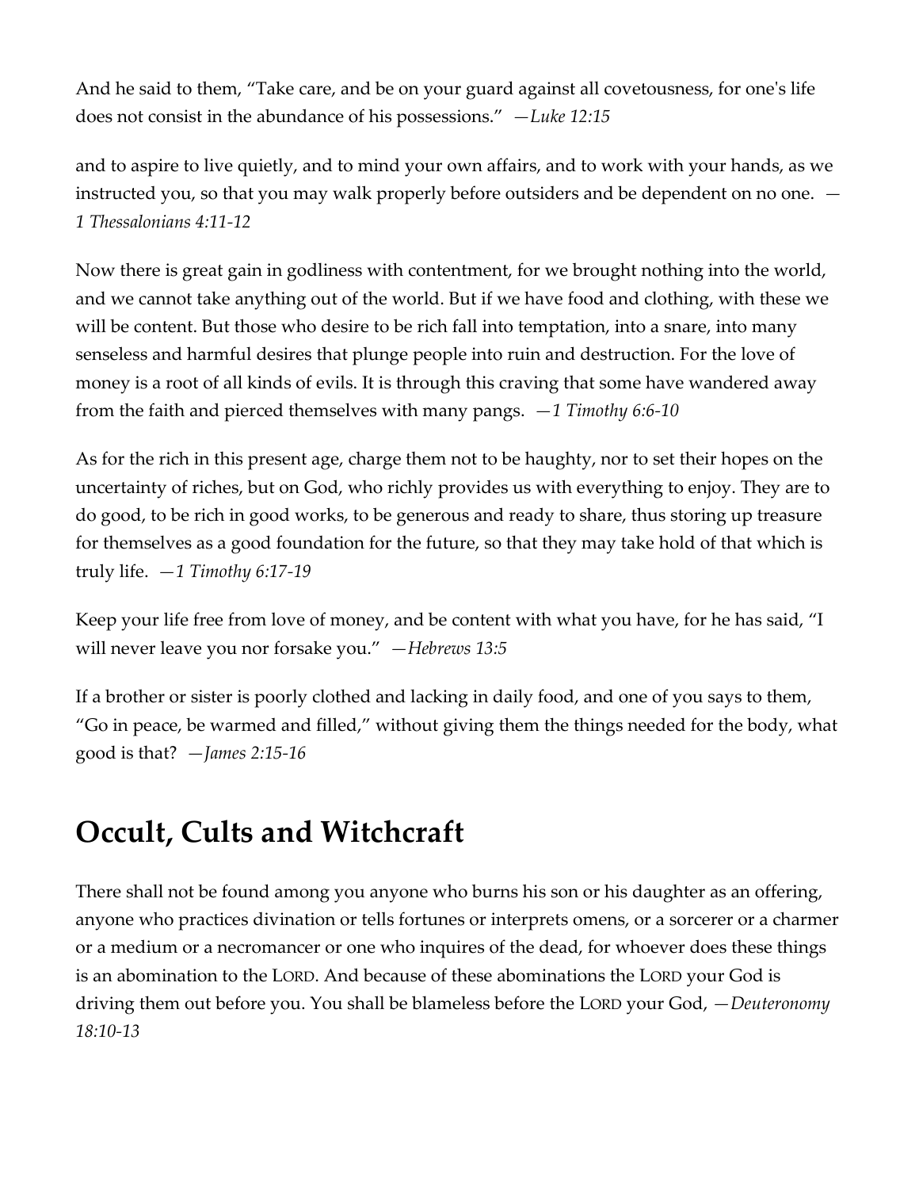And he said to them, “Take care, and be on your guard against all covetousness, for one's life does not consist in the abundance of his possessions.” *—Luke 12:15*

and to aspire to live quietly, and to mind your own affairs, and to work with your hands, as we instructed you, so that you may walk properly before outsiders and be dependent on no one. *—1 Thessalonians 4:11-12*

Now there is great gain in godliness with contentment, for we brought nothing into the world, and we cannot take anything out of the world. But if we have food and clothing, with these we will be content. But those who desire to be rich fall into temptation, into a snare, into many senseless and harmful desires that plunge people into ruin and destruction. For the love of money is a root of all kinds of evils. It is through this craving that some have wandered away from the faith and pierced themselves with many pangs. *—1 Timothy 6:6-10*

As for the rich in this present age, charge them not to be haughty, nor to set their hopes on the uncertainty of riches, but on God, who richly provides us with everything to enjoy. They are to do good, to be rich in good works, to be generous and ready to share, thus storing up treasure for themselves as a good foundation for the future, so that they may take hold of that which is truly life. *—1 Timothy 6:17-19*

Keep your life free from love of money, and be content with what you have, for he has said, “I will never leave you nor forsake you.” *—Hebrews 13:5*

If a brother or sister is poorly clothed and lacking in daily food, and one of you says to them, “Go in peace, be warmed and filled,” without giving them the things needed for the body, what good is that? *—James 2:15-16*

## Occult, Cults and Witchcraft

There shall not be found among you anyone who burns his son or his daughter as an offering, anyone who practices divination or tells fortunes or interprets omens, or a sorcerer or a charmer or a medium or a necromancer or one who inquires of the dead, for whoever does these things is an abomination to the LORD. And because of these abominations the LORD your God is driving them out before you. You shall be blameless before the LORD your God, *—Deuteronomy 18:10-13*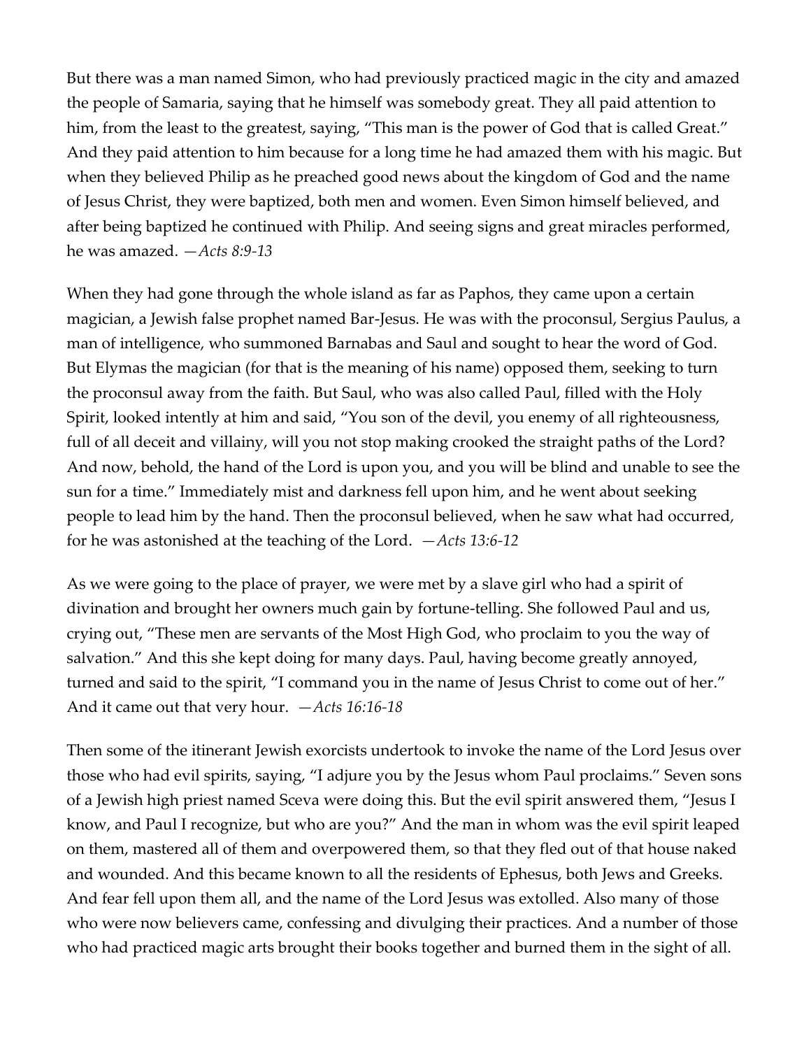But there was a man named Simon, who had previously practiced magic in the city and amazed the people of Samaria, saying that he himself was somebody great. They all paid attention to him, from the least to the greatest, saying, "This man is the power of God that is called Great." And they paid attention to him because for a long time he had amazed them with his magic. But when they believed Philip as he preached good news about the kingdom of God and the name of Jesus Christ, they were baptized, both men and women. Even Simon himself believed, and after being baptized he continued with Philip. And seeing signs and great miracles performed, he was amazed. —*Acts 8:9-13*

When they had gone through the whole island as far as Paphos, they came upon a certain magician, a Jewish false prophet named Bar-Jesus. He was with the proconsul, Sergius Paulus, a man of intelligence, who summoned Barnabas and Saul and sought to hear the word of God. But Elymas the magician (for that is the meaning of his name) opposed them, seeking to turn the proconsul away from the faith. But Saul, who was also called Paul, filled with the Holy Spirit, looked intently at him and said, "You son of the devil, you enemy of all righteousness, full of all deceit and villainy, will you not stop making crooked the straight paths of the Lord? And now, behold, the hand of the Lord is upon you, and you will be blind and unable to see the sun for a time." Immediately mist and darkness fell upon him, and he went about seeking people to lead him by the hand. Then the proconsul believed, when he saw what had occurred, for he was astonished at the teaching of the Lord. —*Acts 13:6-12*

As we were going to the place of prayer, we were met by a slave girl who had a spirit of divination and brought her owners much gain by fortune-telling. She followed Paul and us, crying out, "These men are servants of the Most High God, who proclaim to you the way of salvation." And this she kept doing for many days. Paul, having become greatly annoyed, turned and said to the spirit, "I command you in the name of Jesus Christ to come out of her." And it came out that very hour. —*Acts 16:16-18*

Then some of the itinerant Jewish exorcists undertook to invoke the name of the Lord Jesus over those who had evil spirits, saying, "I adjure you by the Jesus whom Paul proclaims." Seven sons of a Jewish high priest named Sceva were doing this. But the evil spirit answered them, "Jesus I know, and Paul I recognize, but who are you?" And the man in whom was the evil spirit leaped on them, mastered all of them and overpowered them, so that they fled out of that house naked and wounded. And this became known to all the residents of Ephesus, both Jews and Greeks. And fear fell upon them all, and the name of the Lord Jesus was extolled. Also many of those who were now believers came, confessing and divulging their practices. And a number of those who had practiced magic arts brought their books together and burned them in the sight of all.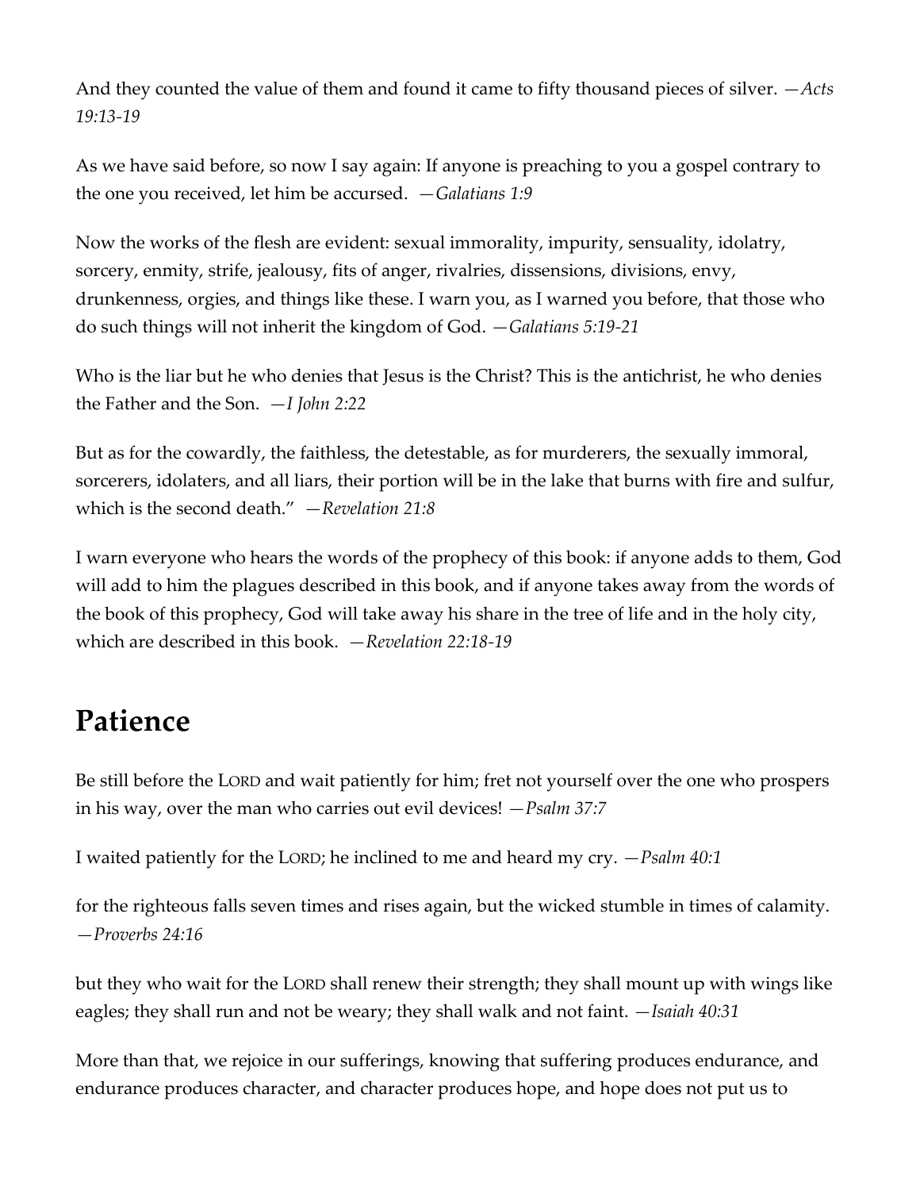And they counted the value of them and found it came to fifty thousand pieces of silver. —*Acts 19:13-19*

As we have said before, so now I say again: If anyone is preaching to you a gospel contrary to the one you received, let him be accursed. —*Galatians 1:9*

Now the works of the flesh are evident: sexual immorality, impurity, sensuality, idolatry, sorcery, enmity, strife, jealousy, fits of anger, rivalries, dissensions, divisions, envy, drunkenness, orgies, and things like these. I warn you, as I warned you before, that those who do such things will not inherit the kingdom of God. —*Galatians 5:19-21*

Who is the liar but he who denies that Jesus is the Christ? This is the antichrist, he who denies the Father and the Son. —*I John 2:22*

But as for the cowardly, the faithless, the detestable, as for murderers, the sexually immoral, sorcerers, idolaters, and all liars, their portion will be in the lake that burns with fire and sulfur, which is the second death." —*Revelation 21:8*

I warn everyone who hears the words of the prophecy of this book: if anyone adds to them, God will add to him the plagues described in this book, and if anyone takes away from the words of the book of this prophecy, God will take away his share in the tree of life and in the holy city, which are described in this book. —*Revelation 22:18-19*

## Patience

Be still before the LORD and wait patiently for him; fret not yourself over the one who prospers in his way, over the man who carries out evil devices! —*Psalm 37:7*

I waited patiently for the LORD; he inclined to me and heard my cry. —*Psalm 40:1*

for the righteous falls seven times and rises again, but the wicked stumble in times of calamity. —*Proverbs 24:16*

but they who wait for the LORD shall renew their strength; they shall mount up with wings like eagles; they shall run and not be weary; they shall walk and not faint. —*Isaiah 40:31*

More than that, we rejoice in our sufferings, knowing that suffering produces endurance, and endurance produces character, and character produces hope, and hope does not put us to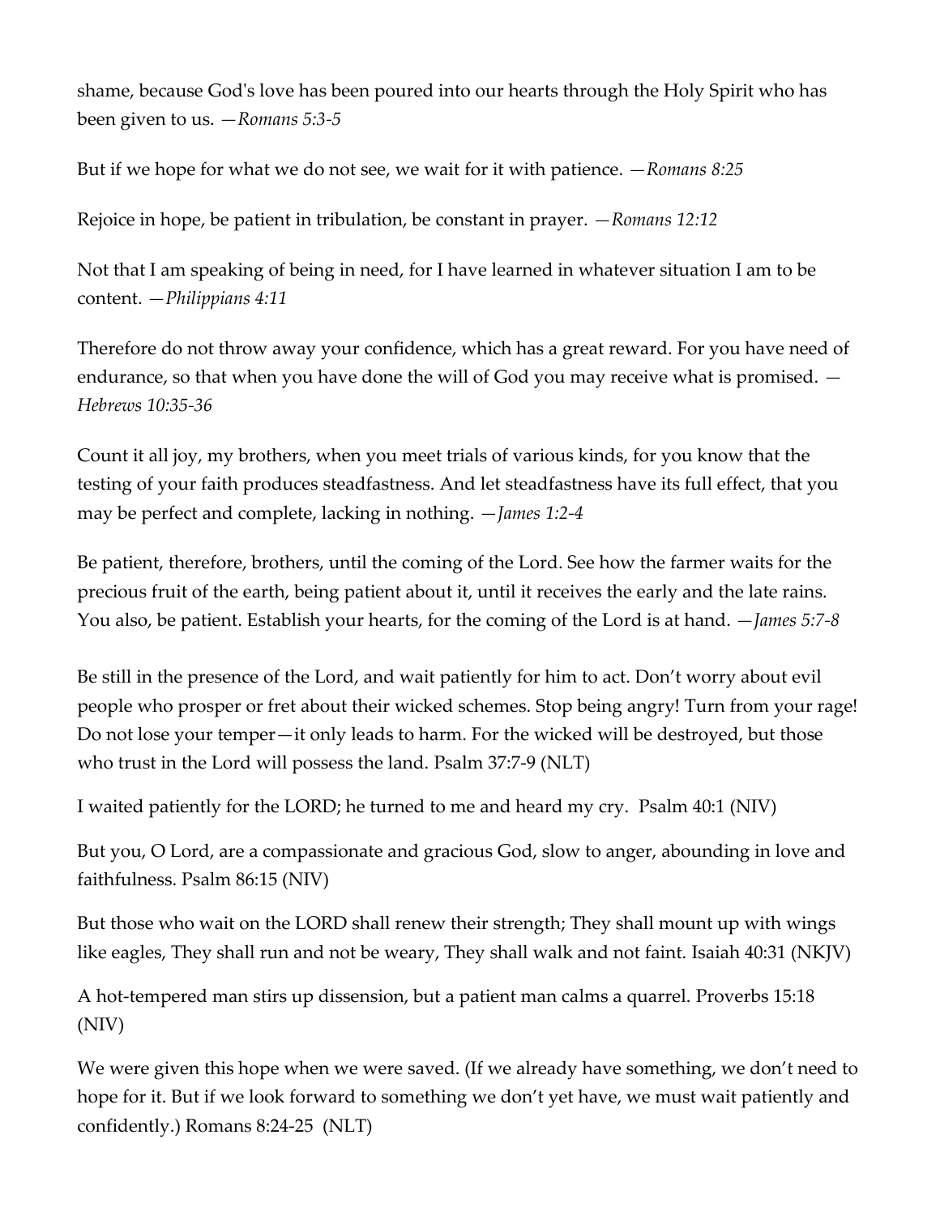shame, because God's love has been poured into our hearts through the Holy Spirit who has been given to us. —*Romans 5:3-5*

But if we hope for what we do not see, we wait for it with patience. —*Romans 8:25*

Rejoice in hope, be patient in tribulation, be constant in prayer. —*Romans 12:12*

Not that I am speaking of being in need, for I have learned in whatever situation I am to be content. —*Philippians 4:11*

Therefore do not throw away your confidence, which has a great reward. For you have need of endurance, so that when you have done the will of God you may receive what is promised. —*Hebrews 10:35-36*

Count it all joy, my brothers, when you meet trials of various kinds, for you know that the testing of your faith produces steadfastness. And let steadfastness have its full effect, that you may be perfect and complete, lacking in nothing. —*James 1:2-4*

Be patient, therefore, brothers, until the coming of the Lord. See how the farmer waits for the precious fruit of the earth, being patient about it, until it receives the early and the late rains. You also, be patient. Establish your hearts, for the coming of the Lord is at hand. —*James 5:7-8*

Be still in the presence of the Lord, and wait patiently for him to act. Don't worry about evil people who prosper or fret about their wicked schemes. Stop being angry! Turn from your rage! Do not lose your temper—it only leads to harm. For the wicked will be destroyed, but those who trust in the Lord will possess the land. Psalm 37:7-9 (NLT)

I waited patiently for the LORD; he turned to me and heard my cry. Psalm 40:1 (NIV)

But you, O Lord, are a compassionate and gracious God, slow to anger, abounding in love and faithfulness. Psalm 86:15 (NIV)

But those who wait on the LORD shall renew their strength; They shall mount up with wings like eagles, They shall run and not be weary, They shall walk and not faint. Isaiah 40:31 (NKJV)

A hot-tempered man stirs up dissension, but a patient man calms a quarrel. Proverbs 15:18 (NIV)

We were given this hope when we were saved. (If we already have something, we don't need to hope for it. But if we look forward to something we don't yet have, we must wait patiently and confidently.) Romans 8:24-25 (NLT)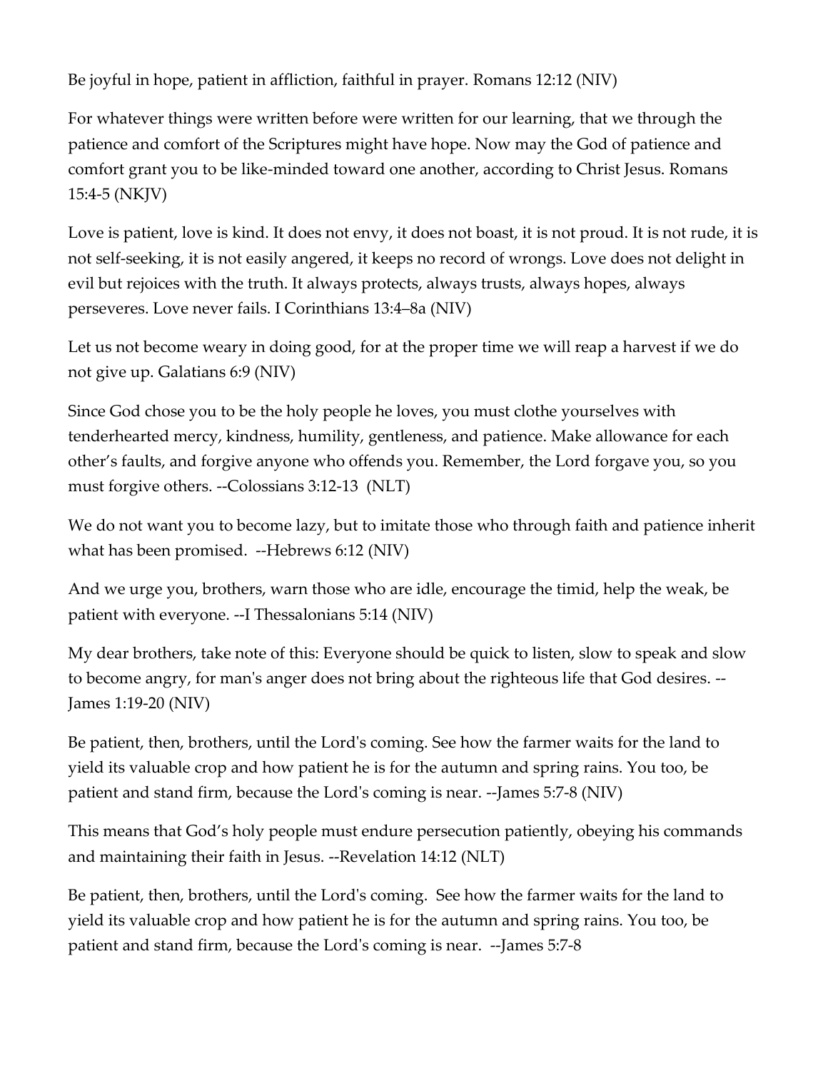Be joyful in hope, patient in affliction, faithful in prayer. Romans 12:12 (NIV)

For whatever things were written before were written for our learning, that we through the patience and comfort of the Scriptures might have hope. Now may the God of patience and comfort grant you to be like-minded toward one another, according to Christ Jesus. Romans 15:4-5 (NKJV)

Love is patient, love is kind. It does not envy, it does not boast, it is not proud. It is not rude, it is not self-seeking, it is not easily angered, it keeps no record of wrongs. Love does not delight in evil but rejoices with the truth. It always protects, always trusts, always hopes, always perseveres. Love never fails. I Corinthians 13:4–8a (NIV)

Let us not become weary in doing good, for at the proper time we will reap a harvest if we do not give up. Galatians 6:9 (NIV)

Since God chose you to be the holy people he loves, you must clothe yourselves with tenderhearted mercy, kindness, humility, gentleness, and patience. Make allowance for each other's faults, and forgive anyone who offends you. Remember, the Lord forgave you, so you must forgive others. --Colossians 3:12-13 (NLT)

We do not want you to become lazy, but to imitate those who through faith and patience inherit what has been promised. --Hebrews 6:12 (NIV)

And we urge you, brothers, warn those who are idle, encourage the timid, help the weak, be patient with everyone. --I Thessalonians 5:14 (NIV)

My dear brothers, take note of this: Everyone should be quick to listen, slow to speak and slow to become angry, for man's anger does not bring about the righteous life that God desires. --James 1:19-20 (NIV)

Be patient, then, brothers, until the Lord's coming. See how the farmer waits for the land to yield its valuable crop and how patient he is for the autumn and spring rains. You too, be patient and stand firm, because the Lord's coming is near. --James 5:7-8 (NIV)

This means that God's holy people must endure persecution patiently, obeying his commands and maintaining their faith in Jesus. --Revelation 14:12 (NLT)

Be patient, then, brothers, until the Lord's coming. See how the farmer waits for the land to yield its valuable crop and how patient he is for the autumn and spring rains. You too, be patient and stand firm, because the Lord's coming is near. --James 5:7-8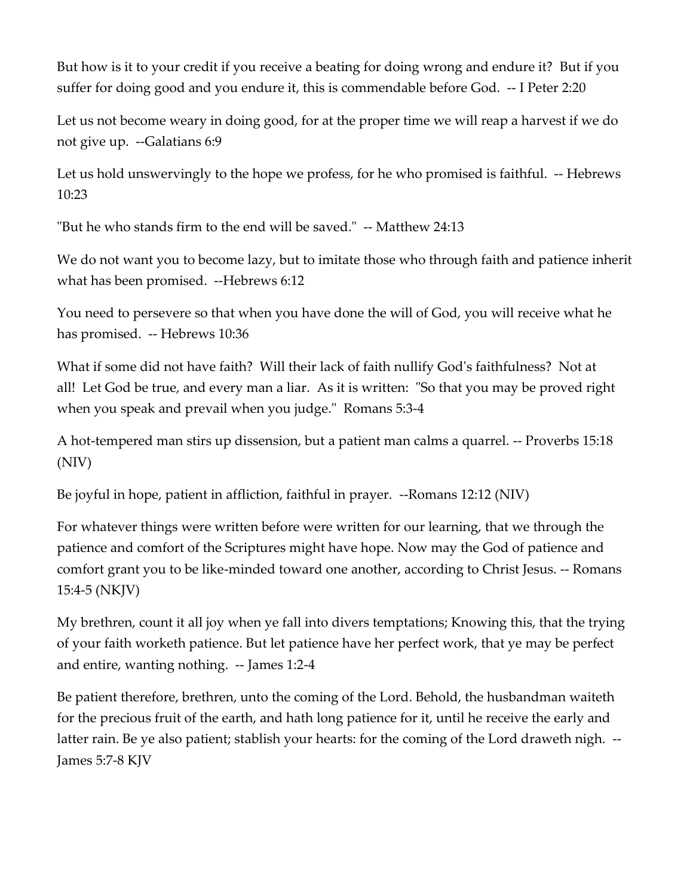But how is it to your credit if you receive a beating for doing wrong and endure it? But if you suffer for doing good and you endure it, this is commendable before God. -- I Peter 2:20

Let us not become weary in doing good, for at the proper time we will reap a harvest if we do not give up. --Galatians 6:9

Let us hold unswervingly to the hope we profess, for he who promised is faithful. -- Hebrews 10:23

"But he who stands firm to the end will be saved." -- Matthew 24:13

We do not want you to become lazy, but to imitate those who through faith and patience inherit what has been promised. --Hebrews 6:12

You need to persevere so that when you have done the will of God, you will receive what he has promised. -- Hebrews 10:36

What if some did not have faith? Will their lack of faith nullify God's faithfulness? Not at all! Let God be true, and every man a liar. As it is written: "So that you may be proved right when you speak and prevail when you judge." Romans 5:3-4

A hot-tempered man stirs up dissension, but a patient man calms a quarrel. -- Proverbs 15:18 (NIV)

Be joyful in hope, patient in affliction, faithful in prayer. --Romans 12:12 (NIV)

For whatever things were written before were written for our learning, that we through the patience and comfort of the Scriptures might have hope. Now may the God of patience and comfort grant you to be like-minded toward one another, according to Christ Jesus. -- Romans 15:4-5 (NKJV)

My brethren, count it all joy when ye fall into divers temptations; Knowing this, that the trying of your faith worketh patience. But let patience have her perfect work, that ye may be perfect and entire, wanting nothing. -- James 1:2-4

Be patient therefore, brethren, unto the coming of the Lord. Behold, the husbandman waiteth for the precious fruit of the earth, and hath long patience for it, until he receive the early and latter rain. Be ye also patient; stablish your hearts: for the coming of the Lord draweth nigh. -- James 5:7-8 KJV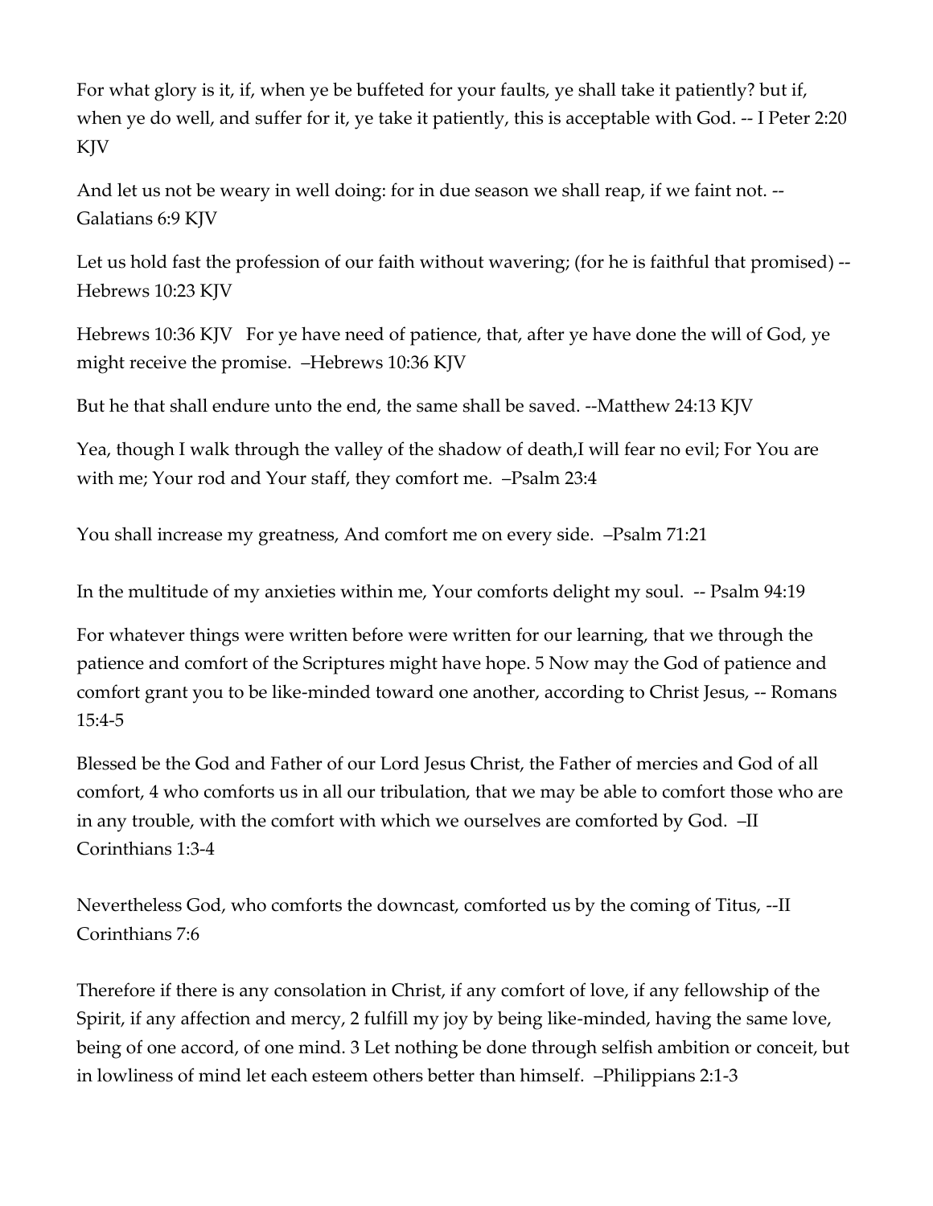For what glory is it, if, when ye be buffeted for your faults, ye shall take it patiently? but if, when ye do well, and suffer for it, ye take it patiently, this is acceptable with God. -- I Peter 2:20 KJV

And let us not be weary in well doing: for in due season we shall reap, if we faint not. -- Galatians 6:9 KJV

Let us hold fast the profession of our faith without wavering; (for he is faithful that promised) -- Hebrews 10:23 KJV

Hebrews 10:36 KJV For ye have need of patience, that, after ye have done the will of God, ye might receive the promise. –Hebrews 10:36 KJV

But he that shall endure unto the end, the same shall be saved. --Matthew 24:13 KJV

Yea, though I walk through the valley of the shadow of death,I will fear no evil; For You are with me; Your rod and Your staff, they comfort me. –Psalm 23:4

You shall increase my greatness, And comfort me on every side. –Psalm 71:21

In the multitude of my anxieties within me, Your comforts delight my soul. -- Psalm 94:19

For whatever things were written before were written for our learning, that we through the patience and comfort of the Scriptures might have hope. 5 Now may the God of patience and comfort grant you to be like-minded toward one another, according to Christ Jesus, -- Romans 15:4-5

Blessed be the God and Father of our Lord Jesus Christ, the Father of mercies and God of all comfort, 4 who comforts us in all our tribulation, that we may be able to comfort those who are in any trouble, with the comfort with which we ourselves are comforted by God. –II Corinthians 1:3-4

Nevertheless God, who comforts the downcast, comforted us by the coming of Titus, --II Corinthians 7:6

Therefore if there is any consolation in Christ, if any comfort of love, if any fellowship of the Spirit, if any affection and mercy, 2 fulfill my joy by being like-minded, having the same love, being of one accord, of one mind. 3 Let nothing be done through selfish ambition or conceit, but in lowliness of mind let each esteem others better than himself. –Philippians 2:1-3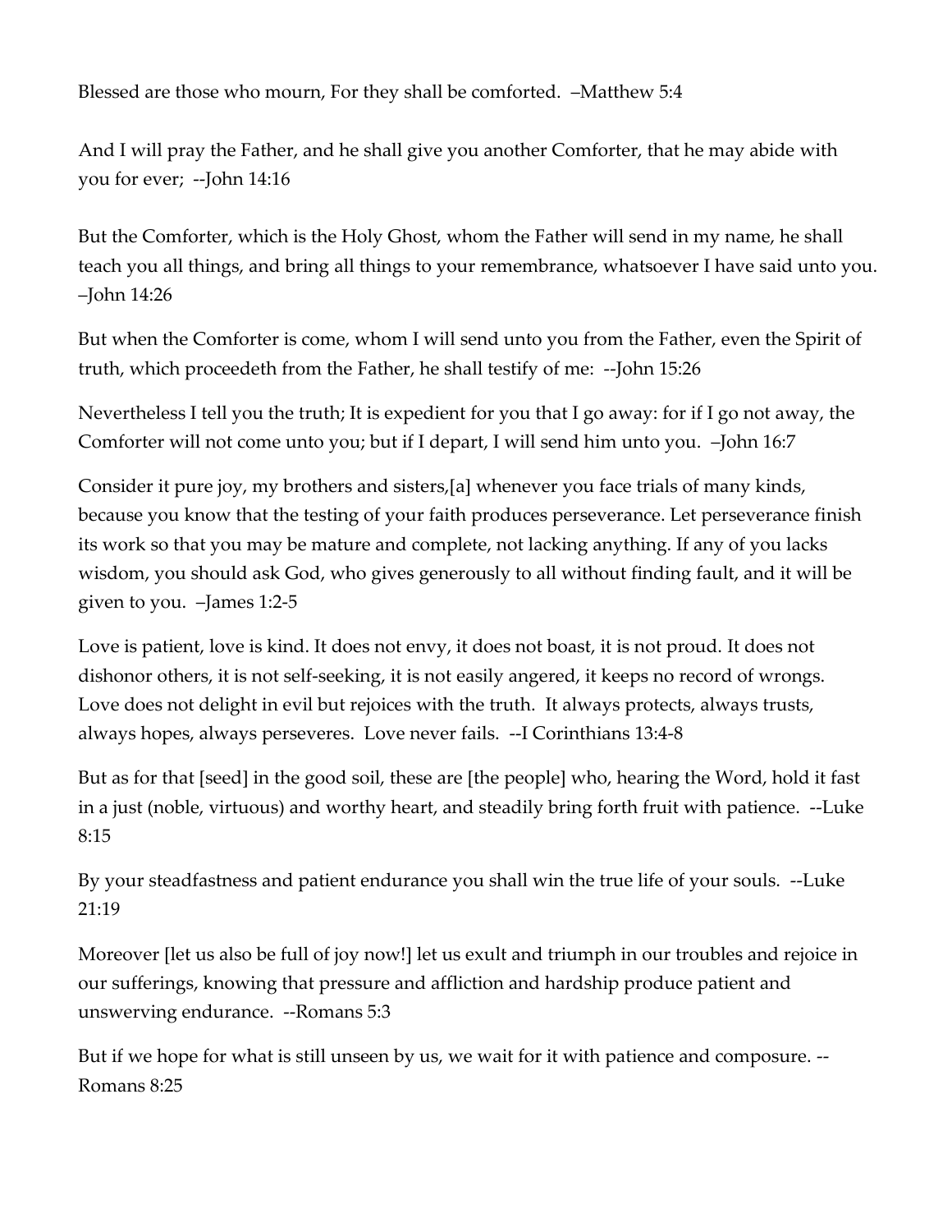Blessed are those who mourn, For they shall be comforted. –Matthew 5:4

And I will pray the Father, and he shall give you another Comforter, that he may abide with you for ever; --John 14:16

But the Comforter, which is the Holy Ghost, whom the Father will send in my name, he shall teach you all things, and bring all things to your remembrance, whatsoever I have said unto you. –John 14:26

But when the Comforter is come, whom I will send unto you from the Father, even the Spirit of truth, which proceedeth from the Father, he shall testify of me: --John 15:26

Nevertheless I tell you the truth; It is expedient for you that I go away: for if I go not away, the Comforter will not come unto you; but if I depart, I will send him unto you. –John 16:7

Consider it pure joy, my brothers and sisters,[a] whenever you face trials of many kinds, because you know that the testing of your faith produces perseverance. Let perseverance finish its work so that you may be mature and complete, not lacking anything. If any of you lacks wisdom, you should ask God, who gives generously to all without finding fault, and it will be given to you. –James 1:2-5

Love is patient, love is kind. It does not envy, it does not boast, it is not proud. It does not dishonor others, it is not self-seeking, it is not easily angered, it keeps no record of wrongs. Love does not delight in evil but rejoices with the truth. It always protects, always trusts, always hopes, always perseveres. Love never fails. --I Corinthians 13:4-8

But as for that [seed] in the good soil, these are [the people] who, hearing the Word, hold it fast in a just (noble, virtuous) and worthy heart, and steadily bring forth fruit with patience. --Luke 8:15

By your steadfastness and patient endurance you shall win the true life of your souls. --Luke 21:19

Moreover [let us also be full of joy now!] let us exult and triumph in our troubles and rejoice in our sufferings, knowing that pressure and affliction and hardship produce patient and unswerving endurance. --Romans 5:3

But if we hope for what is still unseen by us, we wait for it with patience and composure. --Romans 8:25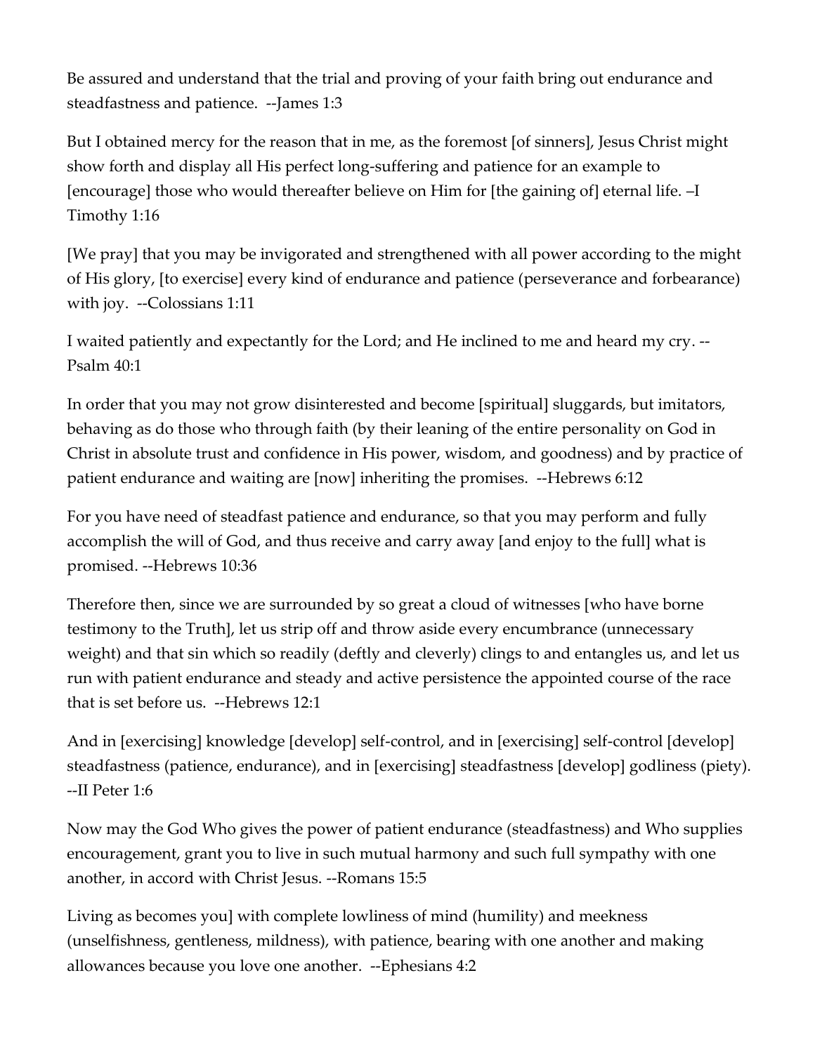Be assured and understand that the trial and proving of your faith bring out endurance and steadfastness and patience. --James 1:3

But I obtained mercy for the reason that in me, as the foremost [of sinners], Jesus Christ might show forth and display all His perfect long-suffering and patience for an example to [encourage] those who would thereafter believe on Him for [the gaining of] eternal life. –I Timothy 1:16

[We pray] that you may be invigorated and strengthened with all power according to the might of His glory, [to exercise] every kind of endurance and patience (perseverance and forbearance) with joy. --Colossians 1:11

I waited patiently and expectantly for the Lord; and He inclined to me and heard my cry. --Psalm 40:1

In order that you may not grow disinterested and become [spiritual] sluggards, but imitators, behaving as do those who through faith (by their leaning of the entire personality on God in Christ in absolute trust and confidence in His power, wisdom, and goodness) and by practice of patient endurance and waiting are [now] inheriting the promises. --Hebrews 6:12

For you have need of steadfast patience and endurance, so that you may perform and fully accomplish the will of God, and thus receive and carry away [and enjoy to the full] what is promised. --Hebrews 10:36

Therefore then, since we are surrounded by so great a cloud of witnesses [who have borne testimony to the Truth], let us strip off and throw aside every encumbrance (unnecessary weight) and that sin which so readily (deftly and cleverly) clings to and entangles us, and let us run with patient endurance and steady and active persistence the appointed course of the race that is set before us. --Hebrews 12:1

And in [exercising] knowledge [develop] self-control, and in [exercising] self-control [develop] steadfastness (patience, endurance), and in [exercising] steadfastness [develop] godliness (piety). --II Peter 1:6

Now may the God Who gives the power of patient endurance (steadfastness) and Who supplies encouragement, grant you to live in such mutual harmony and such full sympathy with one another, in accord with Christ Jesus. --Romans 15:5

Living as becomes you] with complete lowliness of mind (humility) and meekness (unselfishness, gentleness, mildness), with patience, bearing with one another and making allowances because you love one another. --Ephesians 4:2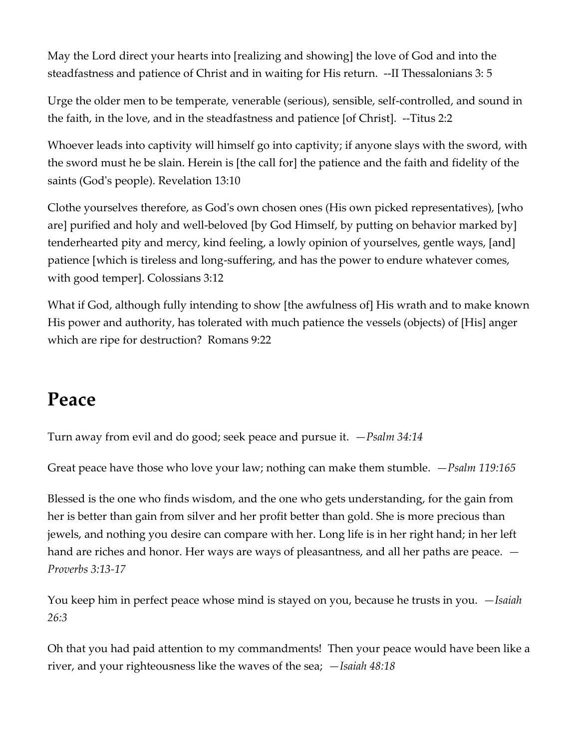May the Lord direct your hearts into [realizing and showing] the love of God and into the steadfastness and patience of Christ and in waiting for His return. --II Thessalonians 3: 5

Urge the older men to be temperate, venerable (serious), sensible, self-controlled, and sound in the faith, in the love, and in the steadfastness and patience [of Christ]. --Titus 2:2

Whoever leads into captivity will himself go into captivity; if anyone slays with the sword, with the sword must he be slain. Herein is [the call for] the patience and the faith and fidelity of the saints (God's people). Revelation 13:10

Clothe yourselves therefore, as God's own chosen ones (His own picked representatives), [who are] purified and holy and well-beloved [by God Himself, by putting on behavior marked by] tenderhearted pity and mercy, kind feeling, a lowly opinion of yourselves, gentle ways, [and] patience [which is tireless and long-suffering, and has the power to endure whatever comes, with good temper]. Colossians 3:12

What if God, although fully intending to show [the awfulness of] His wrath and to make known His power and authority, has tolerated with much patience the vessels (objects) of [His] anger which are ripe for destruction? Romans 9:22

## Peace

Turn away from evil and do good; seek peace and pursue it. *—Psalm 34:14*

Great peace have those who love your law; nothing can make them stumble. *—Psalm 119:165*

Blessed is the one who finds wisdom, and the one who gets understanding, for the gain from her is better than gain from silver and her profit better than gold. She is more precious than jewels, and nothing you desire can compare with her. Long life is in her right hand; in her left hand are riches and honor. Her ways are ways of pleasantness, and all her paths are peace. *—Proverbs 3:13-17*

You keep him in perfect peace whose mind is stayed on you, because he trusts in you. *—Isaiah 26:3*

Oh that you had paid attention to my commandments! Then your peace would have been like a river, and your righteousness like the waves of the sea; *—Isaiah 48:18*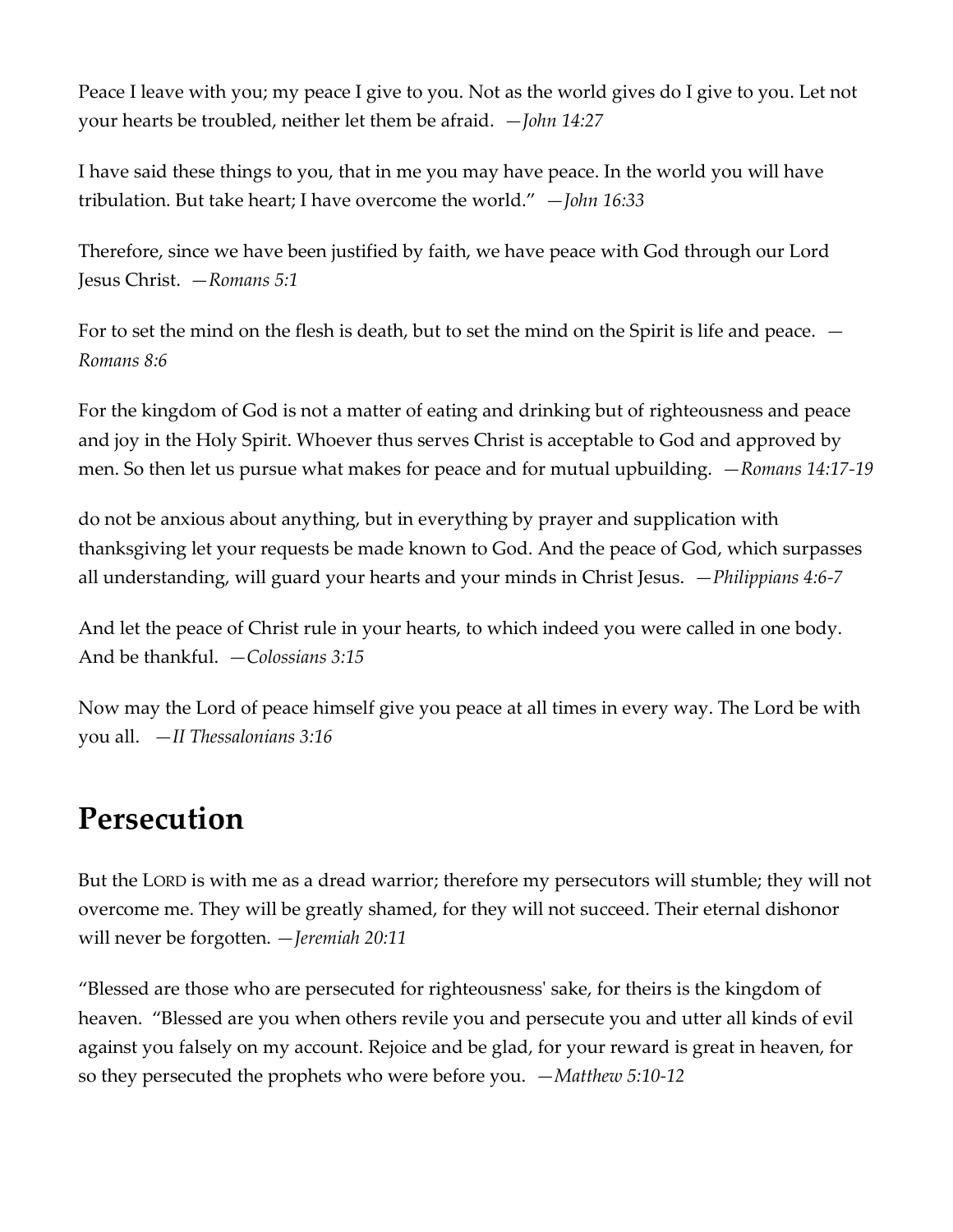Peace I leave with you; my peace I give to you. Not as the world gives do I give to you. Let not your hearts be troubled, neither let them be afraid. *—John 14:27*

I have said these things to you, that in me you may have peace. In the world you will have tribulation. But take heart; I have overcome the world." *—John 16:33*

Therefore, since we have been justified by faith, we have peace with God through our Lord Jesus Christ. *—Romans 5:1*

For to set the mind on the flesh is death, but to set the mind on the Spirit is life and peace. *—Romans 8:6*

For the kingdom of God is not a matter of eating and drinking but of righteousness and peace and joy in the Holy Spirit. Whoever thus serves Christ is acceptable to God and approved by men. So then let us pursue what makes for peace and for mutual upbuilding. *—Romans 14:17-19*

do not be anxious about anything, but in everything by prayer and supplication with thanksgiving let your requests be made known to God. And the peace of God, which surpasses all understanding, will guard your hearts and your minds in Christ Jesus. *—Philippians 4:6-7*

And let the peace of Christ rule in your hearts, to which indeed you were called in one body. And be thankful. *—Colossians 3:15*

Now may the Lord of peace himself give you peace at all times in every way. The Lord be with you all. *—II Thessalonians 3:16*

## Persecution

But the LORD is with me as a dread warrior; therefore my persecutors will stumble; they will not overcome me. They will be greatly shamed, for they will not succeed. Their eternal dishonor will never be forgotten. *—Jeremiah 20:11*

"Blessed are those who are persecuted for righteousness' sake, for theirs is the kingdom of heaven. "Blessed are you when others revile you and persecute you and utter all kinds of evil against you falsely on my account. Rejoice and be glad, for your reward is great in heaven, for so they persecuted the prophets who were before you. *—Matthew 5:10-12*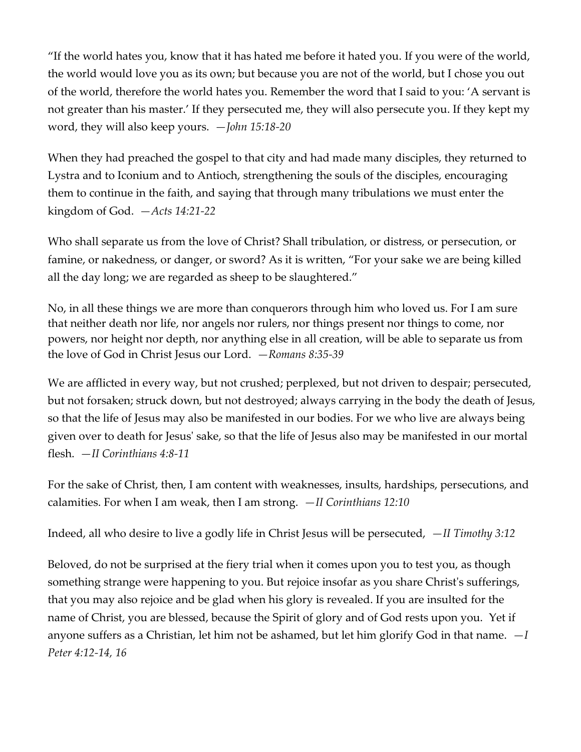"If the world hates you, know that it has hated me before it hated you. If you were of the world, the world would love you as its own; but because you are not of the world, but I chose you out of the world, therefore the world hates you. Remember the word that I said to you: 'A servant is not greater than his master.' If they persecuted me, they will also persecute you. If they kept my word, they will also keep yours. *—John 15:18-20*

When they had preached the gospel to that city and had made many disciples, they returned to Lystra and to Iconium and to Antioch, strengthening the souls of the disciples, encouraging them to continue in the faith, and saying that through many tribulations we must enter the kingdom of God. *—Acts 14:21-22*

Who shall separate us from the love of Christ? Shall tribulation, or distress, or persecution, or famine, or nakedness, or danger, or sword? As it is written, "For your sake we are being killed all the day long; we are regarded as sheep to be slaughtered."

No, in all these things we are more than conquerors through him who loved us. For I am sure that neither death nor life, nor angels nor rulers, nor things present nor things to come, nor powers, nor height nor depth, nor anything else in all creation, will be able to separate us from the love of God in Christ Jesus our Lord. *—Romans 8:35-39*

We are afflicted in every way, but not crushed; perplexed, but not driven to despair; persecuted, but not forsaken; struck down, but not destroyed; always carrying in the body the death of Jesus, so that the life of Jesus may also be manifested in our bodies. For we who live are always being given over to death for Jesus' sake, so that the life of Jesus also may be manifested in our mortal flesh. *—II Corinthians 4:8-11*

For the sake of Christ, then, I am content with weaknesses, insults, hardships, persecutions, and calamities. For when I am weak, then I am strong. *—II Corinthians 12:10*

Indeed, all who desire to live a godly life in Christ Jesus will be persecuted, *—II Timothy 3:12*

Beloved, do not be surprised at the fiery trial when it comes upon you to test you, as though something strange were happening to you. But rejoice insofar as you share Christ's sufferings, that you may also rejoice and be glad when his glory is revealed. If you are insulted for the name of Christ, you are blessed, because the Spirit of glory and of God rests upon you. Yet if anyone suffers as a Christian, let him not be ashamed, but let him glorify God in that name. *—I Peter 4:12-14, 16*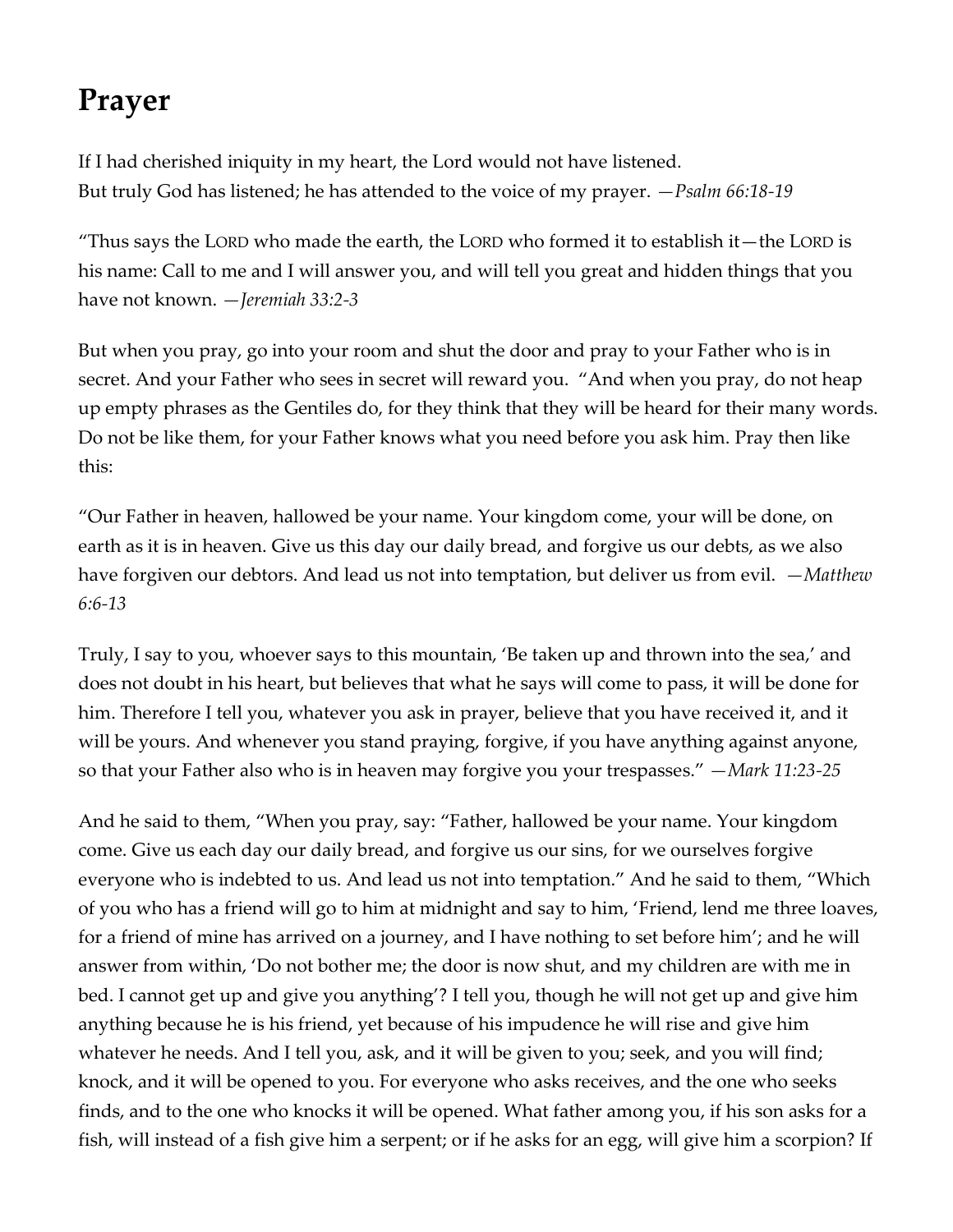## Prayer

If I had cherished iniquity in my heart, the Lord would not have listened.
But truly God has listened; he has attended to the voice of my prayer. *—Psalm 66:18-19*

"Thus says the LORD who made the earth, the LORD who formed it to establish it—the LORD is his name: Call to me and I will answer you, and will tell you great and hidden things that you have not known. *—Jeremiah 33:2-3*

But when you pray, go into your room and shut the door and pray to your Father who is in secret. And your Father who sees in secret will reward you. "And when you pray, do not heap up empty phrases as the Gentiles do, for they think that they will be heard for their many words. Do not be like them, for your Father knows what you need before you ask him. Pray then like this:

"Our Father in heaven, hallowed be your name. Your kingdom come, your will be done, on earth as it is in heaven. Give us this day our daily bread, and forgive us our debts, as we also have forgiven our debtors. And lead us not into temptation, but deliver us from evil. *—Matthew 6:6-13*

Truly, I say to you, whoever says to this mountain, 'Be taken up and thrown into the sea,' and does not doubt in his heart, but believes that what he says will come to pass, it will be done for him. Therefore I tell you, whatever you ask in prayer, believe that you have received it, and it will be yours. And whenever you stand praying, forgive, if you have anything against anyone, so that your Father also who is in heaven may forgive you your trespasses." *—Mark 11:23-25*

And he said to them, "When you pray, say: "Father, hallowed be your name. Your kingdom come. Give us each day our daily bread, and forgive us our sins, for we ourselves forgive everyone who is indebted to us. And lead us not into temptation." And he said to them, "Which of you who has a friend will go to him at midnight and say to him, 'Friend, lend me three loaves, for a friend of mine has arrived on a journey, and I have nothing to set before him'; and he will answer from within, 'Do not bother me; the door is now shut, and my children are with me in bed. I cannot get up and give you anything'? I tell you, though he will not get up and give him anything because he is his friend, yet because of his impudence he will rise and give him whatever he needs. And I tell you, ask, and it will be given to you; seek, and you will find; knock, and it will be opened to you. For everyone who asks receives, and the one who seeks finds, and to the one who knocks it will be opened. What father among you, if his son asks for a fish, will instead of a fish give him a serpent; or if he asks for an egg, will give him a scorpion? If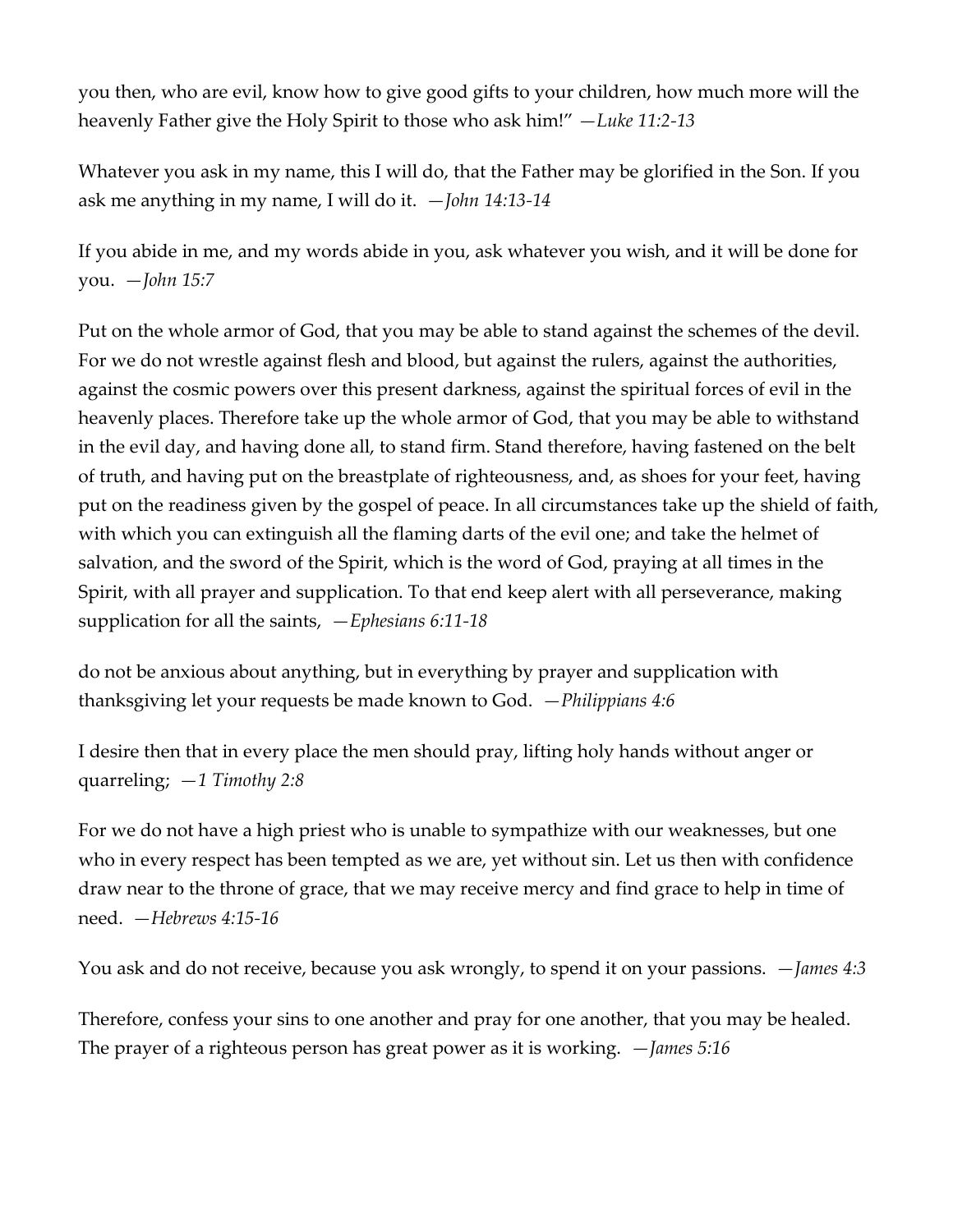you then, who are evil, know how to give good gifts to your children, how much more will the heavenly Father give the Holy Spirit to those who ask him!" —*Luke 11:2-13*

Whatever you ask in my name, this I will do, that the Father may be glorified in the Son. If you ask me anything in my name, I will do it. —*John 14:13-14*

If you abide in me, and my words abide in you, ask whatever you wish, and it will be done for you. —*John 15:7*

Put on the whole armor of God, that you may be able to stand against the schemes of the devil. For we do not wrestle against flesh and blood, but against the rulers, against the authorities, against the cosmic powers over this present darkness, against the spiritual forces of evil in the heavenly places. Therefore take up the whole armor of God, that you may be able to withstand in the evil day, and having done all, to stand firm. Stand therefore, having fastened on the belt of truth, and having put on the breastplate of righteousness, and, as shoes for your feet, having put on the readiness given by the gospel of peace. In all circumstances take up the shield of faith, with which you can extinguish all the flaming darts of the evil one; and take the helmet of salvation, and the sword of the Spirit, which is the word of God, praying at all times in the Spirit, with all prayer and supplication. To that end keep alert with all perseverance, making supplication for all the saints, —*Ephesians 6:11-18*

do not be anxious about anything, but in everything by prayer and supplication with thanksgiving let your requests be made known to God. —*Philippians 4:6*

I desire then that in every place the men should pray, lifting holy hands without anger or quarreling; —*1 Timothy 2:8*

For we do not have a high priest who is unable to sympathize with our weaknesses, but one who in every respect has been tempted as we are, yet without sin. Let us then with confidence draw near to the throne of grace, that we may receive mercy and find grace to help in time of need. —*Hebrews 4:15-16*

You ask and do not receive, because you ask wrongly, to spend it on your passions. —*James 4:3*

Therefore, confess your sins to one another and pray for one another, that you may be healed. The prayer of a righteous person has great power as it is working. —*James 5:16*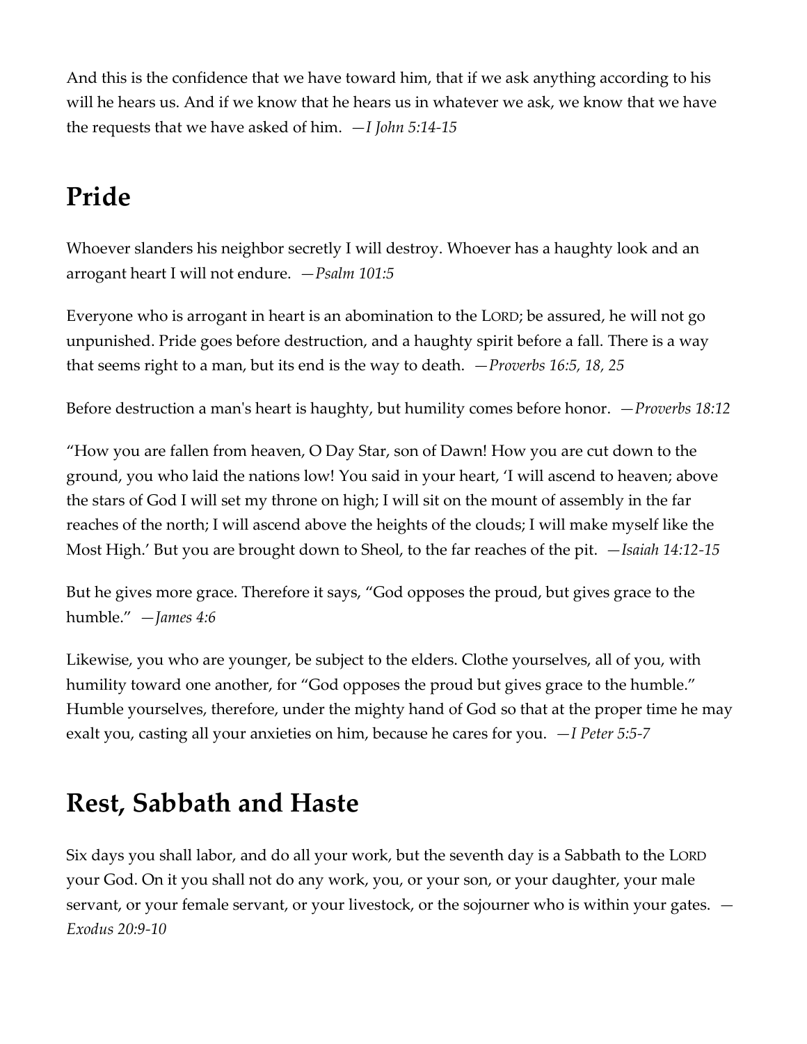And this is the confidence that we have toward him, that if we ask anything according to his will he hears us. And if we know that he hears us in whatever we ask, we know that we have the requests that we have asked of him. *—I John 5:14-15*

## Pride

Whoever slanders his neighbor secretly I will destroy. Whoever has a haughty look and an arrogant heart I will not endure. *—Psalm 101:5*

Everyone who is arrogant in heart is an abomination to the LORD; be assured, he will not go unpunished. Pride goes before destruction, and a haughty spirit before a fall. There is a way that seems right to a man, but its end is the way to death. *—Proverbs 16:5, 18, 25*

Before destruction a man's heart is haughty, but humility comes before honor. *—Proverbs 18:12*

“How you are fallen from heaven, O Day Star, son of Dawn! How you are cut down to the ground, you who laid the nations low! You said in your heart, ‘I will ascend to heaven; above the stars of God I will set my throne on high; I will sit on the mount of assembly in the far reaches of the north; I will ascend above the heights of the clouds; I will make myself like the Most High.’ But you are brought down to Sheol, to the far reaches of the pit. *—Isaiah 14:12-15*

But he gives more grace. Therefore it says, “God opposes the proud, but gives grace to the humble.” *—James 4:6*

Likewise, you who are younger, be subject to the elders. Clothe yourselves, all of you, with humility toward one another, for “God opposes the proud but gives grace to the humble.” Humble yourselves, therefore, under the mighty hand of God so that at the proper time he may exalt you, casting all your anxieties on him, because he cares for you. *—I Peter 5:5-7*

## Rest, Sabbath and Haste

Six days you shall labor, and do all your work, but the seventh day is a Sabbath to the LORD your God. On it you shall not do any work, you, or your son, or your daughter, your male servant, or your female servant, or your livestock, or the sojourner who is within your gates. *—Exodus 20:9-10*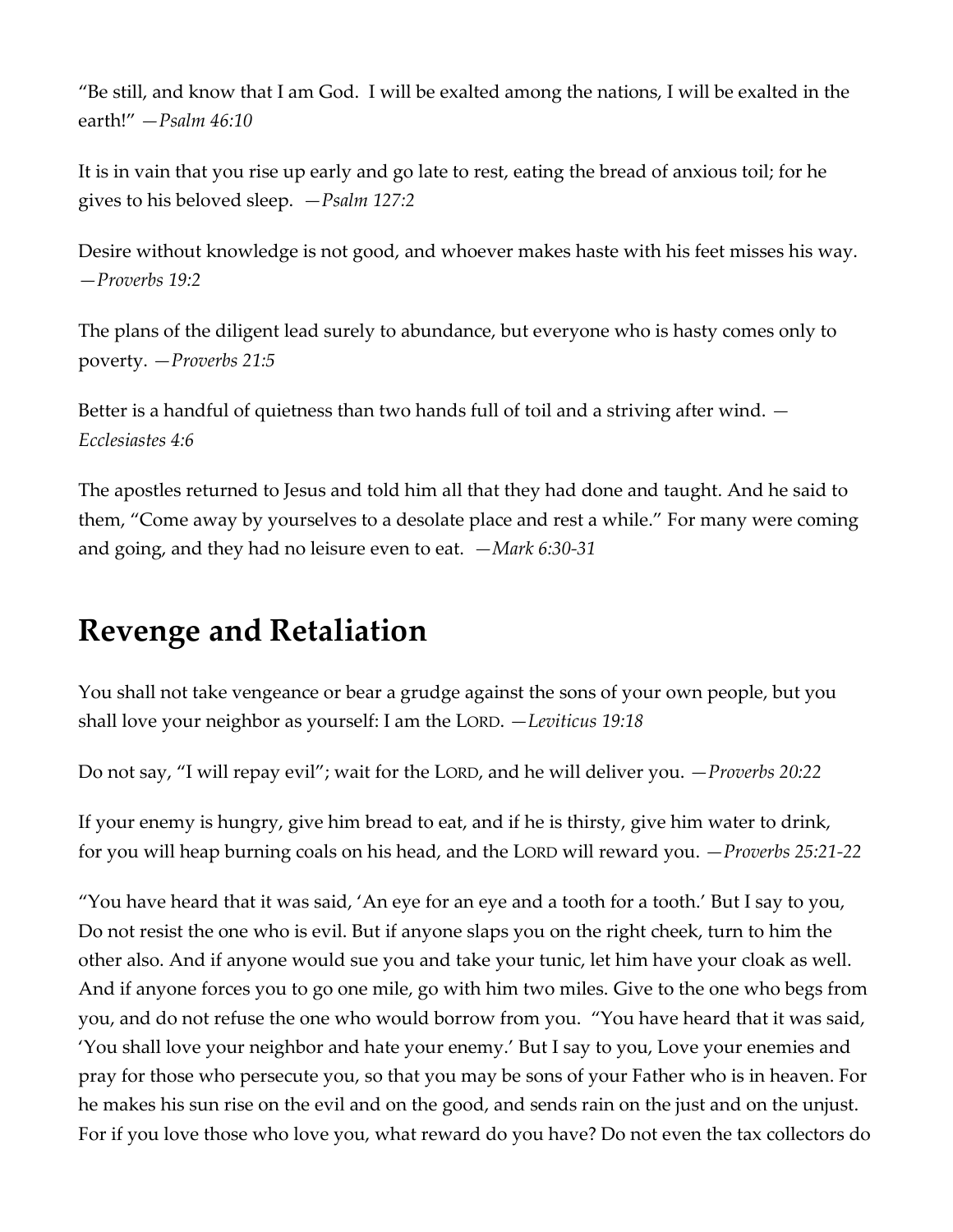"Be still, and know that I am God.  I will be exalted among the nations, I will be exalted in the earth!" —*Psalm 46:10*

It is in vain that you rise up early and go late to rest, eating the bread of anxious toil; for he gives to his beloved sleep.  —*Psalm 127:2*

Desire without knowledge is not good, and whoever makes haste with his feet misses his way. —*Proverbs 19:2*

The plans of the diligent lead surely to abundance, but everyone who is hasty comes only to poverty. —*Proverbs 21:5*

Better is a handful of quietness than two hands full of toil and a striving after wind. —*Ecclesiastes 4:6*

The apostles returned to Jesus and told him all that they had done and taught. And he said to them, "Come away by yourselves to a desolate place and rest a while." For many were coming and going, and they had no leisure even to eat.  —*Mark 6:30-31*

## Revenge and Retaliation

You shall not take vengeance or bear a grudge against the sons of your own people, but you shall love your neighbor as yourself: I am the LORD. —*Leviticus 19:18*

Do not say, "I will repay evil"; wait for the LORD, and he will deliver you. —*Proverbs 20:22*

If your enemy is hungry, give him bread to eat, and if he is thirsty, give him water to drink, for you will heap burning coals on his head, and the LORD will reward you. —*Proverbs 25:21-22*

"You have heard that it was said, 'An eye for an eye and a tooth for a tooth.' But I say to you, Do not resist the one who is evil. But if anyone slaps you on the right cheek, turn to him the other also. And if anyone would sue you and take your tunic, let him have your cloak as well. And if anyone forces you to go one mile, go with him two miles. Give to the one who begs from you, and do not refuse the one who would borrow from you.  "You have heard that it was said, 'You shall love your neighbor and hate your enemy.' But I say to you, Love your enemies and pray for those who persecute you, so that you may be sons of your Father who is in heaven. For he makes his sun rise on the evil and on the good, and sends rain on the just and on the unjust. For if you love those who love you, what reward do you have? Do not even the tax collectors do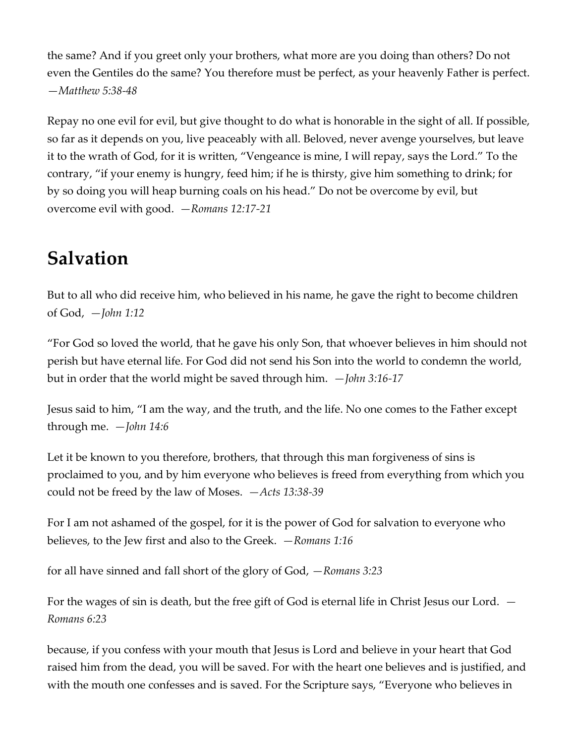the same? And if you greet only your brothers, what more are you doing than others? Do not even the Gentiles do the same? You therefore must be perfect, as your heavenly Father is perfect. *—Matthew 5:38-48*

Repay no one evil for evil, but give thought to do what is honorable in the sight of all. If possible, so far as it depends on you, live peaceably with all. Beloved, never avenge yourselves, but leave it to the wrath of God, for it is written, "Vengeance is mine, I will repay, says the Lord." To the contrary, "if your enemy is hungry, feed him; if he is thirsty, give him something to drink; for by so doing you will heap burning coals on his head." Do not be overcome by evil, but overcome evil with good. *—Romans 12:17-21*

## Salvation

But to all who did receive him, who believed in his name, he gave the right to become children of God, *—John 1:12*

"For God so loved the world, that he gave his only Son, that whoever believes in him should not perish but have eternal life. For God did not send his Son into the world to condemn the world, but in order that the world might be saved through him. *—John 3:16-17*

Jesus said to him, "I am the way, and the truth, and the life. No one comes to the Father except through me. *—John 14:6*

Let it be known to you therefore, brothers, that through this man forgiveness of sins is proclaimed to you, and by him everyone who believes is freed from everything from which you could not be freed by the law of Moses. *—Acts 13:38-39*

For I am not ashamed of the gospel, for it is the power of God for salvation to everyone who believes, to the Jew first and also to the Greek. *—Romans 1:16*

for all have sinned and fall short of the glory of God, *—Romans 3:23*

For the wages of sin is death, but the free gift of God is eternal life in Christ Jesus our Lord. *—Romans 6:23*

because, if you confess with your mouth that Jesus is Lord and believe in your heart that God raised him from the dead, you will be saved. For with the heart one believes and is justified, and with the mouth one confesses and is saved. For the Scripture says, "Everyone who believes in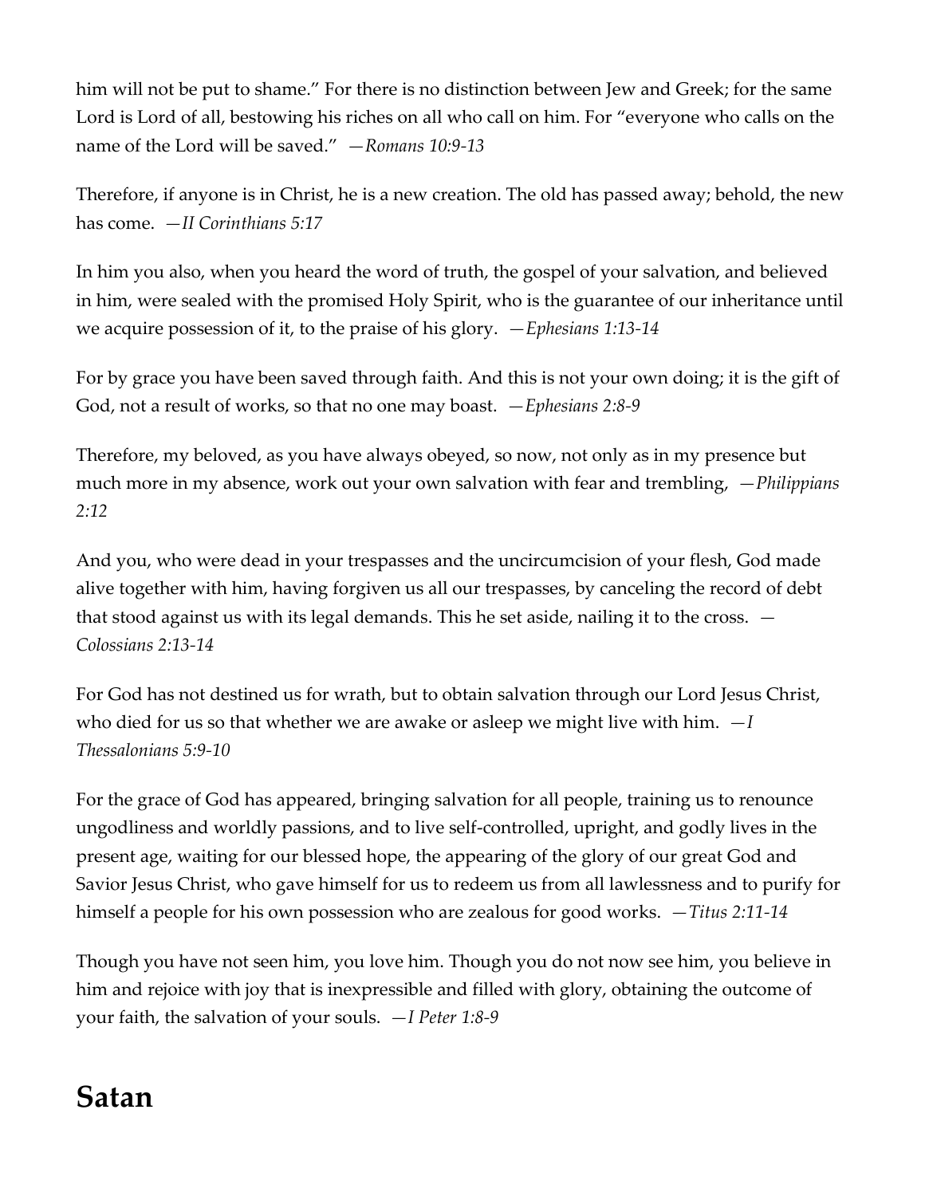him will not be put to shame." For there is no distinction between Jew and Greek; for the same Lord is Lord of all, bestowing his riches on all who call on him. For "everyone who calls on the name of the Lord will be saved." *—Romans 10:9-13*

Therefore, if anyone is in Christ, he is a new creation. The old has passed away; behold, the new has come. *—II Corinthians 5:17*

In him you also, when you heard the word of truth, the gospel of your salvation, and believed in him, were sealed with the promised Holy Spirit, who is the guarantee of our inheritance until we acquire possession of it, to the praise of his glory. *—Ephesians 1:13-14*

For by grace you have been saved through faith. And this is not your own doing; it is the gift of God, not a result of works, so that no one may boast. *—Ephesians 2:8-9*

Therefore, my beloved, as you have always obeyed, so now, not only as in my presence but much more in my absence, work out your own salvation with fear and trembling, *—Philippians 2:12*

And you, who were dead in your trespasses and the uncircumcision of your flesh, God made alive together with him, having forgiven us all our trespasses, by canceling the record of debt that stood against us with its legal demands. This he set aside, nailing it to the cross. *—Colossians 2:13-14*

For God has not destined us for wrath, but to obtain salvation through our Lord Jesus Christ, who died for us so that whether we are awake or asleep we might live with him. *—I Thessalonians 5:9-10*

For the grace of God has appeared, bringing salvation for all people, training us to renounce ungodliness and worldly passions, and to live self-controlled, upright, and godly lives in the present age, waiting for our blessed hope, the appearing of the glory of our great God and Savior Jesus Christ, who gave himself for us to redeem us from all lawlessness and to purify for himself a people for his own possession who are zealous for good works. *—Titus 2:11-14*

Though you have not seen him, you love him. Though you do not now see him, you believe in him and rejoice with joy that is inexpressible and filled with glory, obtaining the outcome of your faith, the salvation of your souls. *—I Peter 1:8-9*

# Satan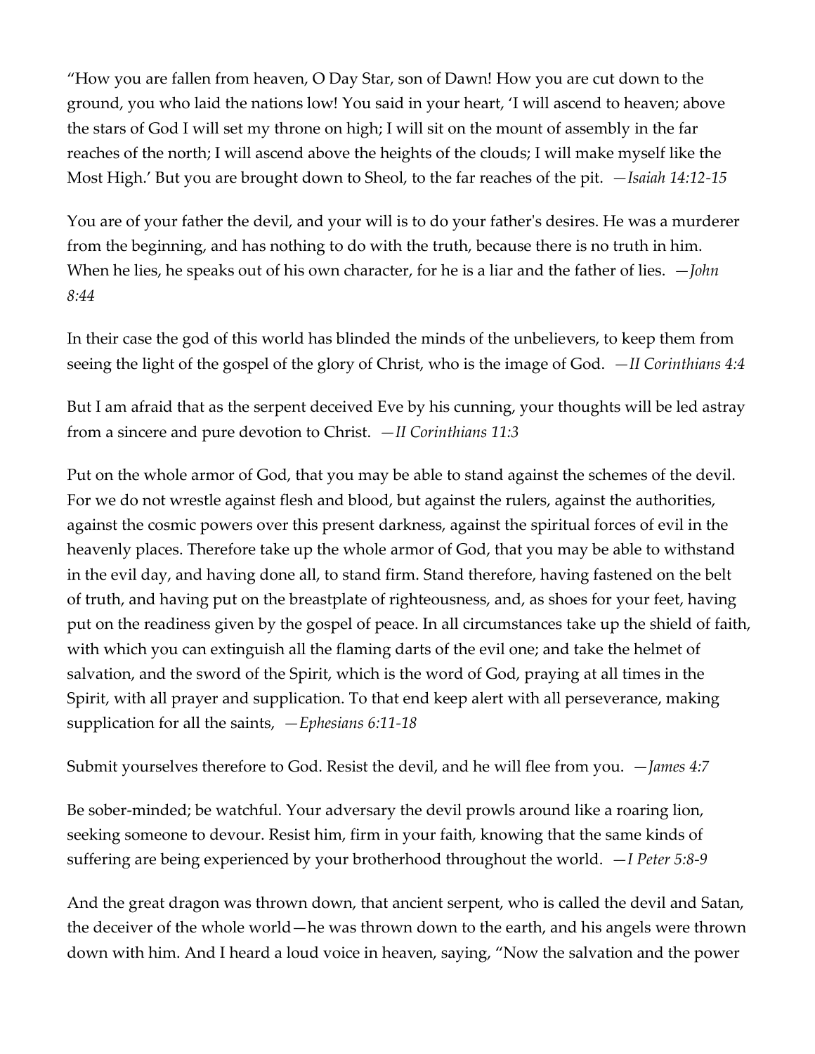“How you are fallen from heaven, O Day Star, son of Dawn! How you are cut down to the ground, you who laid the nations low! You said in your heart, ‘I will ascend to heaven; above the stars of God I will set my throne on high; I will sit on the mount of assembly in the far reaches of the north; I will ascend above the heights of the clouds; I will make myself like the Most High.’ But you are brought down to Sheol, to the far reaches of the pit. *—Isaiah 14:12-15*

You are of your father the devil, and your will is to do your father's desires. He was a murderer from the beginning, and has nothing to do with the truth, because there is no truth in him. When he lies, he speaks out of his own character, for he is a liar and the father of lies. *—John 8:44*

In their case the god of this world has blinded the minds of the unbelievers, to keep them from seeing the light of the gospel of the glory of Christ, who is the image of God. *—II Corinthians 4:4*

But I am afraid that as the serpent deceived Eve by his cunning, your thoughts will be led astray from a sincere and pure devotion to Christ. *—II Corinthians 11:3*

Put on the whole armor of God, that you may be able to stand against the schemes of the devil. For we do not wrestle against flesh and blood, but against the rulers, against the authorities, against the cosmic powers over this present darkness, against the spiritual forces of evil in the heavenly places. Therefore take up the whole armor of God, that you may be able to withstand in the evil day, and having done all, to stand firm. Stand therefore, having fastened on the belt of truth, and having put on the breastplate of righteousness, and, as shoes for your feet, having put on the readiness given by the gospel of peace. In all circumstances take up the shield of faith, with which you can extinguish all the flaming darts of the evil one; and take the helmet of salvation, and the sword of the Spirit, which is the word of God, praying at all times in the Spirit, with all prayer and supplication. To that end keep alert with all perseverance, making supplication for all the saints, *—Ephesians 6:11-18*

Submit yourselves therefore to God. Resist the devil, and he will flee from you. *—James 4:7*

Be sober-minded; be watchful. Your adversary the devil prowls around like a roaring lion, seeking someone to devour. Resist him, firm in your faith, knowing that the same kinds of suffering are being experienced by your brotherhood throughout the world. *—I Peter 5:8-9*

And the great dragon was thrown down, that ancient serpent, who is called the devil and Satan, the deceiver of the whole world—he was thrown down to the earth, and his angels were thrown down with him. And I heard a loud voice in heaven, saying, “Now the salvation and the power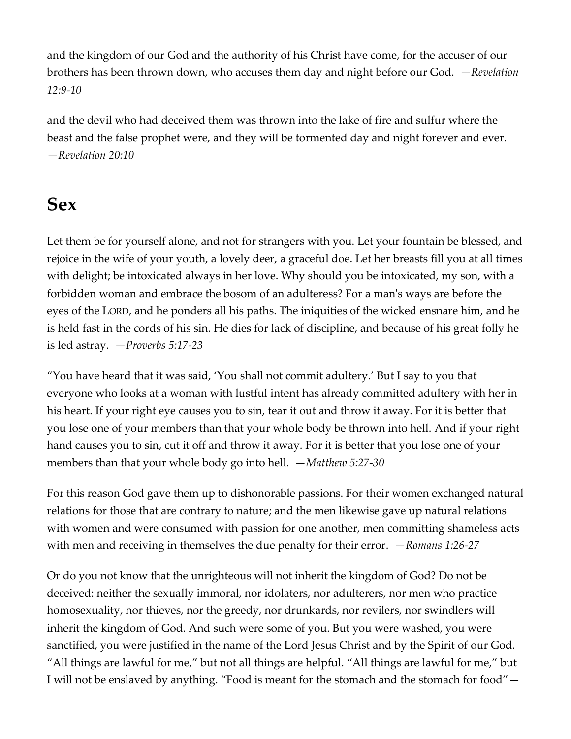and the kingdom of our God and the authority of his Christ have come, for the accuser of our brothers has been thrown down, who accuses them day and night before our God. *—Revelation 12:9-10*

and the devil who had deceived them was thrown into the lake of fire and sulfur where the beast and the false prophet were, and they will be tormented day and night forever and ever. *—Revelation 20:10*

## Sex

Let them be for yourself alone, and not for strangers with you. Let your fountain be blessed, and rejoice in the wife of your youth, a lovely deer, a graceful doe. Let her breasts fill you at all times with delight; be intoxicated always in her love. Why should you be intoxicated, my son, with a forbidden woman and embrace the bosom of an adulteress? For a man's ways are before the eyes of the LORD, and he ponders all his paths. The iniquities of the wicked ensnare him, and he is held fast in the cords of his sin. He dies for lack of discipline, and because of his great folly he is led astray. *—Proverbs 5:17-23*

“You have heard that it was said, ‘You shall not commit adultery.’ But I say to you that everyone who looks at a woman with lustful intent has already committed adultery with her in his heart. If your right eye causes you to sin, tear it out and throw it away. For it is better that you lose one of your members than that your whole body be thrown into hell. And if your right hand causes you to sin, cut it off and throw it away. For it is better that you lose one of your members than that your whole body go into hell. *—Matthew 5:27-30*

For this reason God gave them up to dishonorable passions. For their women exchanged natural relations for those that are contrary to nature; and the men likewise gave up natural relations with women and were consumed with passion for one another, men committing shameless acts with men and receiving in themselves the due penalty for their error. *—Romans 1:26-27*

Or do you not know that the unrighteous will not inherit the kingdom of God? Do not be deceived: neither the sexually immoral, nor idolaters, nor adulterers, nor men who practice homosexuality, nor thieves, nor the greedy, nor drunkards, nor revilers, nor swindlers will inherit the kingdom of God. And such were some of you. But you were washed, you were sanctified, you were justified in the name of the Lord Jesus Christ and by the Spirit of our God. “All things are lawful for me,” but not all things are helpful. “All things are lawful for me,” but I will not be enslaved by anything. “Food is meant for the stomach and the stomach for food”—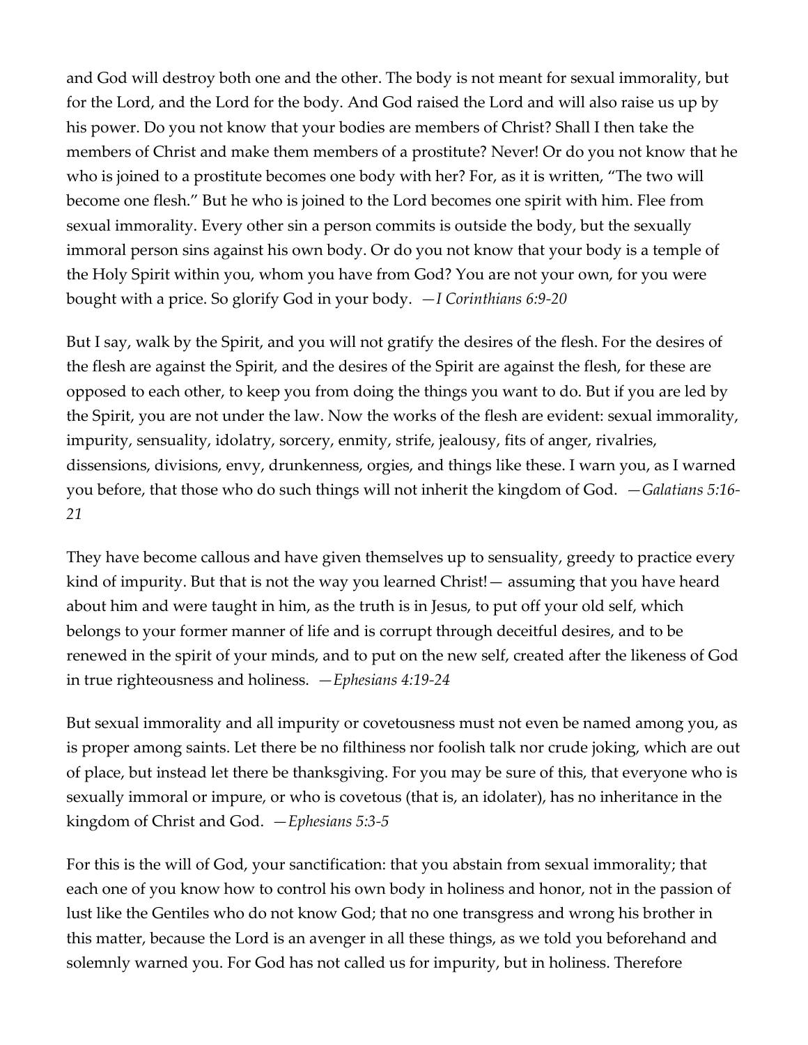and God will destroy both one and the other. The body is not meant for sexual immorality, but for the Lord, and the Lord for the body. And God raised the Lord and will also raise us up by his power. Do you not know that your bodies are members of Christ? Shall I then take the members of Christ and make them members of a prostitute? Never! Or do you not know that he who is joined to a prostitute becomes one body with her? For, as it is written, "The two will become one flesh." But he who is joined to the Lord becomes one spirit with him. Flee from sexual immorality. Every other sin a person commits is outside the body, but the sexually immoral person sins against his own body. Or do you not know that your body is a temple of the Holy Spirit within you, whom you have from God? You are not your own, for you were bought with a price. So glorify God in your body. *—I Corinthians 6:9-20*

But I say, walk by the Spirit, and you will not gratify the desires of the flesh. For the desires of the flesh are against the Spirit, and the desires of the Spirit are against the flesh, for these are opposed to each other, to keep you from doing the things you want to do. But if you are led by the Spirit, you are not under the law. Now the works of the flesh are evident: sexual immorality, impurity, sensuality, idolatry, sorcery, enmity, strife, jealousy, fits of anger, rivalries, dissensions, divisions, envy, drunkenness, orgies, and things like these. I warn you, as I warned you before, that those who do such things will not inherit the kingdom of God. *—Galatians 5:16-21*

They have become callous and have given themselves up to sensuality, greedy to practice every kind of impurity. But that is not the way you learned Christ!— assuming that you have heard about him and were taught in him, as the truth is in Jesus, to put off your old self, which belongs to your former manner of life and is corrupt through deceitful desires, and to be renewed in the spirit of your minds, and to put on the new self, created after the likeness of God in true righteousness and holiness. *—Ephesians 4:19-24*

But sexual immorality and all impurity or covetousness must not even be named among you, as is proper among saints. Let there be no filthiness nor foolish talk nor crude joking, which are out of place, but instead let there be thanksgiving. For you may be sure of this, that everyone who is sexually immoral or impure, or who is covetous (that is, an idolater), has no inheritance in the kingdom of Christ and God. *—Ephesians 5:3-5*

For this is the will of God, your sanctification: that you abstain from sexual immorality; that each one of you know how to control his own body in holiness and honor, not in the passion of lust like the Gentiles who do not know God; that no one transgress and wrong his brother in this matter, because the Lord is an avenger in all these things, as we told you beforehand and solemnly warned you. For God has not called us for impurity, but in holiness. Therefore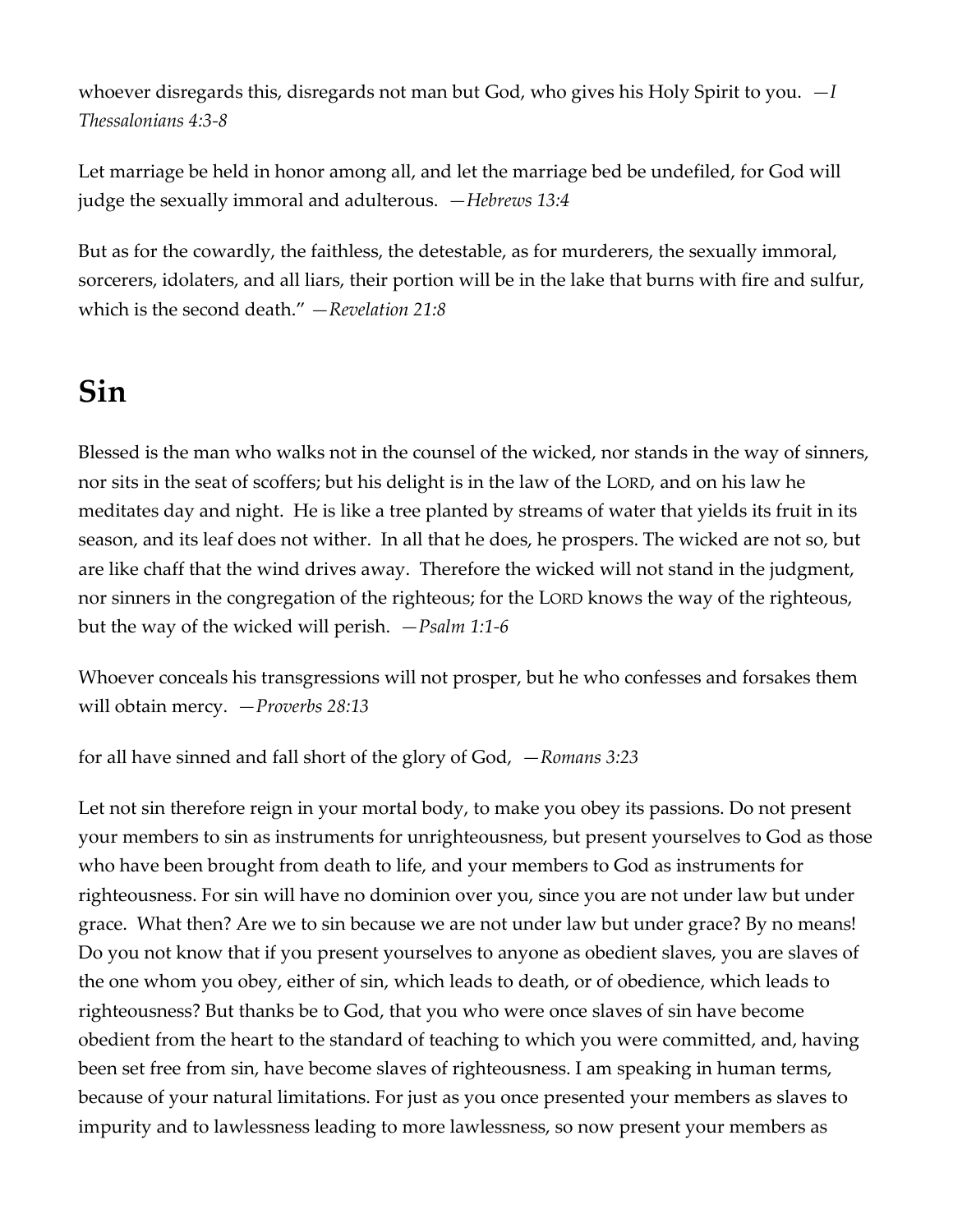whoever disregards this, disregards not man but God, who gives his Holy Spirit to you. —*I Thessalonians 4:3-8*

Let marriage be held in honor among all, and let the marriage bed be undefiled, for God will judge the sexually immoral and adulterous. —*Hebrews 13:4*

But as for the cowardly, the faithless, the detestable, as for murderers, the sexually immoral, sorcerers, idolaters, and all liars, their portion will be in the lake that burns with fire and sulfur, which is the second death." —*Revelation 21:8*

# Sin

Blessed is the man who walks not in the counsel of the wicked, nor stands in the way of sinners, nor sits in the seat of scoffers; but his delight is in the law of the LORD, and on his law he meditates day and night. He is like a tree planted by streams of water that yields its fruit in its season, and its leaf does not wither. In all that he does, he prospers. The wicked are not so, but are like chaff that the wind drives away. Therefore the wicked will not stand in the judgment, nor sinners in the congregation of the righteous; for the LORD knows the way of the righteous, but the way of the wicked will perish. —*Psalm 1:1-6*

Whoever conceals his transgressions will not prosper, but he who confesses and forsakes them will obtain mercy. —*Proverbs 28:13*

for all have sinned and fall short of the glory of God, —*Romans 3:23*

Let not sin therefore reign in your mortal body, to make you obey its passions. Do not present your members to sin as instruments for unrighteousness, but present yourselves to God as those who have been brought from death to life, and your members to God as instruments for righteousness. For sin will have no dominion over you, since you are not under law but under grace. What then? Are we to sin because we are not under law but under grace? By no means! Do you not know that if you present yourselves to anyone as obedient slaves, you are slaves of the one whom you obey, either of sin, which leads to death, or of obedience, which leads to righteousness? But thanks be to God, that you who were once slaves of sin have become obedient from the heart to the standard of teaching to which you were committed, and, having been set free from sin, have become slaves of righteousness. I am speaking in human terms, because of your natural limitations. For just as you once presented your members as slaves to impurity and to lawlessness leading to more lawlessness, so now present your members as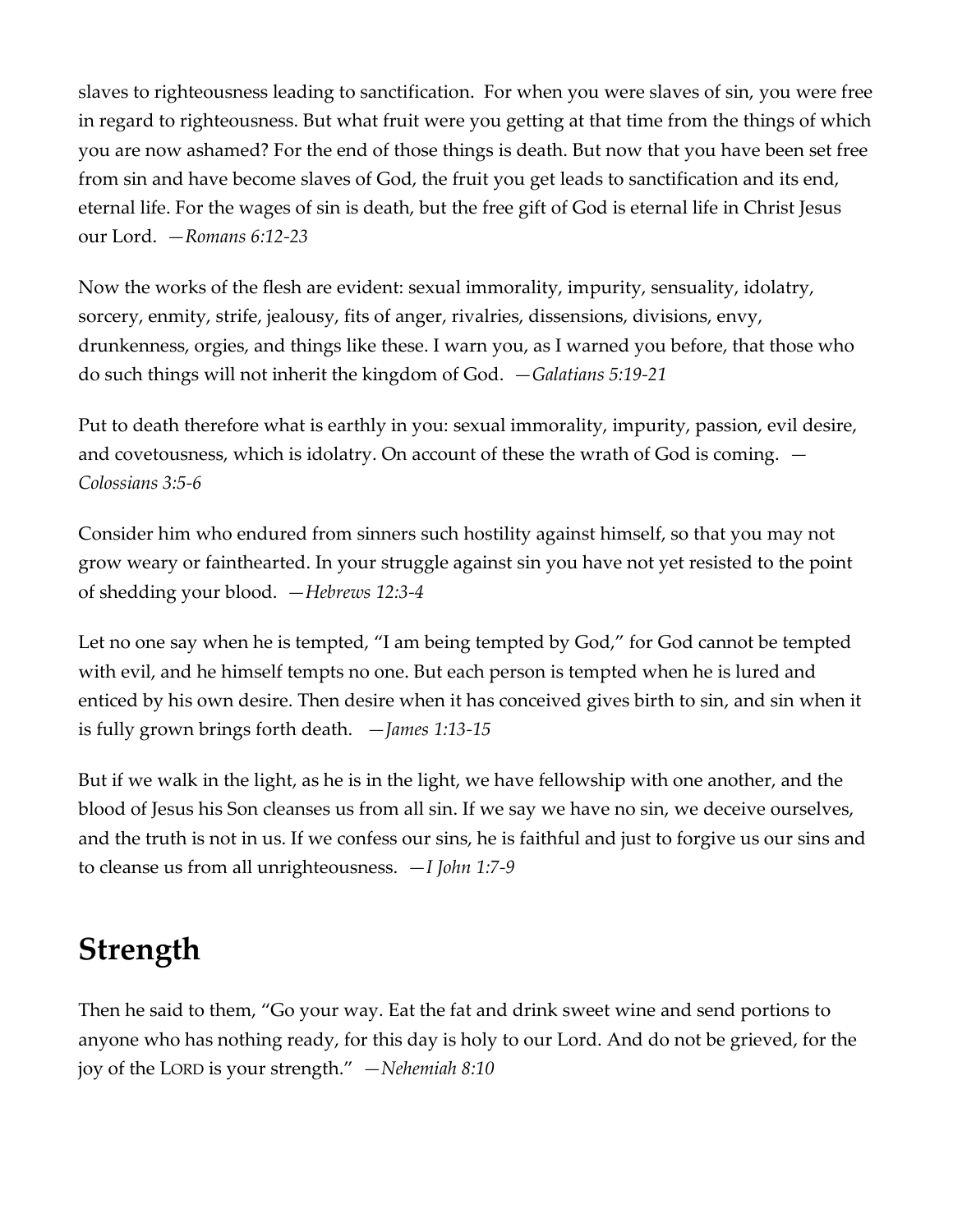slaves to righteousness leading to sanctification. For when you were slaves of sin, you were free in regard to righteousness. But what fruit were you getting at that time from the things of which you are now ashamed? For the end of those things is death. But now that you have been set free from sin and have become slaves of God, the fruit you get leads to sanctification and its end, eternal life. For the wages of sin is death, but the free gift of God is eternal life in Christ Jesus our Lord. *—Romans 6:12-23*

Now the works of the flesh are evident: sexual immorality, impurity, sensuality, idolatry, sorcery, enmity, strife, jealousy, fits of anger, rivalries, dissensions, divisions, envy, drunkenness, orgies, and things like these. I warn you, as I warned you before, that those who do such things will not inherit the kingdom of God. *—Galatians 5:19-21*

Put to death therefore what is earthly in you: sexual immorality, impurity, passion, evil desire, and covetousness, which is idolatry. On account of these the wrath of God is coming. *—Colossians 3:5-6*

Consider him who endured from sinners such hostility against himself, so that you may not grow weary or fainthearted. In your struggle against sin you have not yet resisted to the point of shedding your blood. *—Hebrews 12:3-4*

Let no one say when he is tempted, "I am being tempted by God," for God cannot be tempted with evil, and he himself tempts no one. But each person is tempted when he is lured and enticed by his own desire. Then desire when it has conceived gives birth to sin, and sin when it is fully grown brings forth death. *—James 1:13-15*

But if we walk in the light, as he is in the light, we have fellowship with one another, and the blood of Jesus his Son cleanses us from all sin. If we say we have no sin, we deceive ourselves, and the truth is not in us. If we confess our sins, he is faithful and just to forgive us our sins and to cleanse us from all unrighteousness. *—I John 1:7-9*

## Strength

Then he said to them, "Go your way. Eat the fat and drink sweet wine and send portions to anyone who has nothing ready, for this day is holy to our Lord. And do not be grieved, for the joy of the LORD is your strength." *—Nehemiah 8:10*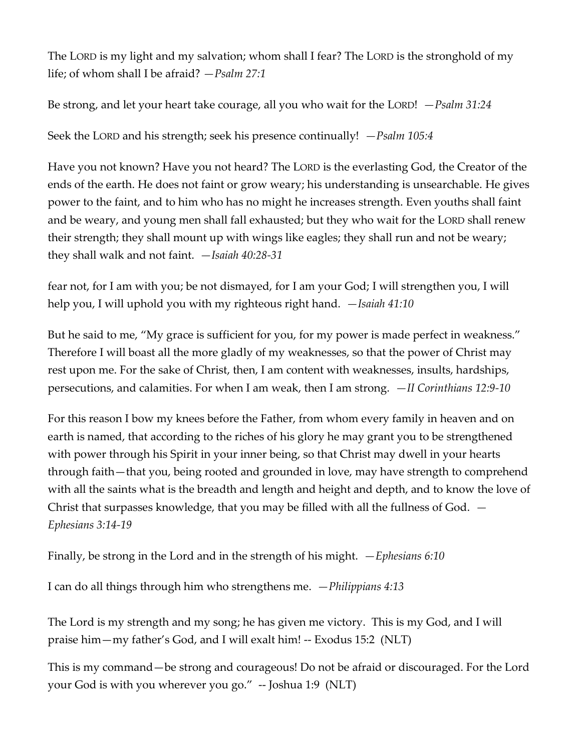The LORD is my light and my salvation; whom shall I fear? The LORD is the stronghold of my life; of whom shall I be afraid? —*Psalm 27:1*

Be strong, and let your heart take courage, all you who wait for the LORD! —*Psalm 31:24*

Seek the LORD and his strength; seek his presence continually! —*Psalm 105:4*

Have you not known? Have you not heard? The LORD is the everlasting God, the Creator of the ends of the earth. He does not faint or grow weary; his understanding is unsearchable. He gives power to the faint, and to him who has no might he increases strength. Even youths shall faint and be weary, and young men shall fall exhausted; but they who wait for the LORD shall renew their strength; they shall mount up with wings like eagles; they shall run and not be weary; they shall walk and not faint. —*Isaiah 40:28-31*

fear not, for I am with you; be not dismayed, for I am your God; I will strengthen you, I will help you, I will uphold you with my righteous right hand. —*Isaiah 41:10*

But he said to me, "My grace is sufficient for you, for my power is made perfect in weakness." Therefore I will boast all the more gladly of my weaknesses, so that the power of Christ may rest upon me. For the sake of Christ, then, I am content with weaknesses, insults, hardships, persecutions, and calamities. For when I am weak, then I am strong. —*II Corinthians 12:9-10*

For this reason I bow my knees before the Father, from whom every family in heaven and on earth is named, that according to the riches of his glory he may grant you to be strengthened with power through his Spirit in your inner being, so that Christ may dwell in your hearts through faith—that you, being rooted and grounded in love, may have strength to comprehend with all the saints what is the breadth and length and height and depth, and to know the love of Christ that surpasses knowledge, that you may be filled with all the fullness of God. —*Ephesians 3:14-19*

Finally, be strong in the Lord and in the strength of his might. —*Ephesians 6:10*

I can do all things through him who strengthens me. —*Philippians 4:13*

The Lord is my strength and my song; he has given me victory. This is my God, and I will praise him—my father's God, and I will exalt him! -- Exodus 15:2 (NLT)

This is my command—be strong and courageous! Do not be afraid or discouraged. For the Lord your God is with you wherever you go." -- Joshua 1:9 (NLT)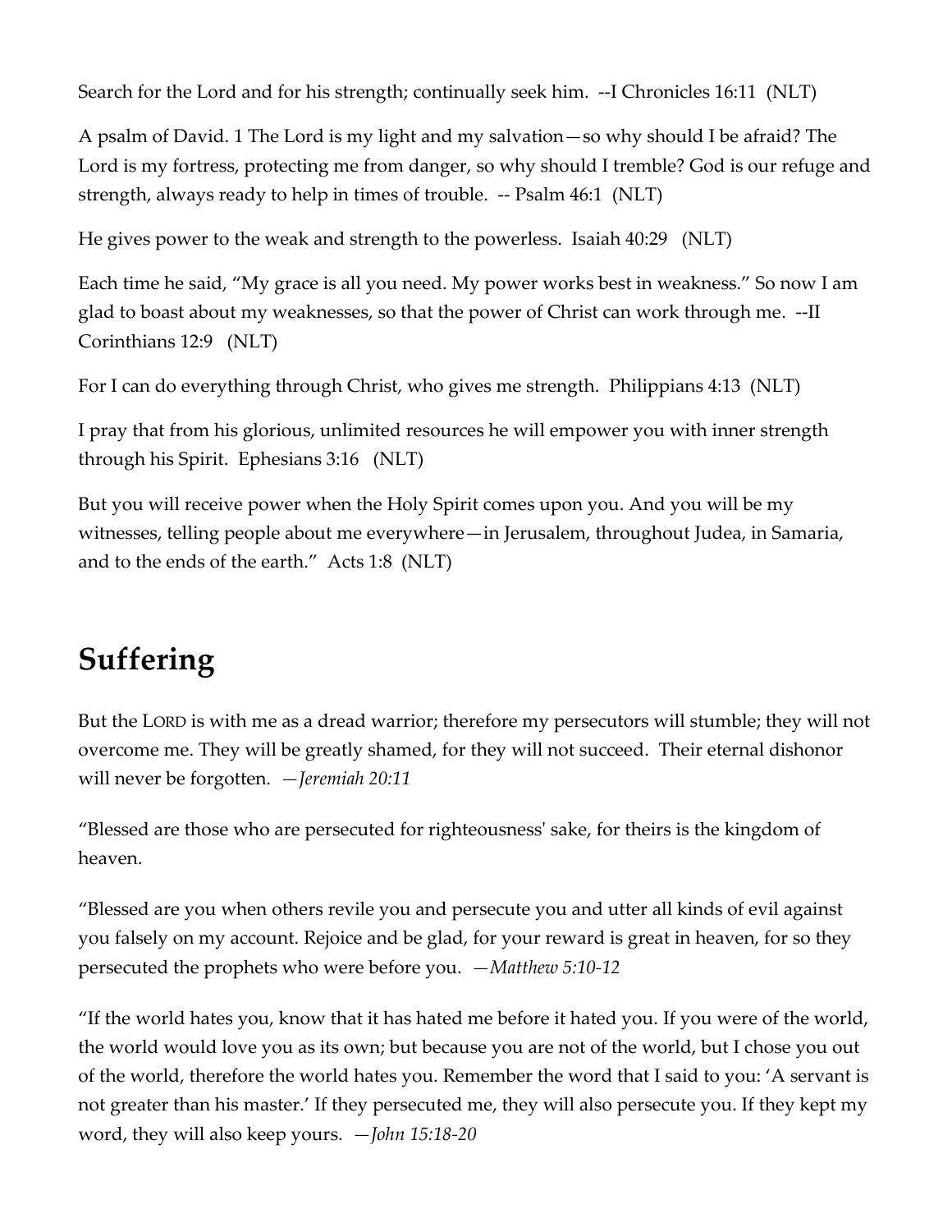Search for the Lord and for his strength; continually seek him. --I Chronicles 16:11 (NLT)

A psalm of David. 1 The Lord is my light and my salvation—so why should I be afraid? The Lord is my fortress, protecting me from danger, so why should I tremble? God is our refuge and strength, always ready to help in times of trouble. -- Psalm 46:1 (NLT)

He gives power to the weak and strength to the powerless. Isaiah 40:29 (NLT)

Each time he said, "My grace is all you need. My power works best in weakness." So now I am glad to boast about my weaknesses, so that the power of Christ can work through me. --II Corinthians 12:9 (NLT)

For I can do everything through Christ, who gives me strength. Philippians 4:13 (NLT)

I pray that from his glorious, unlimited resources he will empower you with inner strength through his Spirit. Ephesians 3:16 (NLT)

But you will receive power when the Holy Spirit comes upon you. And you will be my witnesses, telling people about me everywhere—in Jerusalem, throughout Judea, in Samaria, and to the ends of the earth." Acts 1:8 (NLT)

## Suffering

But the LORD is with me as a dread warrior; therefore my persecutors will stumble; they will not overcome me. They will be greatly shamed, for they will not succeed. Their eternal dishonor will never be forgotten. *—Jeremiah 20:11*

"Blessed are those who are persecuted for righteousness' sake, for theirs is the kingdom of heaven.

"Blessed are you when others revile you and persecute you and utter all kinds of evil against you falsely on my account. Rejoice and be glad, for your reward is great in heaven, for so they persecuted the prophets who were before you. *—Matthew 5:10-12*

"If the world hates you, know that it has hated me before it hated you. If you were of the world, the world would love you as its own; but because you are not of the world, but I chose you out of the world, therefore the world hates you. Remember the word that I said to you: 'A servant is not greater than his master.' If they persecuted me, they will also persecute you. If they kept my word, they will also keep yours. *—John 15:18-20*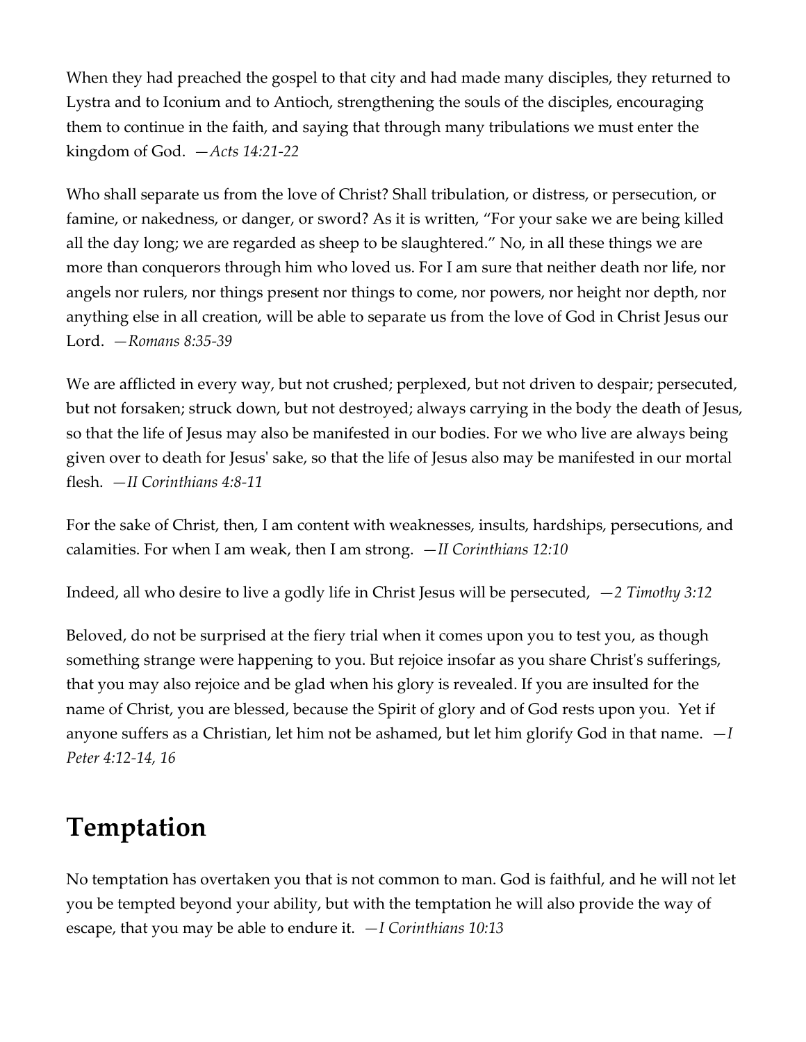When they had preached the gospel to that city and had made many disciples, they returned to Lystra and to Iconium and to Antioch, strengthening the souls of the disciples, encouraging them to continue in the faith, and saying that through many tribulations we must enter the kingdom of God. *—Acts 14:21-22*

Who shall separate us from the love of Christ? Shall tribulation, or distress, or persecution, or famine, or nakedness, or danger, or sword? As it is written, "For your sake we are being killed all the day long; we are regarded as sheep to be slaughtered." No, in all these things we are more than conquerors through him who loved us. For I am sure that neither death nor life, nor angels nor rulers, nor things present nor things to come, nor powers, nor height nor depth, nor anything else in all creation, will be able to separate us from the love of God in Christ Jesus our Lord. *—Romans 8:35-39*

We are afflicted in every way, but not crushed; perplexed, but not driven to despair; persecuted, but not forsaken; struck down, but not destroyed; always carrying in the body the death of Jesus, so that the life of Jesus may also be manifested in our bodies. For we who live are always being given over to death for Jesus' sake, so that the life of Jesus also may be manifested in our mortal flesh. *—II Corinthians 4:8-11*

For the sake of Christ, then, I am content with weaknesses, insults, hardships, persecutions, and calamities. For when I am weak, then I am strong. *—II Corinthians 12:10*

Indeed, all who desire to live a godly life in Christ Jesus will be persecuted, *—2 Timothy 3:12*

Beloved, do not be surprised at the fiery trial when it comes upon you to test you, as though something strange were happening to you. But rejoice insofar as you share Christ's sufferings, that you may also rejoice and be glad when his glory is revealed. If you are insulted for the name of Christ, you are blessed, because the Spirit of glory and of God rests upon you. Yet if anyone suffers as a Christian, let him not be ashamed, but let him glorify God in that name. *—I Peter 4:12-14, 16*

## Temptation

No temptation has overtaken you that is not common to man. God is faithful, and he will not let you be tempted beyond your ability, but with the temptation he will also provide the way of escape, that you may be able to endure it. *—I Corinthians 10:13*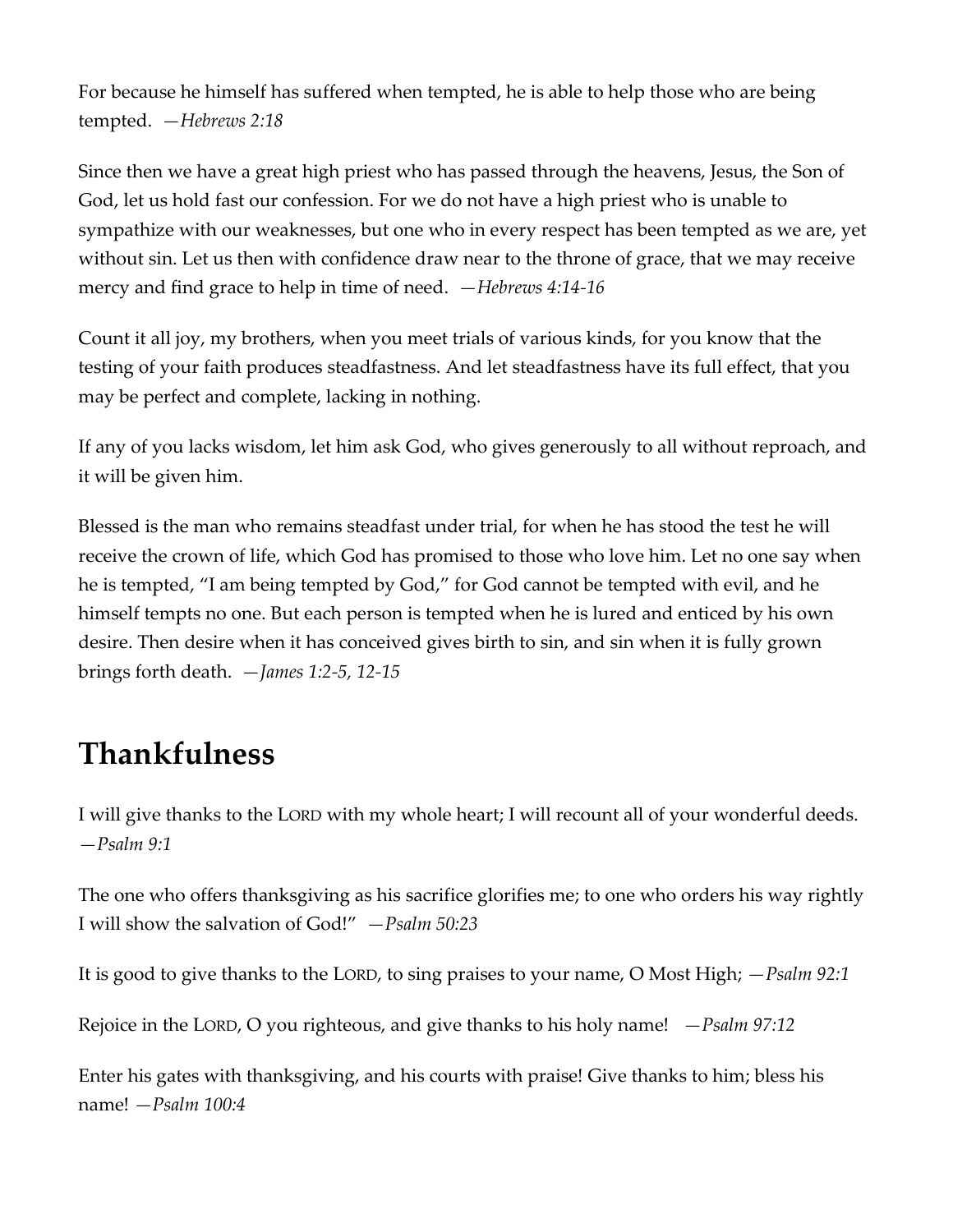For because he himself has suffered when tempted, he is able to help those who are being tempted. *—Hebrews 2:18*

Since then we have a great high priest who has passed through the heavens, Jesus, the Son of God, let us hold fast our confession. For we do not have a high priest who is unable to sympathize with our weaknesses, but one who in every respect has been tempted as we are, yet without sin. Let us then with confidence draw near to the throne of grace, that we may receive mercy and find grace to help in time of need. *—Hebrews 4:14-16*

Count it all joy, my brothers, when you meet trials of various kinds, for you know that the testing of your faith produces steadfastness. And let steadfastness have its full effect, that you may be perfect and complete, lacking in nothing.

If any of you lacks wisdom, let him ask God, who gives generously to all without reproach, and it will be given him.

Blessed is the man who remains steadfast under trial, for when he has stood the test he will receive the crown of life, which God has promised to those who love him. Let no one say when he is tempted, "I am being tempted by God," for God cannot be tempted with evil, and he himself tempts no one. But each person is tempted when he is lured and enticed by his own desire. Then desire when it has conceived gives birth to sin, and sin when it is fully grown brings forth death. *—James 1:2-5, 12-15*

# Thankfulness

I will give thanks to the LORD with my whole heart; I will recount all of your wonderful deeds. *—Psalm 9:1*

The one who offers thanksgiving as his sacrifice glorifies me; to one who orders his way rightly I will show the salvation of God!" *—Psalm 50:23*

It is good to give thanks to the LORD, to sing praises to your name, O Most High; *—Psalm 92:1*

Rejoice in the LORD, O you righteous, and give thanks to his holy name! *—Psalm 97:12*

Enter his gates with thanksgiving, and his courts with praise! Give thanks to him; bless his name! *—Psalm 100:4*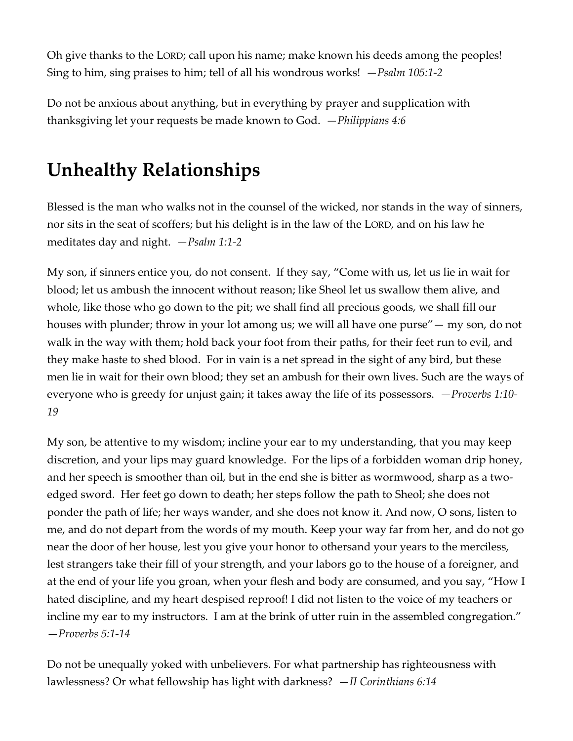Oh give thanks to the LORD; call upon his name; make known his deeds among the peoples! Sing to him, sing praises to him; tell of all his wondrous works! *—Psalm 105:1-2*

Do not be anxious about anything, but in everything by prayer and supplication with thanksgiving let your requests be made known to God. *—Philippians 4:6*

# Unhealthy Relationships

Blessed is the man who walks not in the counsel of the wicked, nor stands in the way of sinners, nor sits in the seat of scoffers; but his delight is in the law of the LORD, and on his law he meditates day and night. *—Psalm 1:1-2*

My son, if sinners entice you, do not consent. If they say, "Come with us, let us lie in wait for blood; let us ambush the innocent without reason; like Sheol let us swallow them alive, and whole, like those who go down to the pit; we shall find all precious goods, we shall fill our houses with plunder; throw in your lot among us; we will all have one purse"— my son, do not walk in the way with them; hold back your foot from their paths, for their feet run to evil, and they make haste to shed blood. For in vain is a net spread in the sight of any bird, but these men lie in wait for their own blood; they set an ambush for their own lives. Such are the ways of everyone who is greedy for unjust gain; it takes away the life of its possessors. *—Proverbs 1:10-19*

My son, be attentive to my wisdom; incline your ear to my understanding, that you may keep discretion, and your lips may guard knowledge. For the lips of a forbidden woman drip honey, and her speech is smoother than oil, but in the end she is bitter as wormwood, sharp as a two-edged sword. Her feet go down to death; her steps follow the path to Sheol; she does not ponder the path of life; her ways wander, and she does not know it. And now, O sons, listen to me, and do not depart from the words of my mouth. Keep your way far from her, and do not go near the door of her house, lest you give your honor to othersand your years to the merciless, lest strangers take their fill of your strength, and your labors go to the house of a foreigner, and at the end of your life you groan, when your flesh and body are consumed, and you say, "How I hated discipline, and my heart despised reproof! I did not listen to the voice of my teachers or incline my ear to my instructors. I am at the brink of utter ruin in the assembled congregation." *—Proverbs 5:1-14*

Do not be unequally yoked with unbelievers. For what partnership has righteousness with lawlessness? Or what fellowship has light with darkness? *—II Corinthians 6:14*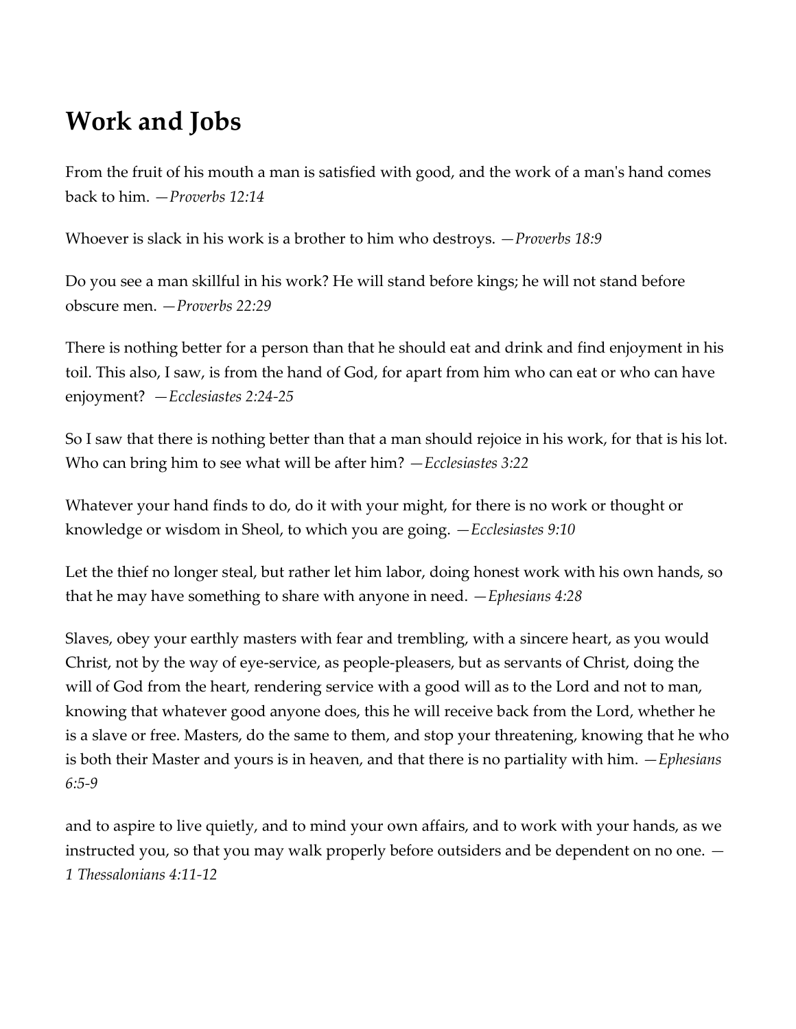## Work and Jobs

From the fruit of his mouth a man is satisfied with good, and the work of a man's hand comes back to him. *—Proverbs 12:14*

Whoever is slack in his work is a brother to him who destroys. *—Proverbs 18:9*

Do you see a man skillful in his work? He will stand before kings; he will not stand before obscure men. *—Proverbs 22:29*

There is nothing better for a person than that he should eat and drink and find enjoyment in his toil. This also, I saw, is from the hand of God, for apart from him who can eat or who can have enjoyment? *—Ecclesiastes 2:24-25*

So I saw that there is nothing better than that a man should rejoice in his work, for that is his lot. Who can bring him to see what will be after him? *—Ecclesiastes 3:22*

Whatever your hand finds to do, do it with your might, for there is no work or thought or knowledge or wisdom in Sheol, to which you are going. *—Ecclesiastes 9:10*

Let the thief no longer steal, but rather let him labor, doing honest work with his own hands, so that he may have something to share with anyone in need. *—Ephesians 4:28*

Slaves, obey your earthly masters with fear and trembling, with a sincere heart, as you would Christ, not by the way of eye-service, as people-pleasers, but as servants of Christ, doing the will of God from the heart, rendering service with a good will as to the Lord and not to man, knowing that whatever good anyone does, this he will receive back from the Lord, whether he is a slave or free. Masters, do the same to them, and stop your threatening, knowing that he who is both their Master and yours is in heaven, and that there is no partiality with him. *—Ephesians 6:5-9*

and to aspire to live quietly, and to mind your own affairs, and to work with your hands, as we instructed you, so that you may walk properly before outsiders and be dependent on no one. *—1 Thessalonians 4:11-12*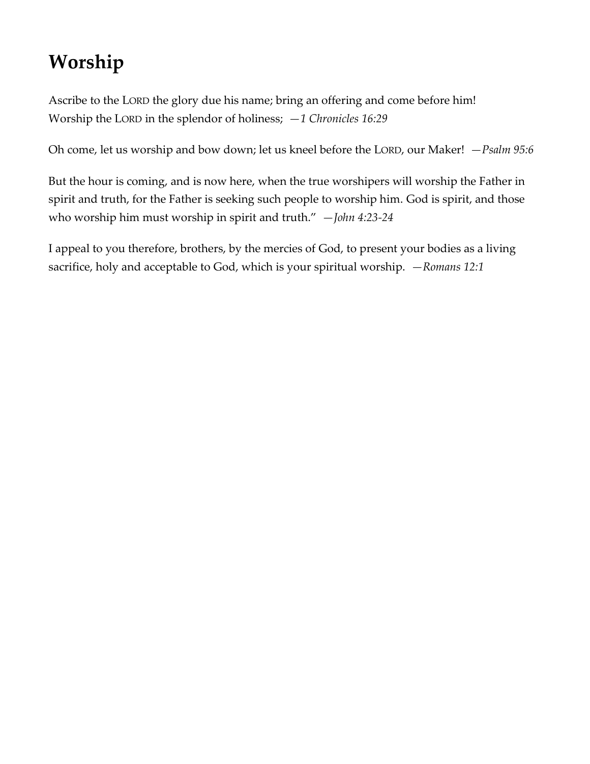# Worship

Ascribe to the LORD the glory due his name; bring an offering and come before him!
Worship the LORD in the splendor of holiness;  *—1 Chronicles 16:29*

Oh come, let us worship and bow down; let us kneel before the LORD, our Maker!  *—Psalm 95:6*

But the hour is coming, and is now here, when the true worshipers will worship the Father in spirit and truth, for the Father is seeking such people to worship him. God is spirit, and those who worship him must worship in spirit and truth."  *—John 4:23-24*

I appeal to you therefore, brothers, by the mercies of God, to present your bodies as a living sacrifice, holy and acceptable to God, which is your spiritual worship.  *—Romans 12:1*